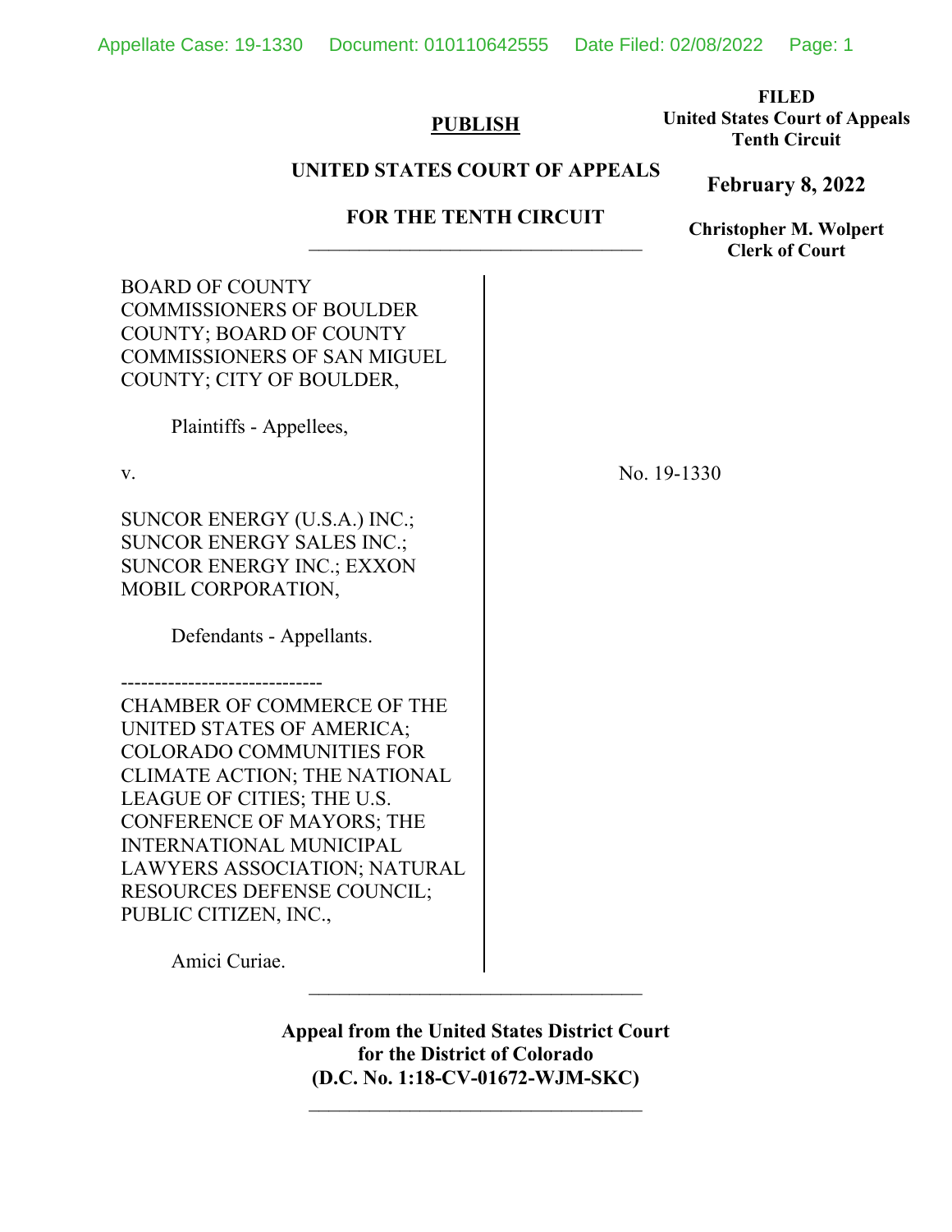**FILED**
**United States Court of Appeals**
**Tenth Circuit**

**February 8, 2022**

**Christopher M. Wolpert**
**Clerk of Court**

**PUBLISH**

**UNITED STATES COURT OF APPEALS**

**FOR THE TENTH CIRCUIT**

---

BOARD OF COUNTY COMMISSIONERS OF BOULDER COUNTY; BOARD OF COUNTY COMMISSIONERS OF SAN MIGUEL COUNTY; CITY OF BOULDER,

Plaintiffs - Appellees,

v.

SUNCOR ENERGY (U.S.A.) INC.; SUNCOR ENERGY SALES INC.; SUNCOR ENERGY INC.; EXXON MOBIL CORPORATION,

Defendants - Appellants.

------------------------------

CHAMBER OF COMMERCE OF THE UNITED STATES OF AMERICA; COLORADO COMMUNITIES FOR CLIMATE ACTION; THE NATIONAL LEAGUE OF CITIES; THE U.S. CONFERENCE OF MAYORS; THE INTERNATIONAL MUNICIPAL LAWYERS ASSOCIATION; NATURAL RESOURCES DEFENSE COUNCIL; PUBLIC CITIZEN, INC.,

Amici Curiae.

No. 19-1330

---

**Appeal from the United States District Court for the District of Colorado (D.C. No. 1:18-CV-01672-WJM-SKC)**

---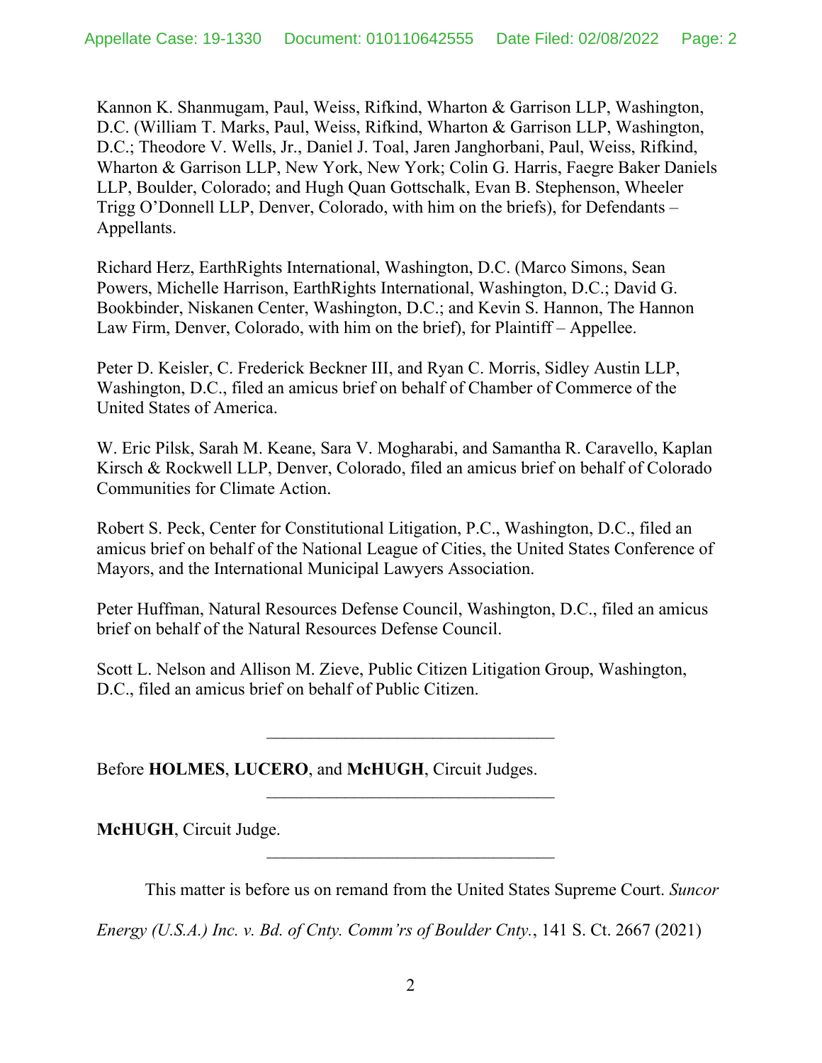Kannon K. Shanmugam, Paul, Weiss, Rifkind, Wharton & Garrison LLP, Washington, D.C. (William T. Marks, Paul, Weiss, Rifkind, Wharton & Garrison LLP, Washington, D.C.; Theodore V. Wells, Jr., Daniel J. Toal, Jaren Janghorbani, Paul, Weiss, Rifkind, Wharton & Garrison LLP, New York, New York; Colin G. Harris, Faegre Baker Daniels LLP, Boulder, Colorado; and Hugh Quan Gottschalk, Evan B. Stephenson, Wheeler Trigg O'Donnell LLP, Denver, Colorado, with him on the briefs), for Defendants – Appellants.

Richard Herz, EarthRights International, Washington, D.C. (Marco Simons, Sean Powers, Michelle Harrison, EarthRights International, Washington, D.C.; David G. Bookbinder, Niskanen Center, Washington, D.C.; and Kevin S. Hannon, The Hannon Law Firm, Denver, Colorado, with him on the brief), for Plaintiff – Appellee.

Peter D. Keisler, C. Frederick Beckner III, and Ryan C. Morris, Sidley Austin LLP, Washington, D.C., filed an amicus brief on behalf of Chamber of Commerce of the United States of America.

W. Eric Pilsk, Sarah M. Keane, Sara V. Mogharabi, and Samantha R. Caravello, Kaplan Kirsch & Rockwell LLP, Denver, Colorado, filed an amicus brief on behalf of Colorado Communities for Climate Action.

Robert S. Peck, Center for Constitutional Litigation, P.C., Washington, D.C., filed an amicus brief on behalf of the National League of Cities, the United States Conference of Mayors, and the International Municipal Lawyers Association.

Peter Huffman, Natural Resources Defense Council, Washington, D.C., filed an amicus brief on behalf of the Natural Resources Defense Council.

Scott L. Nelson and Allison M. Zieve, Public Citizen Litigation Group, Washington, D.C., filed an amicus brief on behalf of Public Citizen.

---

Before **HOLMES**, **LUCERO**, and **McHUGH**, Circuit Judges.

---

**McHUGH**, Circuit Judge.

---

This matter is before us on remand from the United States Supreme Court. *Suncor Energy (U.S.A.) Inc. v. Bd. of Cnty. Comm'rs of Boulder Cnty.*, 141 S. Ct. 2667 (2021)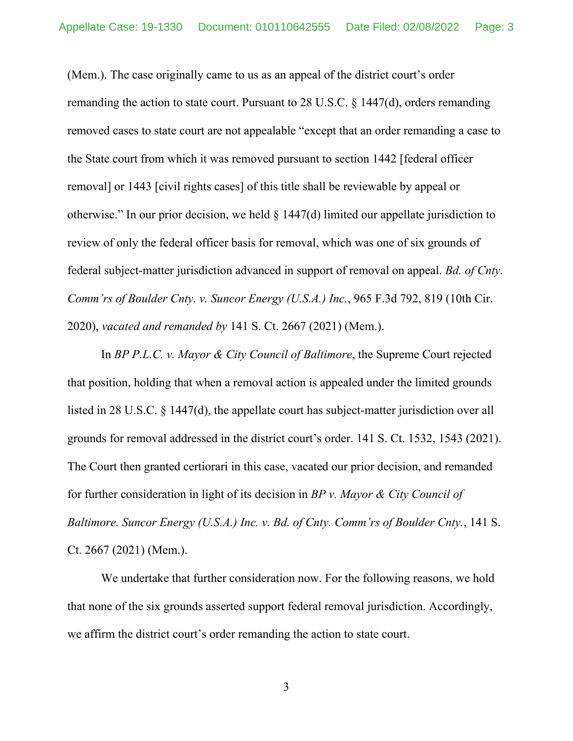(Mem.). The case originally came to us as an appeal of the district court's order remanding the action to state court. Pursuant to 28 U.S.C. § 1447(d), orders remanding removed cases to state court are not appealable "except that an order remanding a case to the State court from which it was removed pursuant to section 1442 [federal officer removal] or 1443 [civil rights cases] of this title shall be reviewable by appeal or otherwise." In our prior decision, we held § 1447(d) limited our appellate jurisdiction to review of only the federal officer basis for removal, which was one of six grounds of federal subject-matter jurisdiction advanced in support of removal on appeal. *Bd. of Cnty. Comm'rs of Boulder Cnty. v. Suncor Energy (U.S.A.) Inc.*, 965 F.3d 792, 819 (10th Cir. 2020), *vacated and remanded by* 141 S. Ct. 2667 (2021) (Mem.).

In *BP P.L.C. v. Mayor & City Council of Baltimore*, the Supreme Court rejected that position, holding that when a removal action is appealed under the limited grounds listed in 28 U.S.C. § 1447(d), the appellate court has subject-matter jurisdiction over all grounds for removal addressed in the district court's order. 141 S. Ct. 1532, 1543 (2021). The Court then granted certiorari in this case, vacated our prior decision, and remanded for further consideration in light of its decision in *BP v. Mayor & City Council of Baltimore. Suncor Energy (U.S.A.) Inc. v. Bd. of Cnty. Comm'rs of Boulder Cnty.*, 141 S. Ct. 2667 (2021) (Mem.).

We undertake that further consideration now. For the following reasons, we hold that none of the six grounds asserted support federal removal jurisdiction. Accordingly, we affirm the district court's order remanding the action to state court.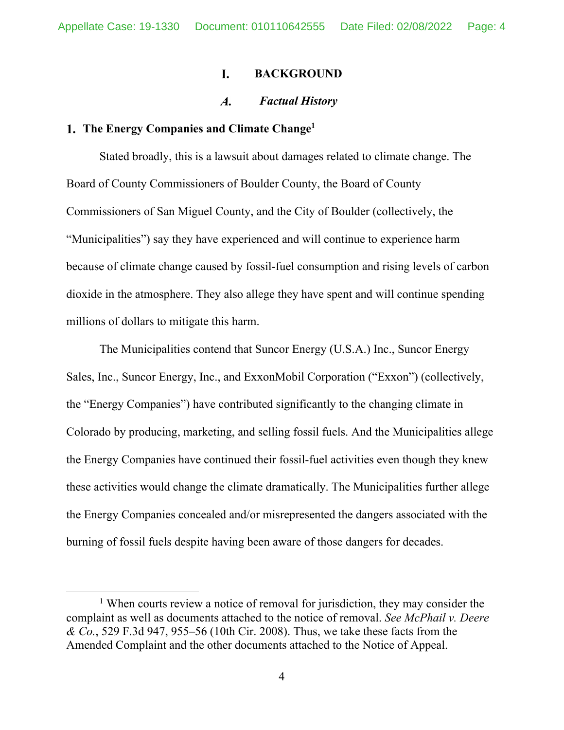# I. BACKGROUND

## A. *Factual History*

### 1. The Energy Companies and Climate Change[1]

Stated broadly, this is a lawsuit about damages related to climate change. The Board of County Commissioners of Boulder County, the Board of County Commissioners of San Miguel County, and the City of Boulder (collectively, the "Municipalities") say they have experienced and will continue to experience harm because of climate change caused by fossil-fuel consumption and rising levels of carbon dioxide in the atmosphere. They also allege they have spent and will continue spending millions of dollars to mitigate this harm.

The Municipalities contend that Suncor Energy (U.S.A.) Inc., Suncor Energy Sales, Inc., Suncor Energy, Inc., and ExxonMobil Corporation ("Exxon") (collectively, the "Energy Companies") have contributed significantly to the changing climate in Colorado by producing, marketing, and selling fossil fuels. And the Municipalities allege the Energy Companies have continued their fossil-fuel activities even though they knew these activities would change the climate dramatically. The Municipalities further allege the Energy Companies concealed and/or misrepresented the dangers associated with the burning of fossil fuels despite having been aware of those dangers for decades.

---

[1] When courts review a notice of removal for jurisdiction, they may consider the complaint as well as documents attached to the notice of removal. *See McPhail v. Deere & Co.*, 529 F.3d 947, 955–56 (10th Cir. 2008). Thus, we take these facts from the Amended Complaint and the other documents attached to the Notice of Appeal.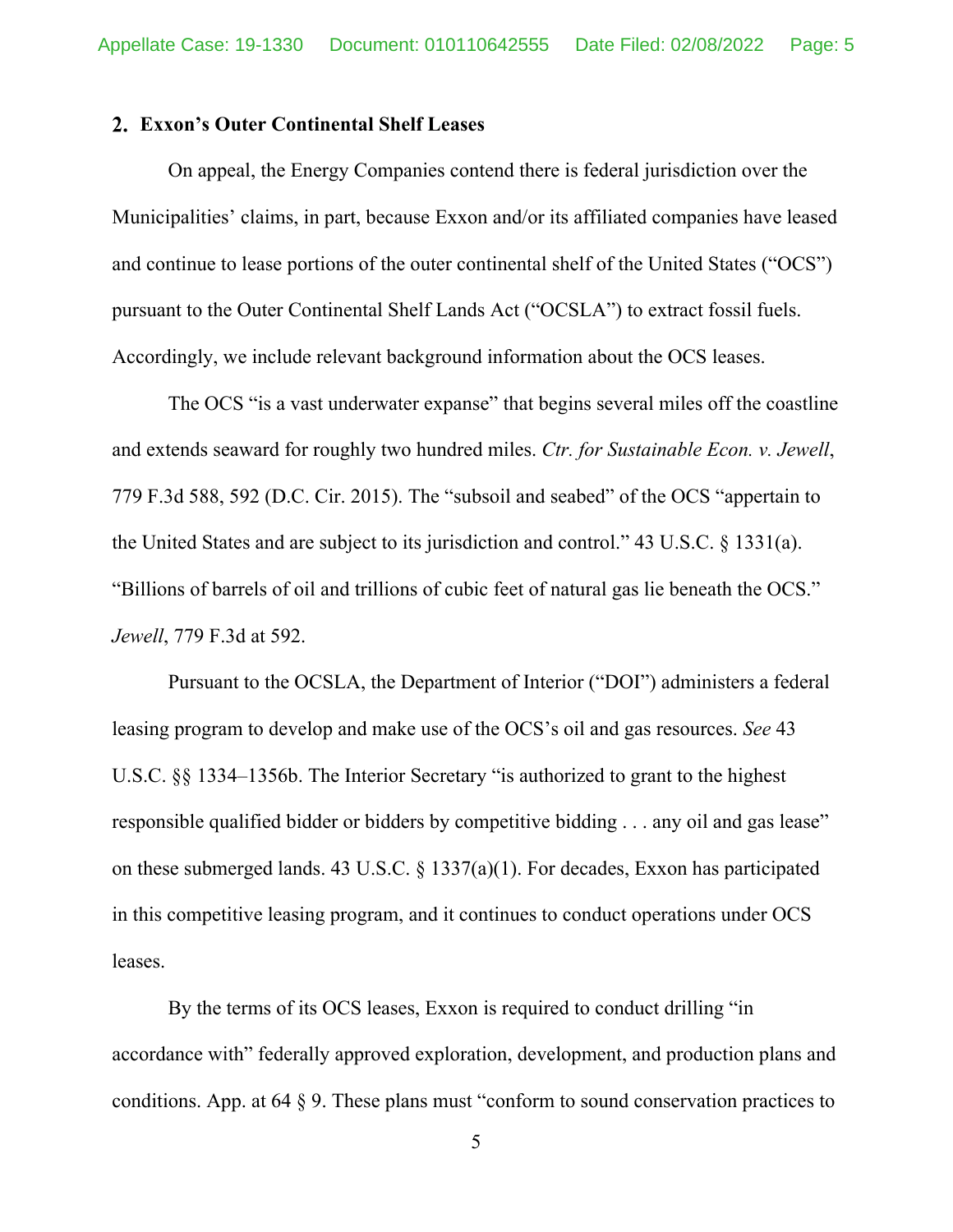## 2. Exxon's Outer Continental Shelf Leases

On appeal, the Energy Companies contend there is federal jurisdiction over the Municipalities' claims, in part, because Exxon and/or its affiliated companies have leased and continue to lease portions of the outer continental shelf of the United States ("OCS") pursuant to the Outer Continental Shelf Lands Act ("OCSLA") to extract fossil fuels. Accordingly, we include relevant background information about the OCS leases.

The OCS "is a vast underwater expanse" that begins several miles off the coastline and extends seaward for roughly two hundred miles. *Ctr. for Sustainable Econ. v. Jewell*, 779 F.3d 588, 592 (D.C. Cir. 2015). The "subsoil and seabed" of the OCS "appertain to the United States and are subject to its jurisdiction and control." 43 U.S.C. § 1331(a). "Billions of barrels of oil and trillions of cubic feet of natural gas lie beneath the OCS." *Jewell*, 779 F.3d at 592.

Pursuant to the OCSLA, the Department of Interior ("DOI") administers a federal leasing program to develop and make use of the OCS's oil and gas resources. *See* 43 U.S.C. §§ 1334–1356b. The Interior Secretary "is authorized to grant to the highest responsible qualified bidder or bidders by competitive bidding . . . any oil and gas lease" on these submerged lands. 43 U.S.C. § 1337(a)(1). For decades, Exxon has participated in this competitive leasing program, and it continues to conduct operations under OCS leases.

By the terms of its OCS leases, Exxon is required to conduct drilling "in accordance with" federally approved exploration, development, and production plans and conditions. App. at 64 § 9. These plans must "conform to sound conservation practices to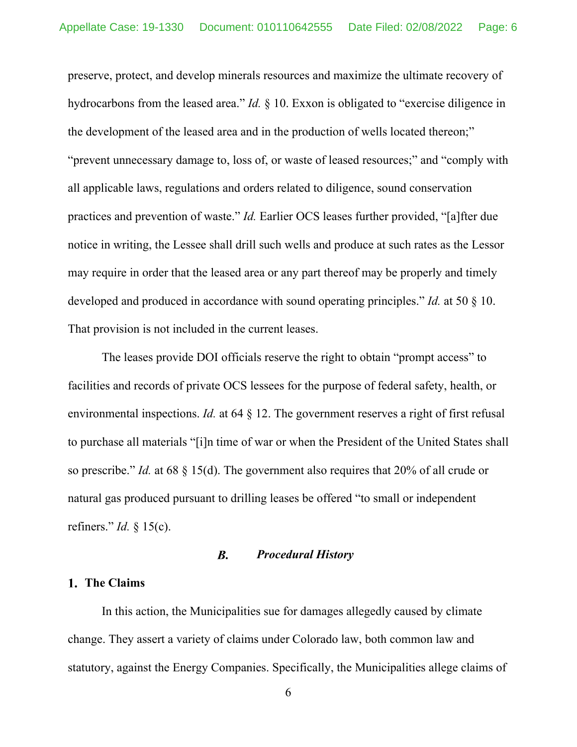preserve, protect, and develop minerals resources and maximize the ultimate recovery of hydrocarbons from the leased area." *Id.* § 10. Exxon is obligated to "exercise diligence in the development of the leased area and in the production of wells located thereon;" "prevent unnecessary damage to, loss of, or waste of leased resources;" and "comply with all applicable laws, regulations and orders related to diligence, sound conservation practices and prevention of waste." *Id.* Earlier OCS leases further provided, "[a]fter due notice in writing, the Lessee shall drill such wells and produce at such rates as the Lessor may require in order that the leased area or any part thereof may be properly and timely developed and produced in accordance with sound operating principles." *Id.* at 50 § 10. That provision is not included in the current leases.

The leases provide DOI officials reserve the right to obtain "prompt access" to facilities and records of private OCS lessees for the purpose of federal safety, health, or environmental inspections. *Id.* at 64 § 12. The government reserves a right of first refusal to purchase all materials "[i]n time of war or when the President of the United States shall so prescribe." *Id.* at 68 § 15(d). The government also requires that 20% of all crude or natural gas produced pursuant to drilling leases be offered "to small or independent refiners." *Id.* § 15(c).

## *B. Procedural History*

### 1. The Claims

In this action, the Municipalities sue for damages allegedly caused by climate change. They assert a variety of claims under Colorado law, both common law and statutory, against the Energy Companies. Specifically, the Municipalities allege claims of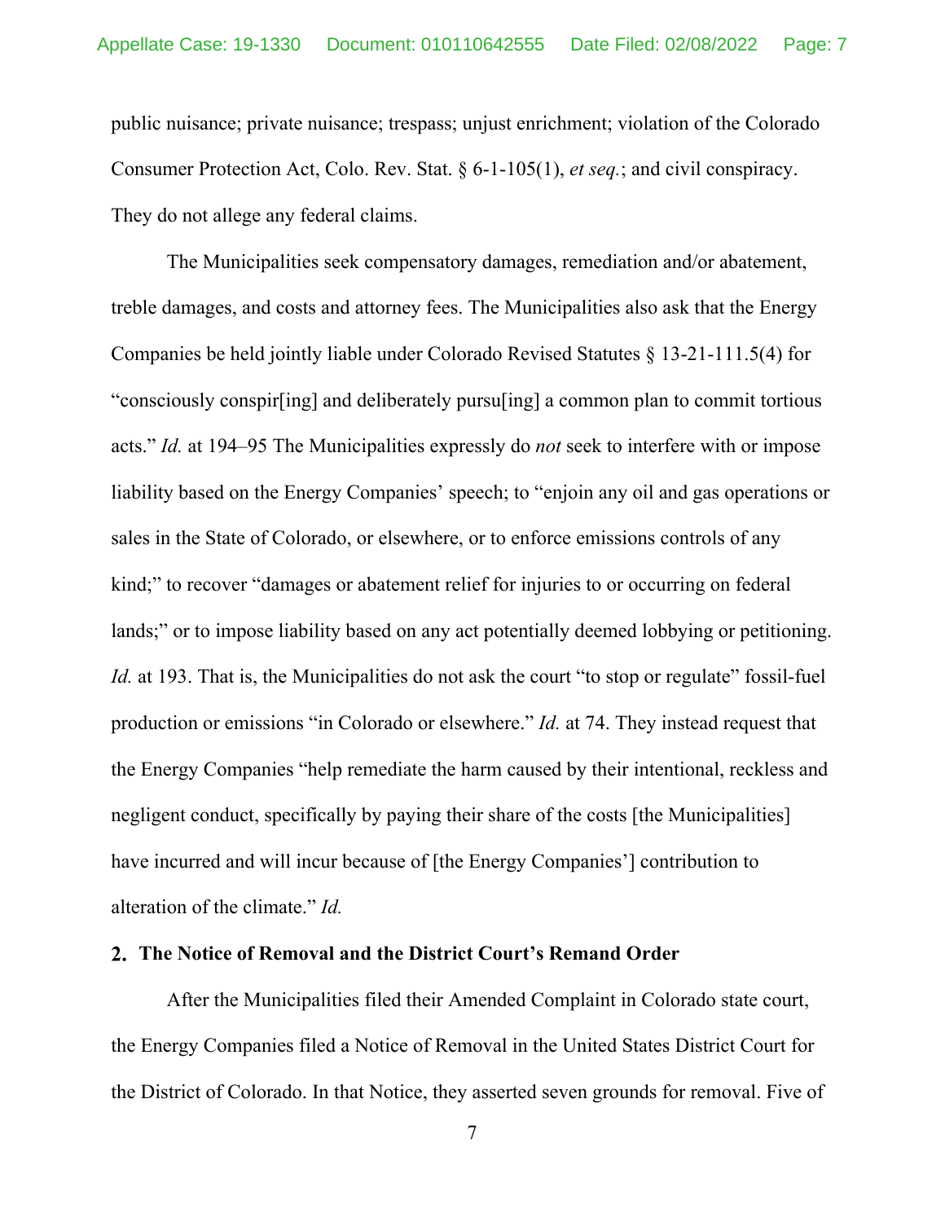public nuisance; private nuisance; trespass; unjust enrichment; violation of the Colorado Consumer Protection Act, Colo. Rev. Stat. § 6-1-105(1), *et seq.*; and civil conspiracy. They do not allege any federal claims.

The Municipalities seek compensatory damages, remediation and/or abatement, treble damages, and costs and attorney fees. The Municipalities also ask that the Energy Companies be held jointly liable under Colorado Revised Statutes § 13-21-111.5(4) for "consciously conspir[ing] and deliberately pursu[ing] a common plan to commit tortious acts." *Id.* at 194–95 The Municipalities expressly do *not* seek to interfere with or impose liability based on the Energy Companies' speech; to "enjoin any oil and gas operations or sales in the State of Colorado, or elsewhere, or to enforce emissions controls of any kind;" to recover "damages or abatement relief for injuries to or occurring on federal lands;" or to impose liability based on any act potentially deemed lobbying or petitioning. *Id.* at 193. That is, the Municipalities do not ask the court "to stop or regulate" fossil-fuel production or emissions "in Colorado or elsewhere." *Id.* at 74. They instead request that the Energy Companies "help remediate the harm caused by their intentional, reckless and negligent conduct, specifically by paying their share of the costs [the Municipalities] have incurred and will incur because of [the Energy Companies'] contribution to alteration of the climate." *Id.*

## 2. The Notice of Removal and the District Court's Remand Order

After the Municipalities filed their Amended Complaint in Colorado state court, the Energy Companies filed a Notice of Removal in the United States District Court for the District of Colorado. In that Notice, they asserted seven grounds for removal. Five of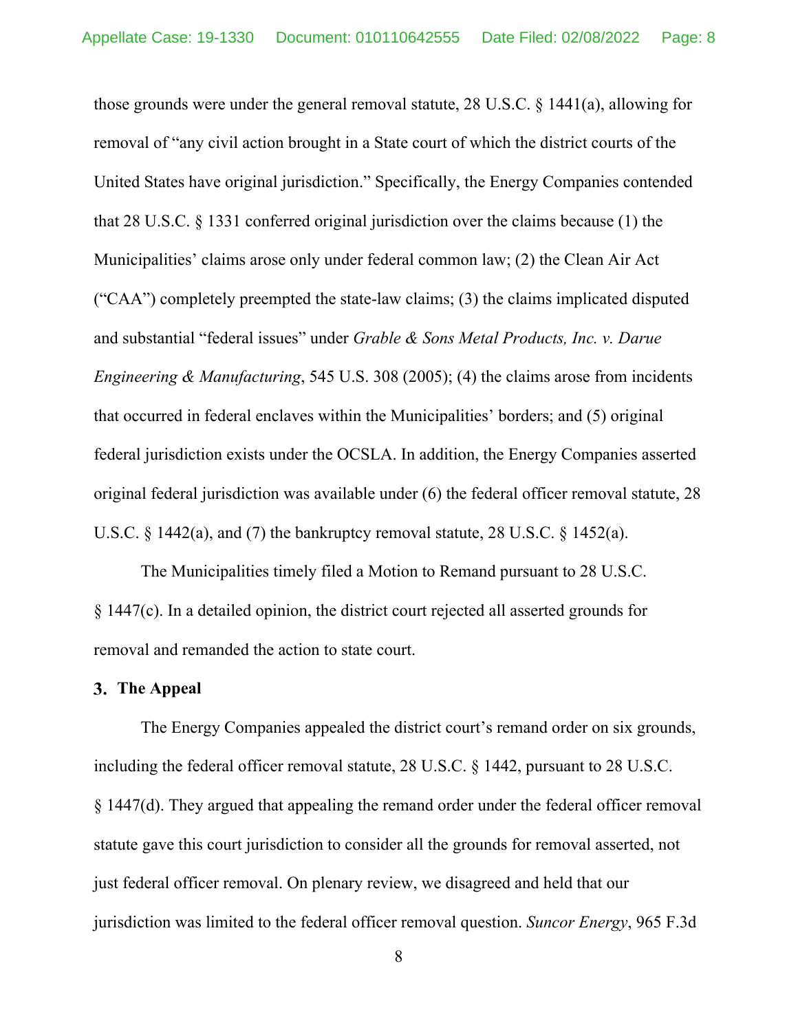those grounds were under the general removal statute, 28 U.S.C. § 1441(a), allowing for removal of "any civil action brought in a State court of which the district courts of the United States have original jurisdiction." Specifically, the Energy Companies contended that 28 U.S.C. § 1331 conferred original jurisdiction over the claims because (1) the Municipalities' claims arose only under federal common law; (2) the Clean Air Act ("CAA") completely preempted the state-law claims; (3) the claims implicated disputed and substantial "federal issues" under *Grable & Sons Metal Products, Inc. v. Darue Engineering & Manufacturing*, 545 U.S. 308 (2005); (4) the claims arose from incidents that occurred in federal enclaves within the Municipalities' borders; and (5) original federal jurisdiction exists under the OCSLA. In addition, the Energy Companies asserted original federal jurisdiction was available under (6) the federal officer removal statute, 28 U.S.C. § 1442(a), and (7) the bankruptcy removal statute, 28 U.S.C. § 1452(a).

The Municipalities timely filed a Motion to Remand pursuant to 28 U.S.C. § 1447(c). In a detailed opinion, the district court rejected all asserted grounds for removal and remanded the action to state court.

### 3. The Appeal

The Energy Companies appealed the district court's remand order on six grounds, including the federal officer removal statute, 28 U.S.C. § 1442, pursuant to 28 U.S.C. § 1447(d). They argued that appealing the remand order under the federal officer removal statute gave this court jurisdiction to consider all the grounds for removal asserted, not just federal officer removal. On plenary review, we disagreed and held that our jurisdiction was limited to the federal officer removal question. *Suncor Energy*, 965 F.3d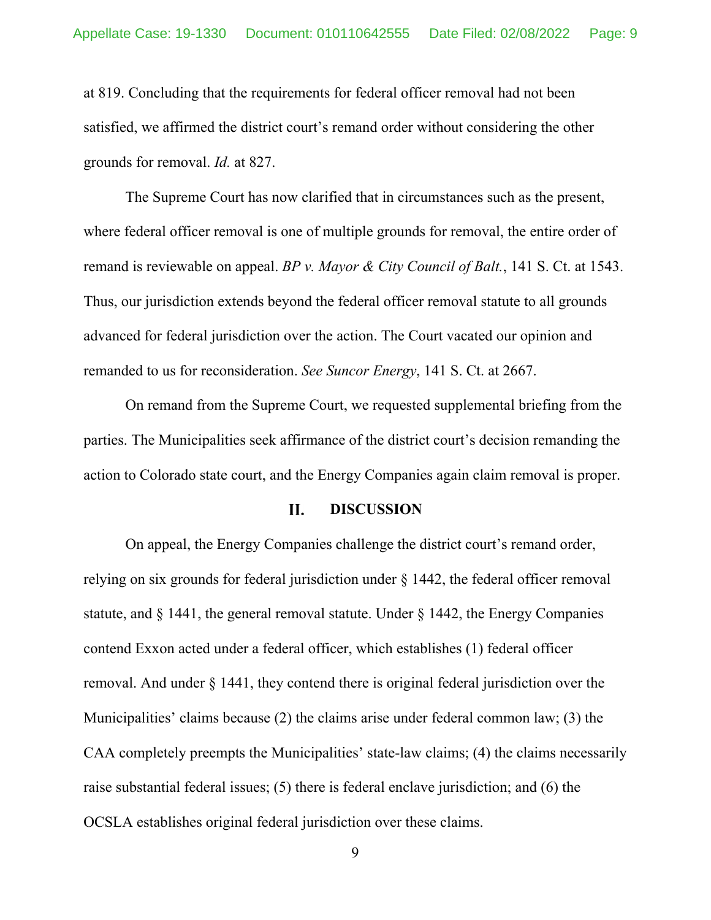at 819. Concluding that the requirements for federal officer removal had not been satisfied, we affirmed the district court's remand order without considering the other grounds for removal. *Id.* at 827.

The Supreme Court has now clarified that in circumstances such as the present, where federal officer removal is one of multiple grounds for removal, the entire order of remand is reviewable on appeal. *BP v. Mayor & City Council of Balt.*, 141 S. Ct. at 1543. Thus, our jurisdiction extends beyond the federal officer removal statute to all grounds advanced for federal jurisdiction over the action. The Court vacated our opinion and remanded to us for reconsideration. *See Suncor Energy*, 141 S. Ct. at 2667.

On remand from the Supreme Court, we requested supplemental briefing from the parties. The Municipalities seek affirmance of the district court's decision remanding the action to Colorado state court, and the Energy Companies again claim removal is proper.

## II. DISCUSSION

On appeal, the Energy Companies challenge the district court's remand order, relying on six grounds for federal jurisdiction under § 1442, the federal officer removal statute, and § 1441, the general removal statute. Under § 1442, the Energy Companies contend Exxon acted under a federal officer, which establishes (1) federal officer removal. And under § 1441, they contend there is original federal jurisdiction over the Municipalities' claims because (2) the claims arise under federal common law; (3) the CAA completely preempts the Municipalities' state-law claims; (4) the claims necessarily raise substantial federal issues; (5) there is federal enclave jurisdiction; and (6) the OCSLA establishes original federal jurisdiction over these claims.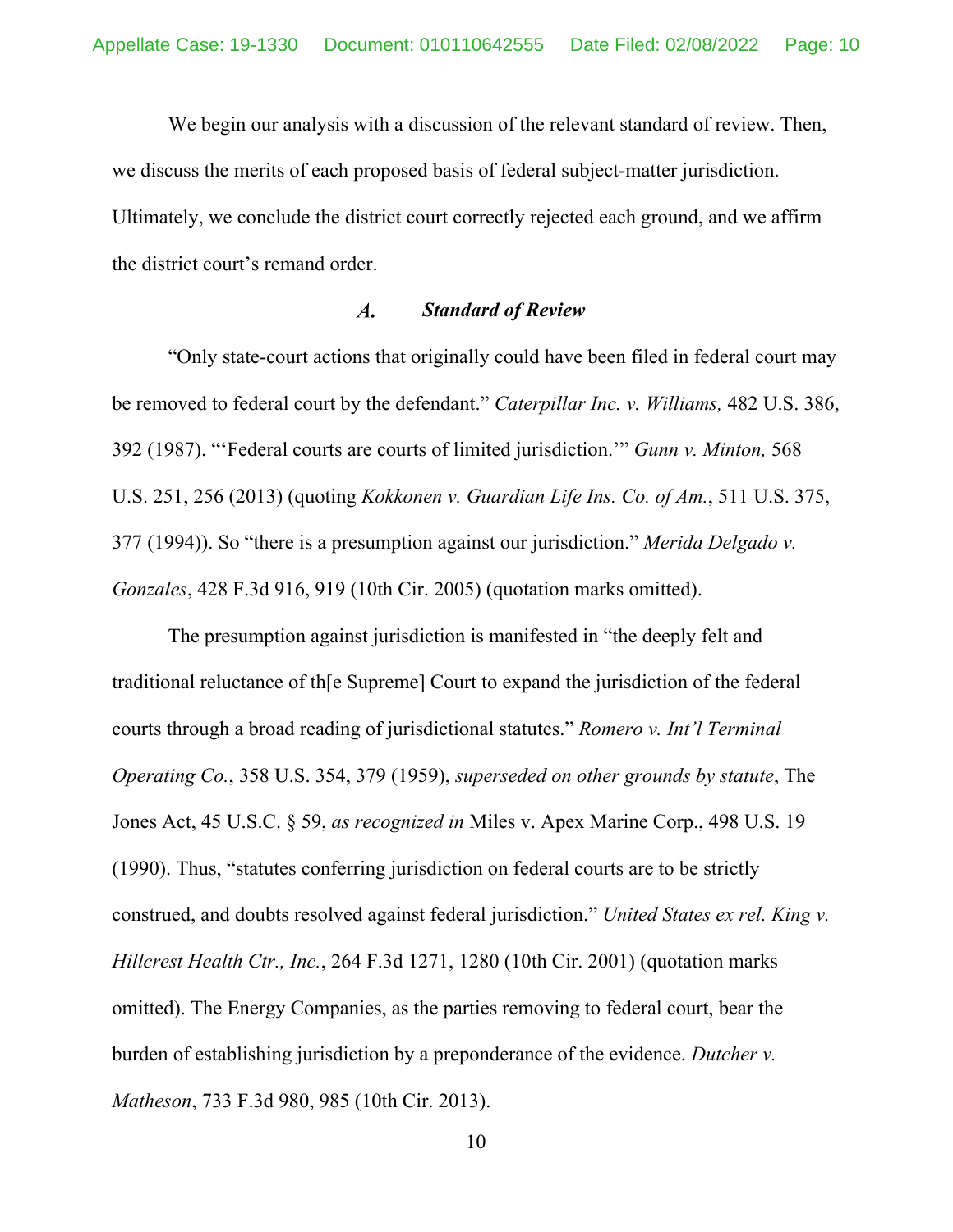We begin our analysis with a discussion of the relevant standard of review. Then, we discuss the merits of each proposed basis of federal subject-matter jurisdiction. Ultimately, we conclude the district court correctly rejected each ground, and we affirm the district court's remand order.

### *A. Standard of Review*

"Only state-court actions that originally could have been filed in federal court may be removed to federal court by the defendant." *Caterpillar Inc. v. Williams,* 482 U.S. 386, 392 (1987). "'Federal courts are courts of limited jurisdiction.'" *Gunn v. Minton,* 568 U.S. 251, 256 (2013) (quoting *Kokkonen v. Guardian Life Ins. Co. of Am.*, 511 U.S. 375, 377 (1994)). So "there is a presumption against our jurisdiction." *Merida Delgado v. Gonzales*, 428 F.3d 916, 919 (10th Cir. 2005) (quotation marks omitted).

The presumption against jurisdiction is manifested in "the deeply felt and traditional reluctance of th[e Supreme] Court to expand the jurisdiction of the federal courts through a broad reading of jurisdictional statutes." *Romero v. Int'l Terminal Operating Co.*, 358 U.S. 354, 379 (1959), *superseded on other grounds by statute*, The Jones Act, 45 U.S.C. § 59, *as recognized in* Miles v. Apex Marine Corp., 498 U.S. 19 (1990). Thus, "statutes conferring jurisdiction on federal courts are to be strictly construed, and doubts resolved against federal jurisdiction." *United States ex rel. King v. Hillcrest Health Ctr., Inc.*, 264 F.3d 1271, 1280 (10th Cir. 2001) (quotation marks omitted). The Energy Companies, as the parties removing to federal court, bear the burden of establishing jurisdiction by a preponderance of the evidence. *Dutcher v. Matheson*, 733 F.3d 980, 985 (10th Cir. 2013).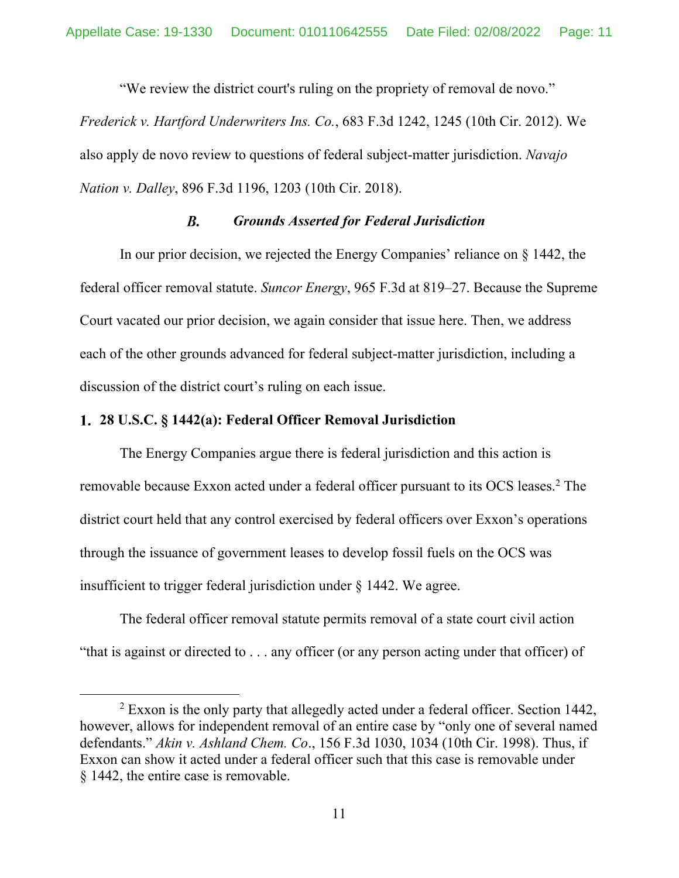"We review the district court's ruling on the propriety of removal de novo." *Frederick v. Hartford Underwriters Ins. Co.*, 683 F.3d 1242, 1245 (10th Cir. 2012). We also apply de novo review to questions of federal subject-matter jurisdiction. *Navajo Nation v. Dalley*, 896 F.3d 1196, 1203 (10th Cir. 2018).

### *B. Grounds Asserted for Federal Jurisdiction*

In our prior decision, we rejected the Energy Companies' reliance on § 1442, the federal officer removal statute. *Suncor Energy*, 965 F.3d at 819–27. Because the Supreme Court vacated our prior decision, we again consider that issue here. Then, we address each of the other grounds advanced for federal subject-matter jurisdiction, including a discussion of the district court's ruling on each issue.

#### 1. 28 U.S.C. § 1442(a): Federal Officer Removal Jurisdiction

The Energy Companies argue there is federal jurisdiction and this action is removable because Exxon acted under a federal officer pursuant to its OCS leases.[2] The district court held that any control exercised by federal officers over Exxon's operations through the issuance of government leases to develop fossil fuels on the OCS was insufficient to trigger federal jurisdiction under § 1442. We agree.

The federal officer removal statute permits removal of a state court civil action "that is against or directed to . . . any officer (or any person acting under that officer) of

---

[2] Exxon is the only party that allegedly acted under a federal officer. Section 1442, however, allows for independent removal of an entire case by "only one of several named defendants." *Akin v. Ashland Chem. Co*., 156 F.3d 1030, 1034 (10th Cir. 1998). Thus, if Exxon can show it acted under a federal officer such that this case is removable under § 1442, the entire case is removable.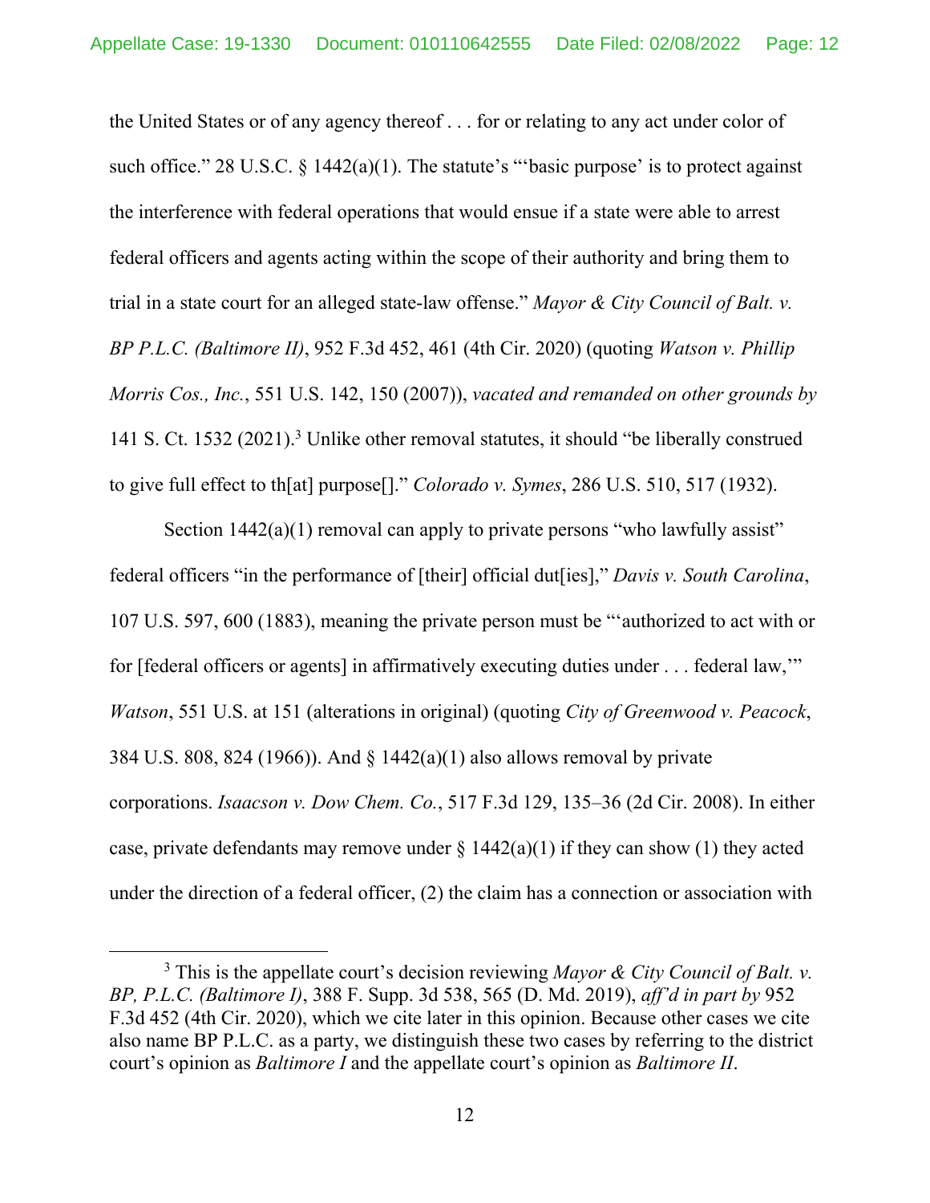the United States or of any agency thereof . . . for or relating to any act under color of such office." 28 U.S.C. § 1442(a)(1). The statute's "'basic purpose' is to protect against the interference with federal operations that would ensue if a state were able to arrest federal officers and agents acting within the scope of their authority and bring them to trial in a state court for an alleged state-law offense." *Mayor & City Council of Balt. v. BP P.L.C. (Baltimore II)*, 952 F.3d 452, 461 (4th Cir. 2020) (quoting *Watson v. Phillip Morris Cos., Inc.*, 551 U.S. 142, 150 (2007)), *vacated and remanded on other grounds by* 141 S. Ct. 1532 (2021).[3] Unlike other removal statutes, it should "be liberally construed to give full effect to th[at] purpose[]." *Colorado v. Symes*, 286 U.S. 510, 517 (1932).

Section 1442(a)(1) removal can apply to private persons "who lawfully assist" federal officers "in the performance of [their] official dut[ies]," *Davis v. South Carolina*, 107 U.S. 597, 600 (1883), meaning the private person must be "'authorized to act with or for [federal officers or agents] in affirmatively executing duties under . . . federal law,'" *Watson*, 551 U.S. at 151 (alterations in original) (quoting *City of Greenwood v. Peacock*, 384 U.S. 808, 824 (1966)). And § 1442(a)(1) also allows removal by private corporations. *Isaacson v. Dow Chem. Co.*, 517 F.3d 129, 135–36 (2d Cir. 2008). In either case, private defendants may remove under § 1442(a)(1) if they can show (1) they acted under the direction of a federal officer, (2) the claim has a connection or association with

---

[3] This is the appellate court's decision reviewing *Mayor & City Council of Balt. v. BP, P.L.C. (Baltimore I)*, 388 F. Supp. 3d 538, 565 (D. Md. 2019), *aff'd in part by* 952 F.3d 452 (4th Cir. 2020), which we cite later in this opinion. Because other cases we cite also name BP P.L.C. as a party, we distinguish these two cases by referring to the district court's opinion as *Baltimore I* and the appellate court's opinion as *Baltimore II*.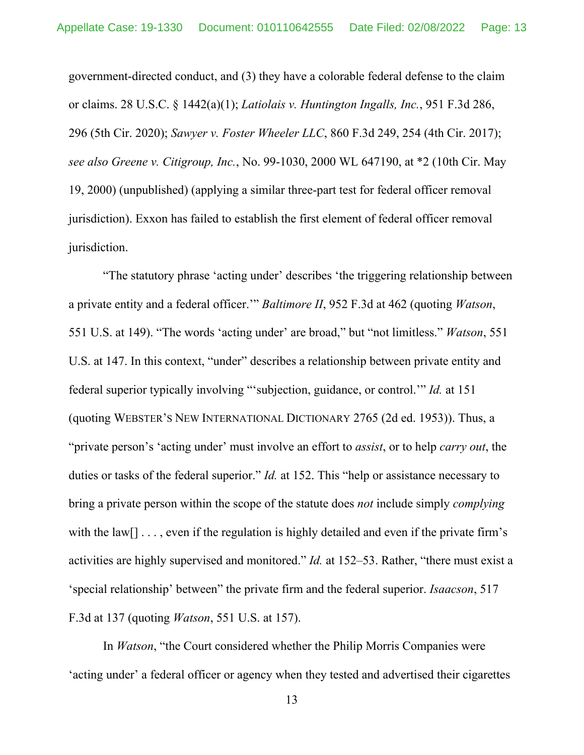government-directed conduct, and (3) they have a colorable federal defense to the claim or claims. 28 U.S.C. § 1442(a)(1); *Latiolais v. Huntington Ingalls, Inc.*, 951 F.3d 286, 296 (5th Cir. 2020); *Sawyer v. Foster Wheeler LLC*, 860 F.3d 249, 254 (4th Cir. 2017); *see also Greene v. Citigroup, Inc.*, No. 99-1030, 2000 WL 647190, at *2 (10th Cir. May 19, 2000) (unpublished) (applying a similar three-part test for federal officer removal jurisdiction). Exxon has failed to establish the first element of federal officer removal jurisdiction.

"The statutory phrase 'acting under' describes 'the triggering relationship between a private entity and a federal officer.'" *Baltimore II*, 952 F.3d at 462 (quoting *Watson*, 551 U.S. at 149). "The words 'acting under' are broad," but "not limitless." *Watson*, 551 U.S. at 147. In this context, "under" describes a relationship between private entity and federal superior typically involving "'subjection, guidance, or control.'" *Id.* at 151 (quoting WEBSTER'S NEW INTERNATIONAL DICTIONARY 2765 (2d ed. 1953)). Thus, a "private person's 'acting under' must involve an effort to *assist*, or to help *carry out*, the duties or tasks of the federal superior." *Id.* at 152. This "help or assistance necessary to bring a private person within the scope of the statute does *not* include simply *complying* with the law[] . . . , even if the regulation is highly detailed and even if the private firm's activities are highly supervised and monitored." *Id.* at 152–53. Rather, "there must exist a 'special relationship' between" the private firm and the federal superior. *Isaacson*, 517 F.3d at 137 (quoting *Watson*, 551 U.S. at 157).

In *Watson*, "the Court considered whether the Philip Morris Companies were 'acting under' a federal officer or agency when they tested and advertised their cigarettes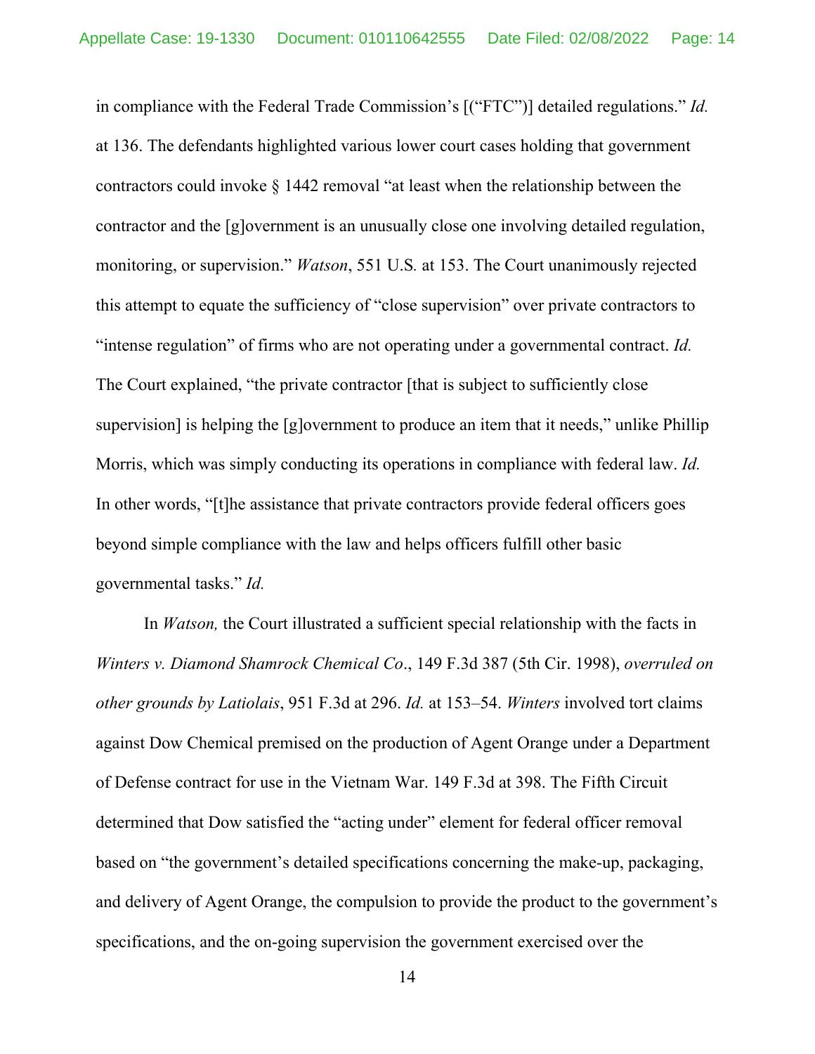in compliance with the Federal Trade Commission's [("FTC")] detailed regulations." *Id.* at 136. The defendants highlighted various lower court cases holding that government contractors could invoke § 1442 removal "at least when the relationship between the contractor and the [g]overnment is an unusually close one involving detailed regulation, monitoring, or supervision." *Watson*, 551 U.S. at 153. The Court unanimously rejected this attempt to equate the sufficiency of "close supervision" over private contractors to "intense regulation" of firms who are not operating under a governmental contract. *Id.* The Court explained, "the private contractor [that is subject to sufficiently close supervision] is helping the [g]overnment to produce an item that it needs," unlike Phillip Morris, which was simply conducting its operations in compliance with federal law. *Id.* In other words, "[t]he assistance that private contractors provide federal officers goes beyond simple compliance with the law and helps officers fulfill other basic governmental tasks." *Id.*

In *Watson,* the Court illustrated a sufficient special relationship with the facts in *Winters v. Diamond Shamrock Chemical Co*., 149 F.3d 387 (5th Cir. 1998), *overruled on other grounds by Latiolais*, 951 F.3d at 296. *Id.* at 153–54. *Winters* involved tort claims against Dow Chemical premised on the production of Agent Orange under a Department of Defense contract for use in the Vietnam War. 149 F.3d at 398. The Fifth Circuit determined that Dow satisfied the "acting under" element for federal officer removal based on "the government's detailed specifications concerning the make-up, packaging, and delivery of Agent Orange, the compulsion to provide the product to the government's specifications, and the on-going supervision the government exercised over the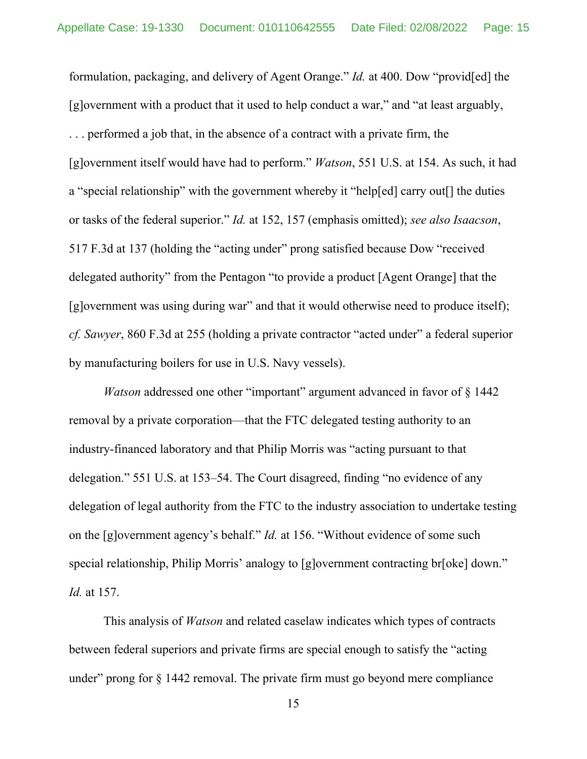formulation, packaging, and delivery of Agent Orange." *Id.* at 400. Dow "provid[ed] the [g]overnment with a product that it used to help conduct a war," and "at least arguably, . . . performed a job that, in the absence of a contract with a private firm, the [g]overnment itself would have had to perform." *Watson*, 551 U.S. at 154. As such, it had a "special relationship" with the government whereby it "help[ed] carry out[] the duties or tasks of the federal superior." *Id.* at 152, 157 (emphasis omitted); *see also Isaacson*, 517 F.3d at 137 (holding the "acting under" prong satisfied because Dow "received delegated authority" from the Pentagon "to provide a product [Agent Orange] that the [g]overnment was using during war" and that it would otherwise need to produce itself); *cf. Sawyer*, 860 F.3d at 255 (holding a private contractor "acted under" a federal superior by manufacturing boilers for use in U.S. Navy vessels).

*Watson* addressed one other "important" argument advanced in favor of § 1442 removal by a private corporation—that the FTC delegated testing authority to an industry-financed laboratory and that Philip Morris was "acting pursuant to that delegation." 551 U.S. at 153–54. The Court disagreed, finding "no evidence of any delegation of legal authority from the FTC to the industry association to undertake testing on the [g]overnment agency's behalf." *Id.* at 156. "Without evidence of some such special relationship, Philip Morris' analogy to [g]overnment contracting br[oke] down." *Id.* at 157.

This analysis of *Watson* and related caselaw indicates which types of contracts between federal superiors and private firms are special enough to satisfy the "acting under" prong for § 1442 removal. The private firm must go beyond mere compliance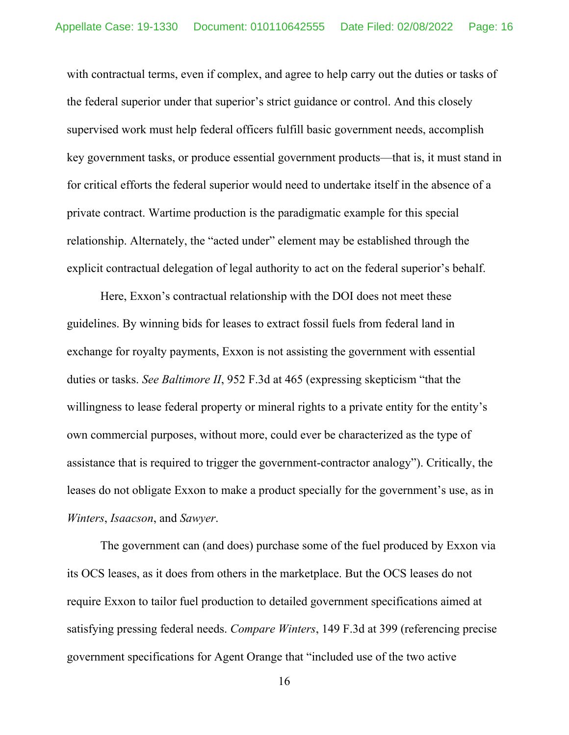with contractual terms, even if complex, and agree to help carry out the duties or tasks of the federal superior under that superior's strict guidance or control. And this closely supervised work must help federal officers fulfill basic government needs, accomplish key government tasks, or produce essential government products—that is, it must stand in for critical efforts the federal superior would need to undertake itself in the absence of a private contract. Wartime production is the paradigmatic example for this special relationship. Alternately, the "acted under" element may be established through the explicit contractual delegation of legal authority to act on the federal superior's behalf.

Here, Exxon's contractual relationship with the DOI does not meet these guidelines. By winning bids for leases to extract fossil fuels from federal land in exchange for royalty payments, Exxon is not assisting the government with essential duties or tasks. *See Baltimore II*, 952 F.3d at 465 (expressing skepticism "that the willingness to lease federal property or mineral rights to a private entity for the entity's own commercial purposes, without more, could ever be characterized as the type of assistance that is required to trigger the government-contractor analogy"). Critically, the leases do not obligate Exxon to make a product specially for the government's use, as in *Winters*, *Isaacson*, and *Sawyer*.

The government can (and does) purchase some of the fuel produced by Exxon via its OCS leases, as it does from others in the marketplace. But the OCS leases do not require Exxon to tailor fuel production to detailed government specifications aimed at satisfying pressing federal needs. *Compare Winters*, 149 F.3d at 399 (referencing precise government specifications for Agent Orange that "included use of the two active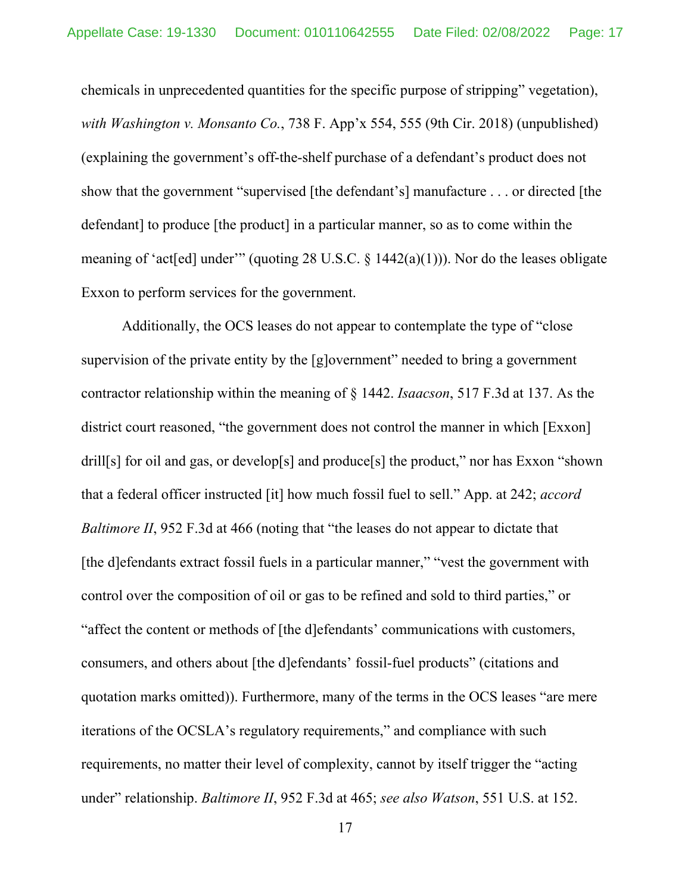chemicals in unprecedented quantities for the specific purpose of stripping" vegetation), *with Washington v. Monsanto Co.*, 738 F. App'x 554, 555 (9th Cir. 2018) (unpublished) (explaining the government's off-the-shelf purchase of a defendant's product does not show that the government "supervised [the defendant's] manufacture . . . or directed [the defendant] to produce [the product] in a particular manner, so as to come within the meaning of 'act[ed] under'" (quoting 28 U.S.C. § 1442(a)(1))). Nor do the leases obligate Exxon to perform services for the government.

Additionally, the OCS leases do not appear to contemplate the type of "close supervision of the private entity by the [g]overnment" needed to bring a government contractor relationship within the meaning of § 1442. *Isaacson*, 517 F.3d at 137. As the district court reasoned, "the government does not control the manner in which [Exxon] drill[s] for oil and gas, or develop[s] and produce[s] the product," nor has Exxon "shown that a federal officer instructed [it] how much fossil fuel to sell." App. at 242; *accord Baltimore II*, 952 F.3d at 466 (noting that "the leases do not appear to dictate that [the d]efendants extract fossil fuels in a particular manner," "vest the government with control over the composition of oil or gas to be refined and sold to third parties," or "affect the content or methods of [the d]efendants' communications with customers, consumers, and others about [the d]efendants' fossil-fuel products" (citations and quotation marks omitted)). Furthermore, many of the terms in the OCS leases "are mere iterations of the OCSLA's regulatory requirements," and compliance with such requirements, no matter their level of complexity, cannot by itself trigger the "acting under" relationship. *Baltimore II*, 952 F.3d at 465; *see also Watson*, 551 U.S. at 152.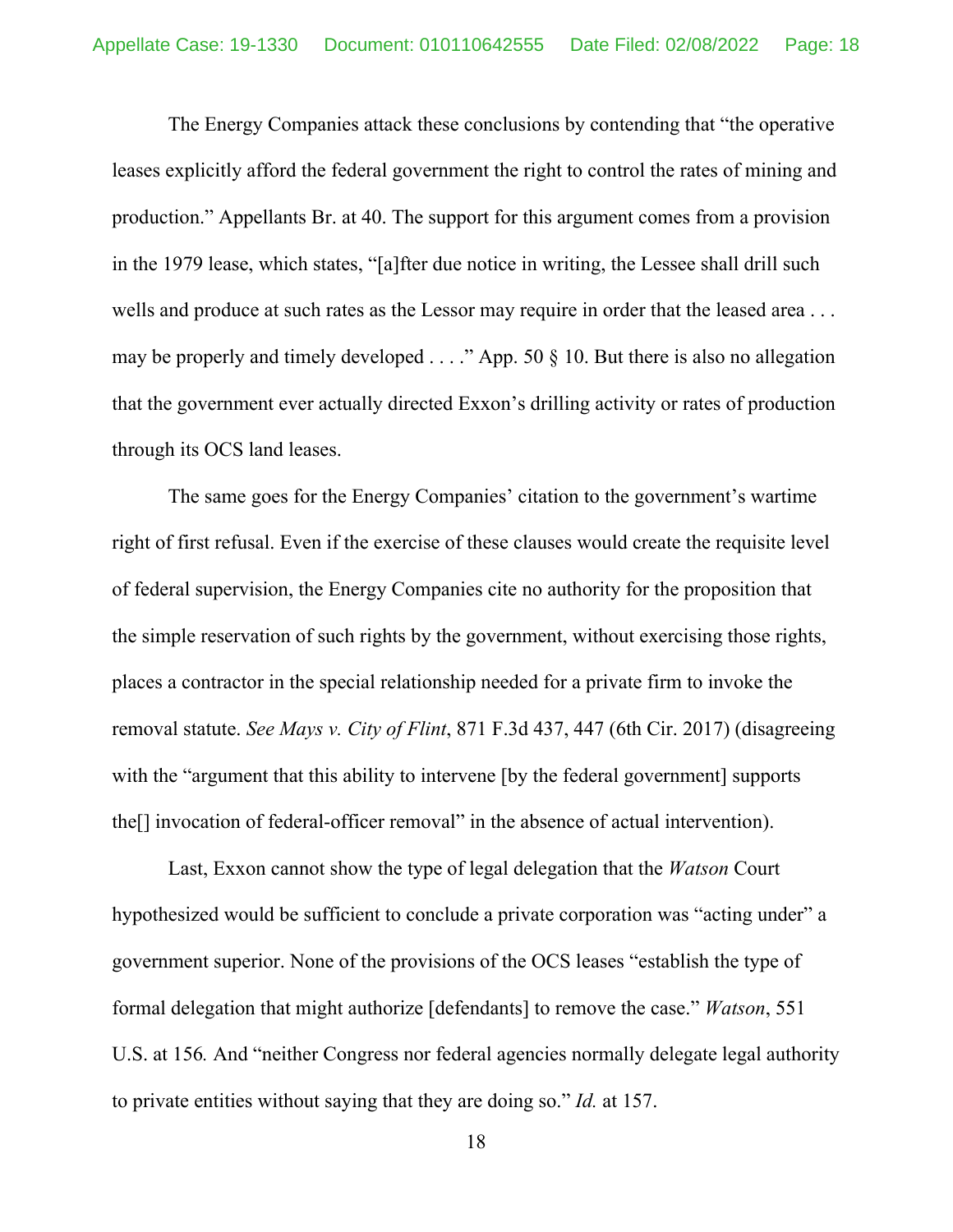The Energy Companies attack these conclusions by contending that "the operative leases explicitly afford the federal government the right to control the rates of mining and production." Appellants Br. at 40. The support for this argument comes from a provision in the 1979 lease, which states, "[a]fter due notice in writing, the Lessee shall drill such wells and produce at such rates as the Lessor may require in order that the leased area . . . may be properly and timely developed . . . ." App. 50 § 10. But there is also no allegation that the government ever actually directed Exxon's drilling activity or rates of production through its OCS land leases.

The same goes for the Energy Companies' citation to the government's wartime right of first refusal. Even if the exercise of these clauses would create the requisite level of federal supervision, the Energy Companies cite no authority for the proposition that the simple reservation of such rights by the government, without exercising those rights, places a contractor in the special relationship needed for a private firm to invoke the removal statute. *See Mays v. City of Flint*, 871 F.3d 437, 447 (6th Cir. 2017) (disagreeing with the "argument that this ability to intervene [by the federal government] supports the[] invocation of federal-officer removal" in the absence of actual intervention).

Last, Exxon cannot show the type of legal delegation that the *Watson* Court hypothesized would be sufficient to conclude a private corporation was "acting under" a government superior. None of the provisions of the OCS leases "establish the type of formal delegation that might authorize [defendants] to remove the case." *Watson*, 551 U.S. at 156*.* And "neither Congress nor federal agencies normally delegate legal authority to private entities without saying that they are doing so." *Id.* at 157.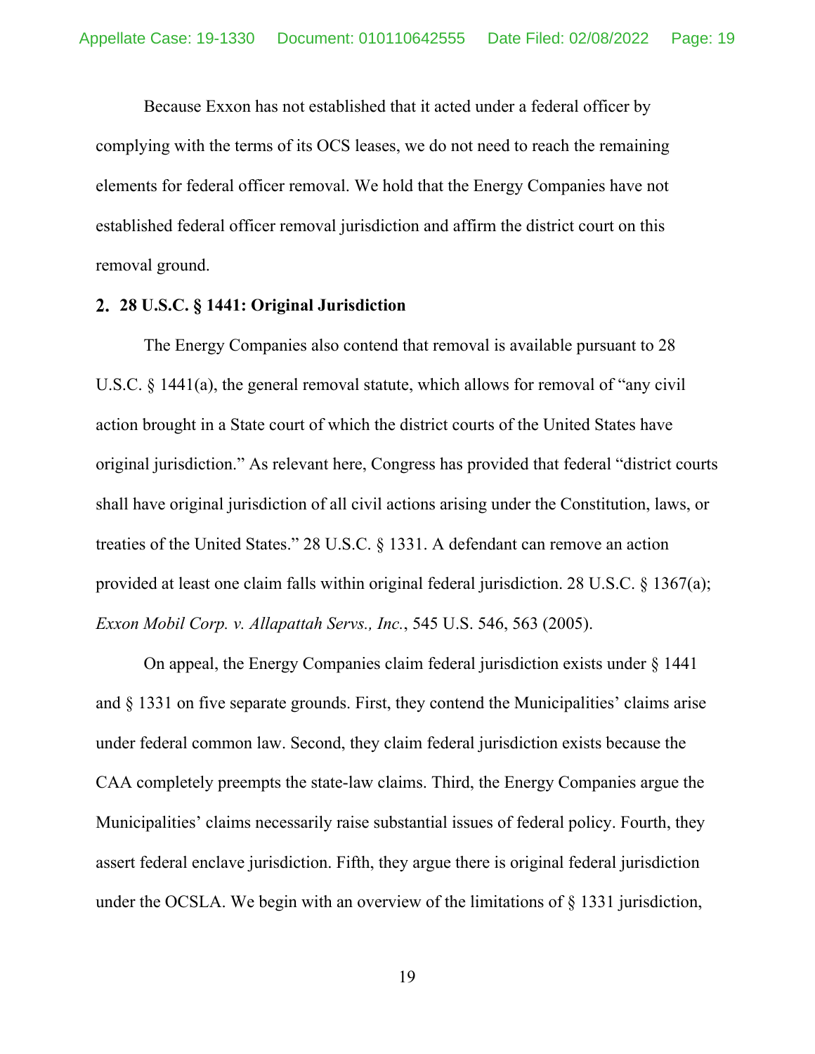Because Exxon has not established that it acted under a federal officer by complying with the terms of its OCS leases, we do not need to reach the remaining elements for federal officer removal. We hold that the Energy Companies have not established federal officer removal jurisdiction and affirm the district court on this removal ground.

### 2. 28 U.S.C. § 1441: Original Jurisdiction

The Energy Companies also contend that removal is available pursuant to 28 U.S.C. § 1441(a), the general removal statute, which allows for removal of "any civil action brought in a State court of which the district courts of the United States have original jurisdiction." As relevant here, Congress has provided that federal "district courts shall have original jurisdiction of all civil actions arising under the Constitution, laws, or treaties of the United States." 28 U.S.C. § 1331. A defendant can remove an action provided at least one claim falls within original federal jurisdiction. 28 U.S.C. § 1367(a); *Exxon Mobil Corp. v. Allapattah Servs., Inc.*, 545 U.S. 546, 563 (2005).

On appeal, the Energy Companies claim federal jurisdiction exists under § 1441 and § 1331 on five separate grounds. First, they contend the Municipalities' claims arise under federal common law. Second, they claim federal jurisdiction exists because the CAA completely preempts the state-law claims. Third, the Energy Companies argue the Municipalities' claims necessarily raise substantial issues of federal policy. Fourth, they assert federal enclave jurisdiction. Fifth, they argue there is original federal jurisdiction under the OCSLA. We begin with an overview of the limitations of § 1331 jurisdiction,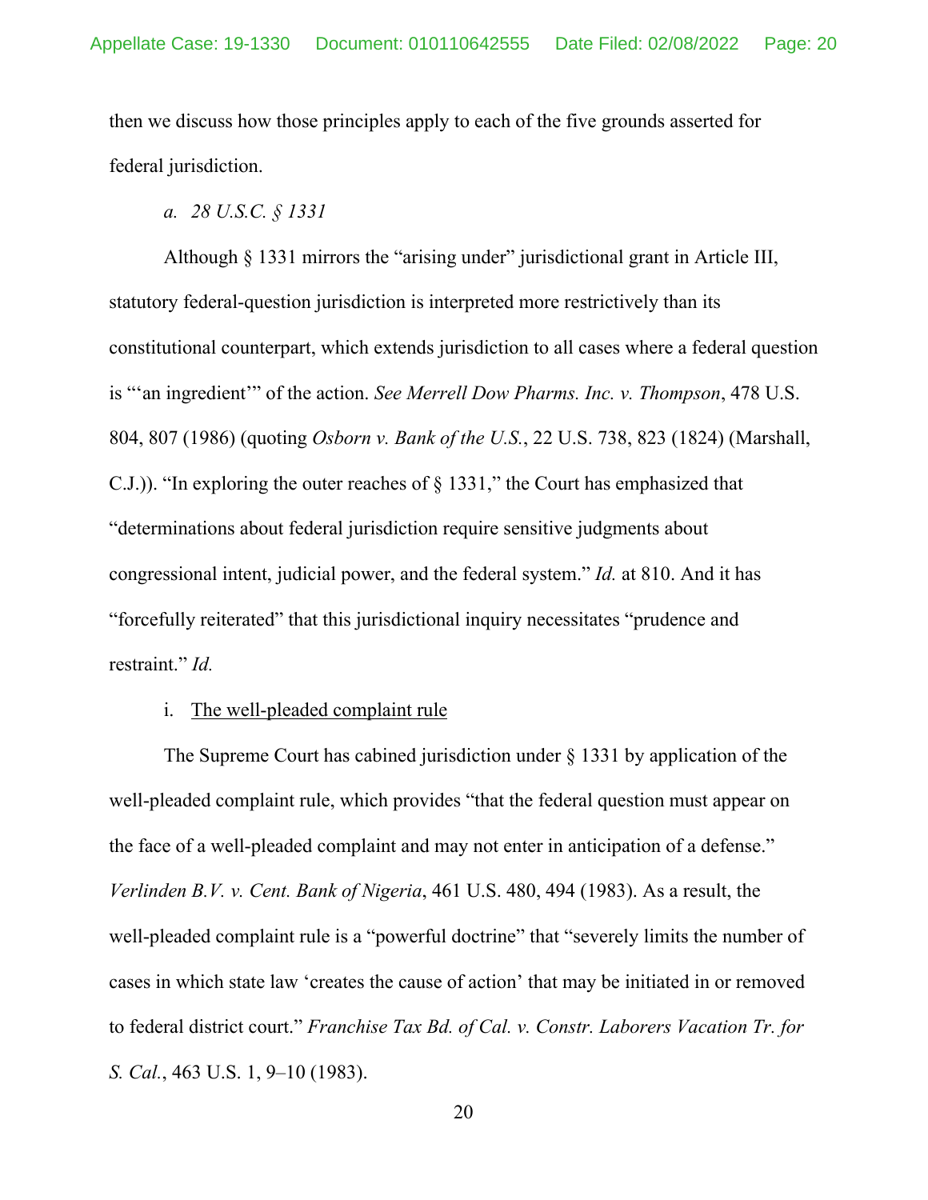then we discuss how those principles apply to each of the five grounds asserted for federal jurisdiction.

*a. 28 U.S.C. § 1331*

Although § 1331 mirrors the "arising under" jurisdictional grant in Article III, statutory federal-question jurisdiction is interpreted more restrictively than its constitutional counterpart, which extends jurisdiction to all cases where a federal question is "'an ingredient'" of the action. *See Merrell Dow Pharms. Inc. v. Thompson*, 478 U.S. 804, 807 (1986) (quoting *Osborn v. Bank of the U.S.*, 22 U.S. 738, 823 (1824) (Marshall, C.J.)). "In exploring the outer reaches of § 1331," the Court has emphasized that "determinations about federal jurisdiction require sensitive judgments about congressional intent, judicial power, and the federal system." *Id.* at 810. And it has "forcefully reiterated" that this jurisdictional inquiry necessitates "prudence and restraint." *Id.*

i. The well-pleaded complaint rule

The Supreme Court has cabined jurisdiction under § 1331 by application of the well-pleaded complaint rule, which provides "that the federal question must appear on the face of a well-pleaded complaint and may not enter in anticipation of a defense." *Verlinden B.V. v. Cent. Bank of Nigeria*, 461 U.S. 480, 494 (1983). As a result, the well-pleaded complaint rule is a "powerful doctrine" that "severely limits the number of cases in which state law 'creates the cause of action' that may be initiated in or removed to federal district court." *Franchise Tax Bd. of Cal. v. Constr. Laborers Vacation Tr. for S. Cal.*, 463 U.S. 1, 9–10 (1983).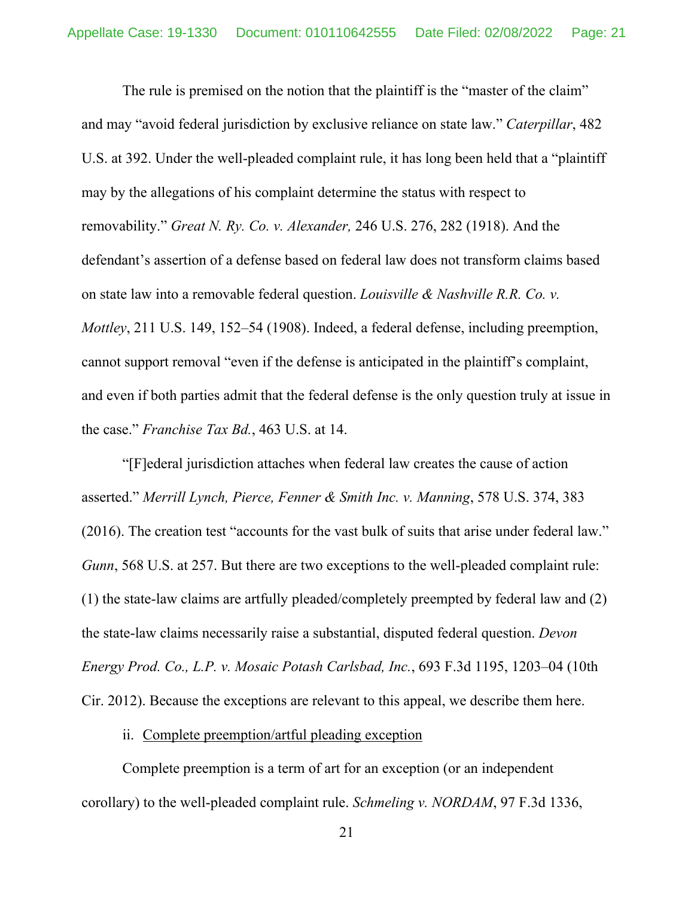The rule is premised on the notion that the plaintiff is the "master of the claim" and may "avoid federal jurisdiction by exclusive reliance on state law." *Caterpillar*, 482 U.S. at 392. Under the well-pleaded complaint rule, it has long been held that a "plaintiff may by the allegations of his complaint determine the status with respect to removability." *Great N. Ry. Co. v. Alexander,* 246 U.S. 276, 282 (1918). And the defendant's assertion of a defense based on federal law does not transform claims based on state law into a removable federal question. *Louisville & Nashville R.R. Co. v. Mottley*, 211 U.S. 149, 152–54 (1908). Indeed, a federal defense, including preemption, cannot support removal "even if the defense is anticipated in the plaintiff's complaint, and even if both parties admit that the federal defense is the only question truly at issue in the case." *Franchise Tax Bd.*, 463 U.S. at 14.

"[F]ederal jurisdiction attaches when federal law creates the cause of action asserted." *Merrill Lynch, Pierce, Fenner & Smith Inc. v. Manning*, 578 U.S. 374, 383 (2016). The creation test "accounts for the vast bulk of suits that arise under federal law." *Gunn*, 568 U.S. at 257. But there are two exceptions to the well-pleaded complaint rule: (1) the state-law claims are artfully pleaded/completely preempted by federal law and (2) the state-law claims necessarily raise a substantial, disputed federal question. *Devon Energy Prod. Co., L.P. v. Mosaic Potash Carlsbad, Inc.*, 693 F.3d 1195, 1203–04 (10th Cir. 2012). Because the exceptions are relevant to this appeal, we describe them here.

ii. Complete preemption/artful pleading exception

Complete preemption is a term of art for an exception (or an independent corollary) to the well-pleaded complaint rule. *Schmeling v. NORDAM*, 97 F.3d 1336,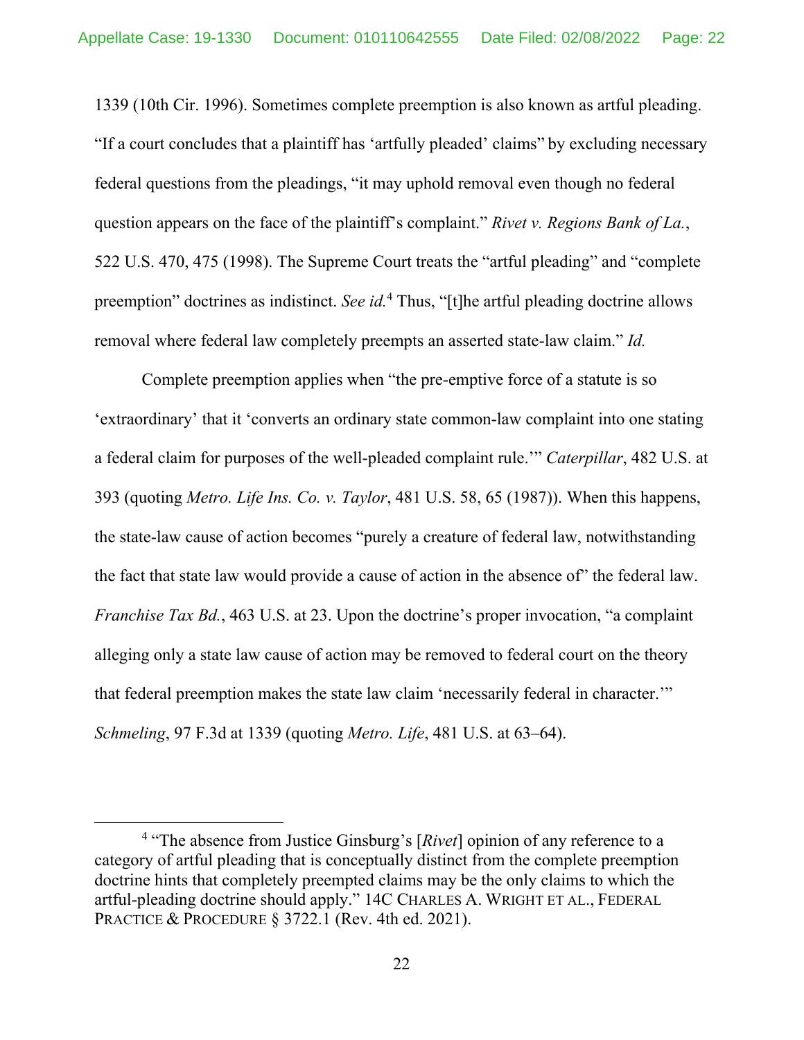1339 (10th Cir. 1996). Sometimes complete preemption is also known as artful pleading. "If a court concludes that a plaintiff has 'artfully pleaded' claims" by excluding necessary federal questions from the pleadings, "it may uphold removal even though no federal question appears on the face of the plaintiff's complaint." *Rivet v. Regions Bank of La.*, 522 U.S. 470, 475 (1998). The Supreme Court treats the "artful pleading" and "complete preemption" doctrines as indistinct. *See id.*[4] Thus, "[t]he artful pleading doctrine allows removal where federal law completely preempts an asserted state-law claim." *Id.*

Complete preemption applies when "the pre-emptive force of a statute is so 'extraordinary' that it 'converts an ordinary state common-law complaint into one stating a federal claim for purposes of the well-pleaded complaint rule.'" *Caterpillar*, 482 U.S. at 393 (quoting *Metro. Life Ins. Co. v. Taylor*, 481 U.S. 58, 65 (1987)). When this happens, the state-law cause of action becomes "purely a creature of federal law, notwithstanding the fact that state law would provide a cause of action in the absence of" the federal law. *Franchise Tax Bd.*, 463 U.S. at 23. Upon the doctrine's proper invocation, "a complaint alleging only a state law cause of action may be removed to federal court on the theory that federal preemption makes the state law claim 'necessarily federal in character.'" *Schmeling*, 97 F.3d at 1339 (quoting *Metro. Life*, 481 U.S. at 63–64).

---

[4] "The absence from Justice Ginsburg's [*Rivet*] opinion of any reference to a category of artful pleading that is conceptually distinct from the complete preemption doctrine hints that completely preempted claims may be the only claims to which the artful-pleading doctrine should apply." 14C CHARLES A. WRIGHT ET AL., FEDERAL PRACTICE & PROCEDURE § 3722.1 (Rev. 4th ed. 2021).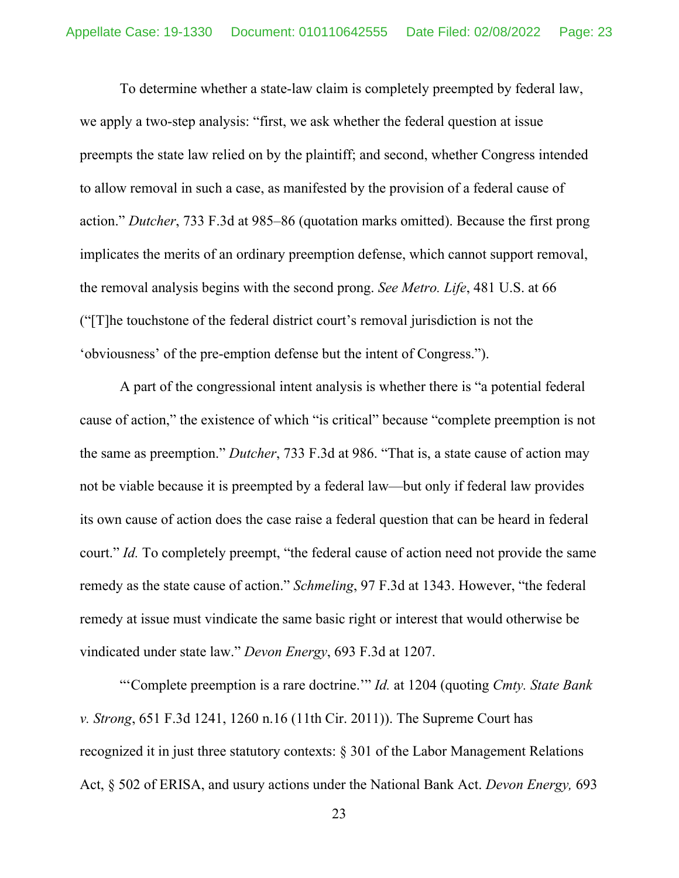To determine whether a state-law claim is completely preempted by federal law, we apply a two-step analysis: "first, we ask whether the federal question at issue preempts the state law relied on by the plaintiff; and second, whether Congress intended to allow removal in such a case, as manifested by the provision of a federal cause of action." *Dutcher*, 733 F.3d at 985–86 (quotation marks omitted). Because the first prong implicates the merits of an ordinary preemption defense, which cannot support removal, the removal analysis begins with the second prong. *See Metro. Life*, 481 U.S. at 66 ("[T]he touchstone of the federal district court's removal jurisdiction is not the 'obviousness' of the pre-emption defense but the intent of Congress.").

A part of the congressional intent analysis is whether there is "a potential federal cause of action," the existence of which "is critical" because "complete preemption is not the same as preemption." *Dutcher*, 733 F.3d at 986. "That is, a state cause of action may not be viable because it is preempted by a federal law—but only if federal law provides its own cause of action does the case raise a federal question that can be heard in federal court." *Id.* To completely preempt, "the federal cause of action need not provide the same remedy as the state cause of action." *Schmeling*, 97 F.3d at 1343. However, "the federal remedy at issue must vindicate the same basic right or interest that would otherwise be vindicated under state law." *Devon Energy*, 693 F.3d at 1207.

"'Complete preemption is a rare doctrine.'" *Id.* at 1204 (quoting *Cmty. State Bank v. Strong*, 651 F.3d 1241, 1260 n.16 (11th Cir. 2011)). The Supreme Court has recognized it in just three statutory contexts: § 301 of the Labor Management Relations Act, § 502 of ERISA, and usury actions under the National Bank Act. *Devon Energy,* 693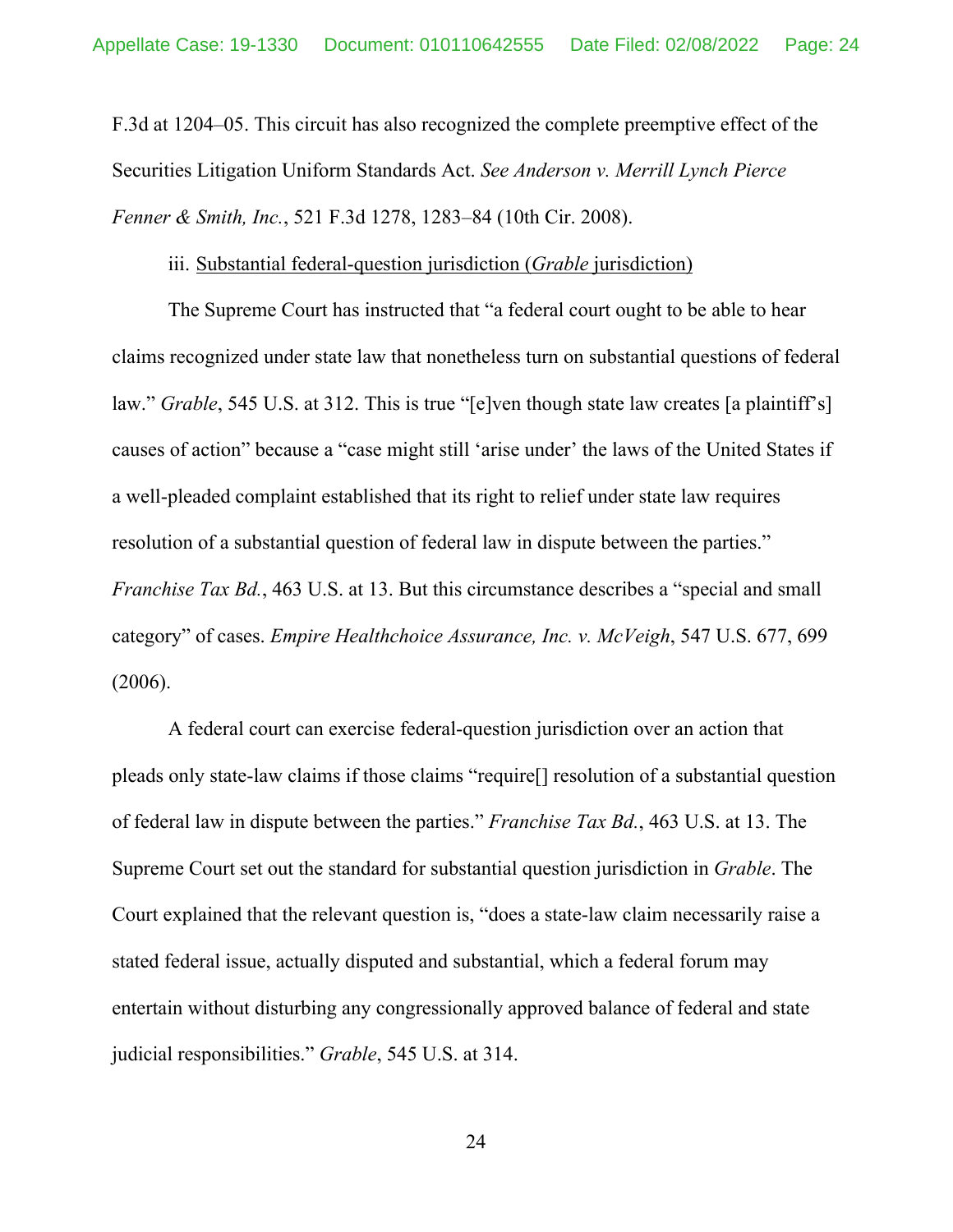F.3d at 1204–05. This circuit has also recognized the complete preemptive effect of the Securities Litigation Uniform Standards Act. *See Anderson v. Merrill Lynch Pierce Fenner & Smith, Inc.*, 521 F.3d 1278, 1283–84 (10th Cir. 2008).

iii. <u>Substantial federal-question jurisdiction (*Grable* jurisdiction)</u>

The Supreme Court has instructed that "a federal court ought to be able to hear claims recognized under state law that nonetheless turn on substantial questions of federal law." *Grable*, 545 U.S. at 312. This is true "[e]ven though state law creates [a plaintiff's] causes of action" because a "case might still 'arise under' the laws of the United States if a well-pleaded complaint established that its right to relief under state law requires resolution of a substantial question of federal law in dispute between the parties." *Franchise Tax Bd.*, 463 U.S. at 13. But this circumstance describes a "special and small category" of cases. *Empire Healthchoice Assurance, Inc. v. McVeigh*, 547 U.S. 677, 699 (2006).

A federal court can exercise federal-question jurisdiction over an action that pleads only state-law claims if those claims "require[] resolution of a substantial question of federal law in dispute between the parties." *Franchise Tax Bd.*, 463 U.S. at 13. The Supreme Court set out the standard for substantial question jurisdiction in *Grable*. The Court explained that the relevant question is, "does a state-law claim necessarily raise a stated federal issue, actually disputed and substantial, which a federal forum may entertain without disturbing any congressionally approved balance of federal and state judicial responsibilities." *Grable*, 545 U.S. at 314.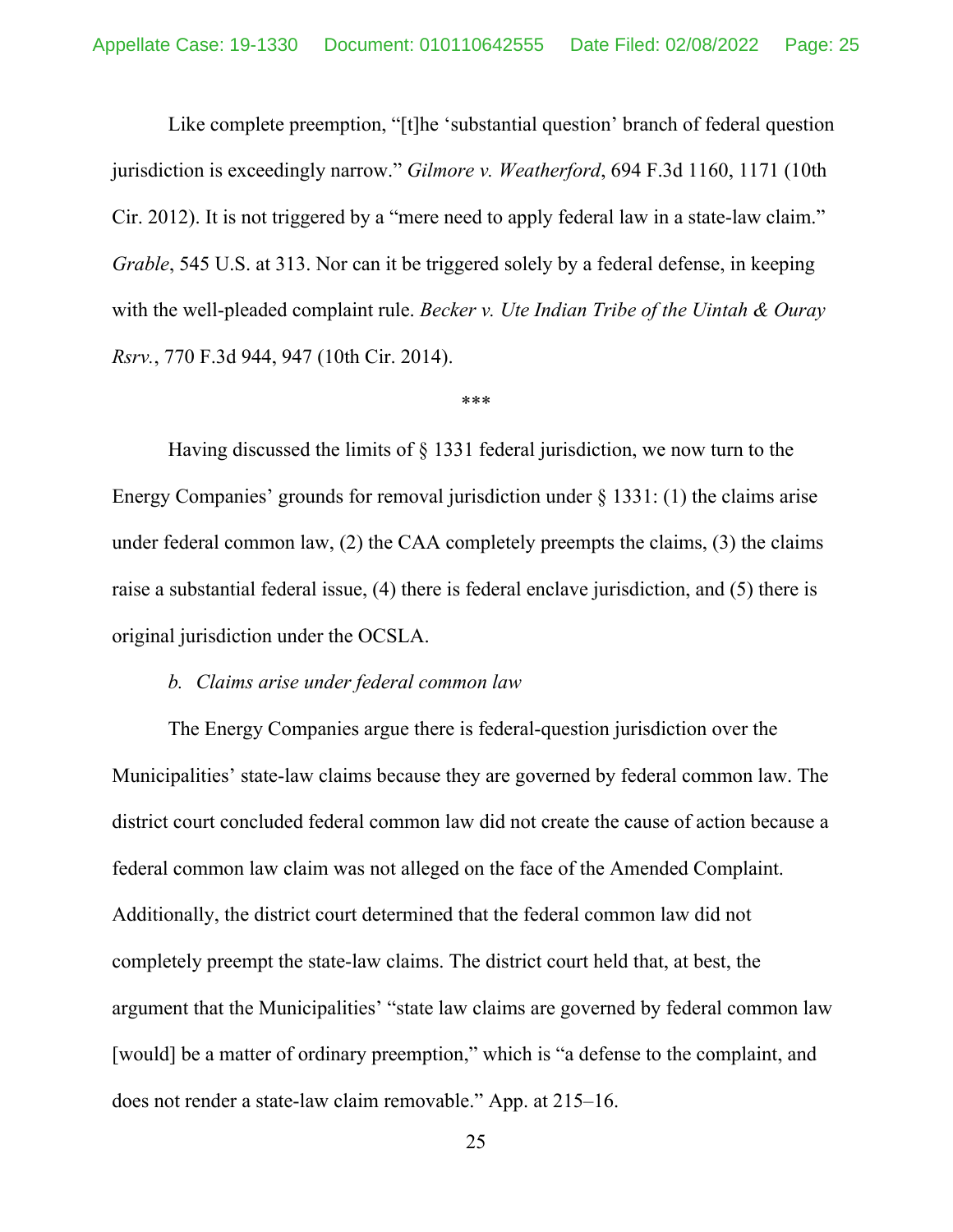Like complete preemption, "[t]he 'substantial question' branch of federal question jurisdiction is exceedingly narrow." *Gilmore v. Weatherford*, 694 F.3d 1160, 1171 (10th Cir. 2012). It is not triggered by a "mere need to apply federal law in a state-law claim." *Grable*, 545 U.S. at 313. Nor can it be triggered solely by a federal defense, in keeping with the well-pleaded complaint rule. *Becker v. Ute Indian Tribe of the Uintah & Ouray Rsrv.*, 770 F.3d 944, 947 (10th Cir. 2014).

***

Having discussed the limits of § 1331 federal jurisdiction, we now turn to the Energy Companies' grounds for removal jurisdiction under § 1331: (1) the claims arise under federal common law, (2) the CAA completely preempts the claims, (3) the claims raise a substantial federal issue, (4) there is federal enclave jurisdiction, and (5) there is original jurisdiction under the OCSLA.

*b. Claims arise under federal common law*

The Energy Companies argue there is federal-question jurisdiction over the Municipalities' state-law claims because they are governed by federal common law. The district court concluded federal common law did not create the cause of action because a federal common law claim was not alleged on the face of the Amended Complaint. Additionally, the district court determined that the federal common law did not completely preempt the state-law claims. The district court held that, at best, the argument that the Municipalities' "state law claims are governed by federal common law [would] be a matter of ordinary preemption," which is "a defense to the complaint, and does not render a state-law claim removable." App. at 215–16.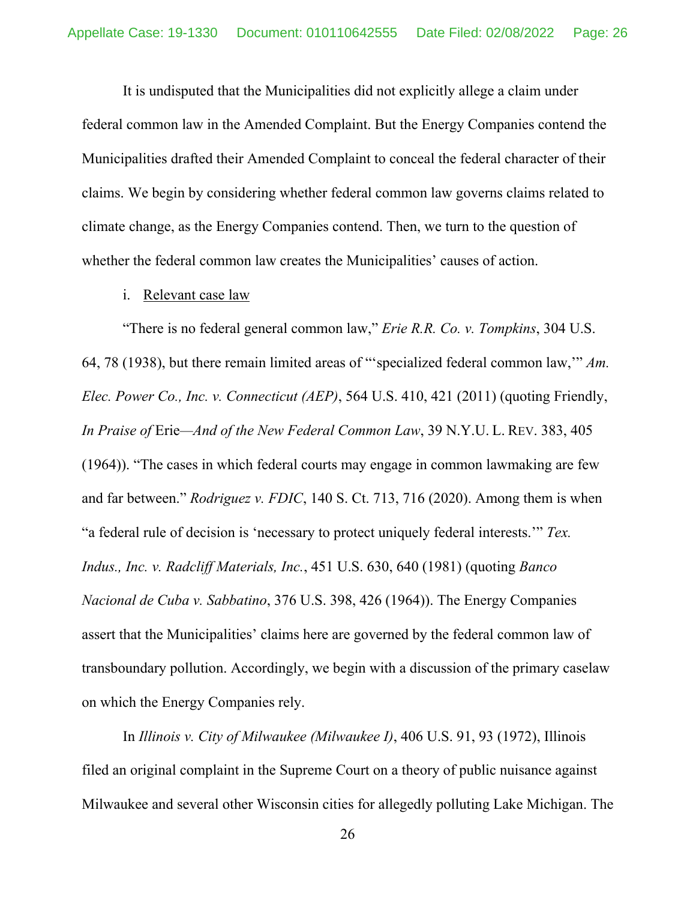It is undisputed that the Municipalities did not explicitly allege a claim under federal common law in the Amended Complaint. But the Energy Companies contend the Municipalities drafted their Amended Complaint to conceal the federal character of their claims. We begin by considering whether federal common law governs claims related to climate change, as the Energy Companies contend. Then, we turn to the question of whether the federal common law creates the Municipalities' causes of action.

i. Relevant case law

"There is no federal general common law," *Erie R.R. Co. v. Tompkins*, 304 U.S. 64, 78 (1938), but there remain limited areas of "'specialized federal common law,'" *Am. Elec. Power Co., Inc. v. Connecticut (AEP)*, 564 U.S. 410, 421 (2011) (quoting Friendly, *In Praise of* Erie*—And of the New Federal Common Law*, 39 N.Y.U. L. REV. 383, 405 (1964)). "The cases in which federal courts may engage in common lawmaking are few and far between." *Rodriguez v. FDIC*, 140 S. Ct. 713, 716 (2020). Among them is when "a federal rule of decision is 'necessary to protect uniquely federal interests.'" *Tex. Indus., Inc. v. Radcliff Materials, Inc.*, 451 U.S. 630, 640 (1981) (quoting *Banco Nacional de Cuba v. Sabbatino*, 376 U.S. 398, 426 (1964)). The Energy Companies assert that the Municipalities' claims here are governed by the federal common law of transboundary pollution. Accordingly, we begin with a discussion of the primary caselaw on which the Energy Companies rely.

In *Illinois v. City of Milwaukee (Milwaukee I)*, 406 U.S. 91, 93 (1972), Illinois filed an original complaint in the Supreme Court on a theory of public nuisance against Milwaukee and several other Wisconsin cities for allegedly polluting Lake Michigan. The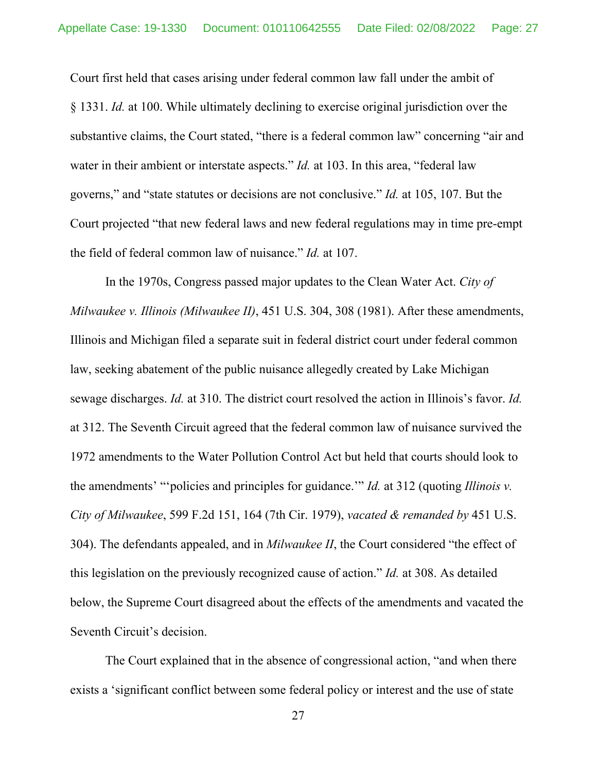Court first held that cases arising under federal common law fall under the ambit of § 1331. *Id.* at 100. While ultimately declining to exercise original jurisdiction over the substantive claims, the Court stated, "there is a federal common law" concerning "air and water in their ambient or interstate aspects." *Id.* at 103. In this area, "federal law governs," and "state statutes or decisions are not conclusive." *Id.* at 105, 107. But the Court projected "that new federal laws and new federal regulations may in time pre-empt the field of federal common law of nuisance." *Id.* at 107.

In the 1970s, Congress passed major updates to the Clean Water Act. *City of Milwaukee v. Illinois (Milwaukee II)*, 451 U.S. 304, 308 (1981). After these amendments, Illinois and Michigan filed a separate suit in federal district court under federal common law, seeking abatement of the public nuisance allegedly created by Lake Michigan sewage discharges. *Id.* at 310. The district court resolved the action in Illinois's favor. *Id.* at 312. The Seventh Circuit agreed that the federal common law of nuisance survived the 1972 amendments to the Water Pollution Control Act but held that courts should look to the amendments' "'policies and principles for guidance.'" *Id.* at 312 (quoting *Illinois v. City of Milwaukee*, 599 F.2d 151, 164 (7th Cir. 1979), *vacated & remanded by* 451 U.S. 304). The defendants appealed, and in *Milwaukee II*, the Court considered "the effect of this legislation on the previously recognized cause of action." *Id.* at 308. As detailed below, the Supreme Court disagreed about the effects of the amendments and vacated the Seventh Circuit's decision.

The Court explained that in the absence of congressional action, "and when there exists a 'significant conflict between some federal policy or interest and the use of state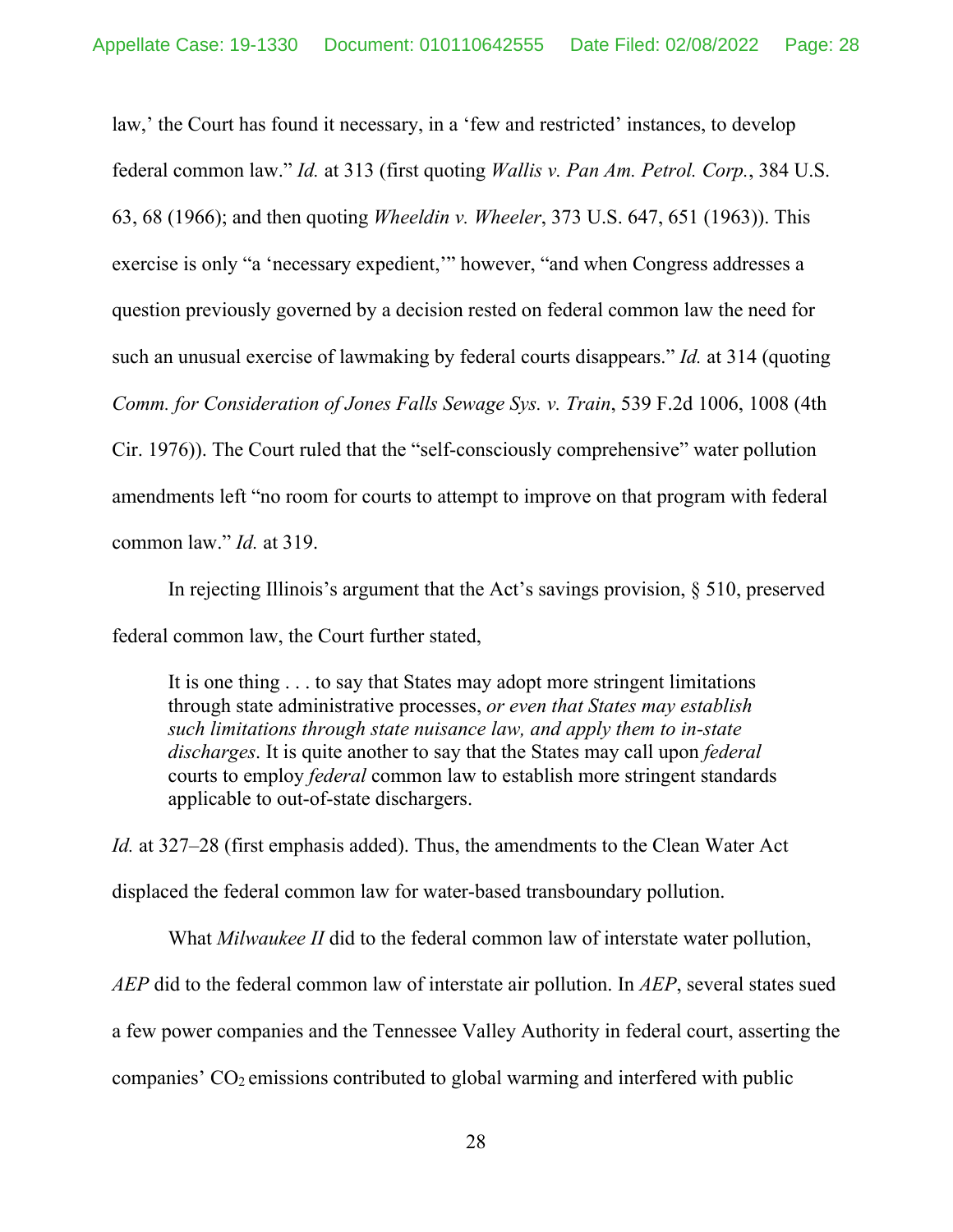law,' the Court has found it necessary, in a 'few and restricted' instances, to develop federal common law." *Id.* at 313 (first quoting *Wallis v. Pan Am. Petrol. Corp.*, 384 U.S. 63, 68 (1966); and then quoting *Wheeldin v. Wheeler*, 373 U.S. 647, 651 (1963)). This exercise is only "a 'necessary expedient,'" however, "and when Congress addresses a question previously governed by a decision rested on federal common law the need for such an unusual exercise of lawmaking by federal courts disappears." *Id.* at 314 (quoting *Comm. for Consideration of Jones Falls Sewage Sys. v. Train*, 539 F.2d 1006, 1008 (4th Cir. 1976)). The Court ruled that the "self-consciously comprehensive" water pollution amendments left "no room for courts to attempt to improve on that program with federal common law." *Id.* at 319.

In rejecting Illinois's argument that the Act's savings provision, § 510, preserved federal common law, the Court further stated,

> It is one thing . . . to say that States may adopt more stringent limitations through state administrative processes, *or even that States may establish such limitations through state nuisance law, and apply them to in-state discharges*. It is quite another to say that the States may call upon *federal* courts to employ *federal* common law to establish more stringent standards applicable to out-of-state dischargers.

*Id.* at 327–28 (first emphasis added). Thus, the amendments to the Clean Water Act displaced the federal common law for water-based transboundary pollution.

What *Milwaukee II* did to the federal common law of interstate water pollution, *AEP* did to the federal common law of interstate air pollution. In *AEP*, several states sued a few power companies and the Tennessee Valley Authority in federal court, asserting the companies' $CO_2$ emissions contributed to global warming and interfered with public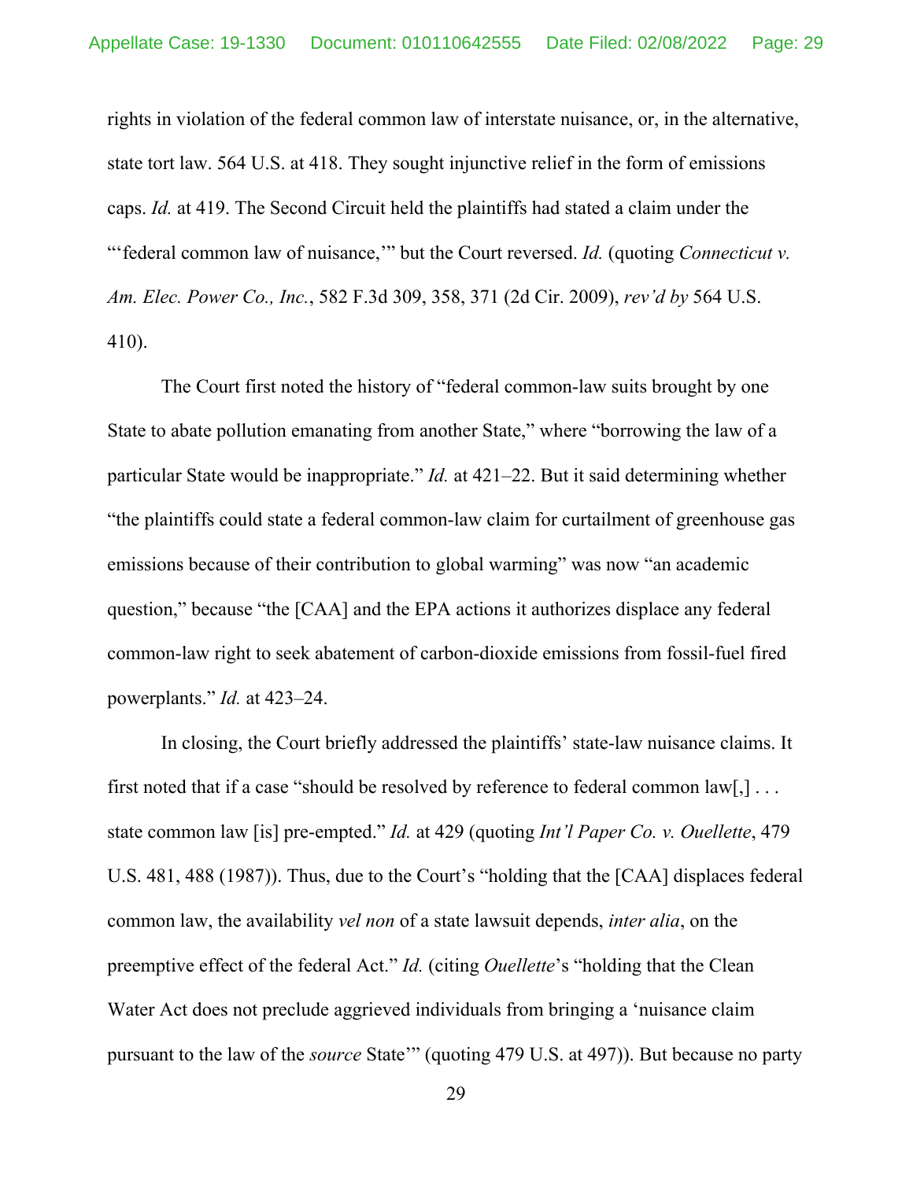rights in violation of the federal common law of interstate nuisance, or, in the alternative, state tort law. 564 U.S. at 418. They sought injunctive relief in the form of emissions caps. *Id.* at 419. The Second Circuit held the plaintiffs had stated a claim under the "'federal common law of nuisance,'" but the Court reversed. *Id.* (quoting *Connecticut v. Am. Elec. Power Co., Inc.*, 582 F.3d 309, 358, 371 (2d Cir. 2009), *rev'd by* 564 U.S. 410).

The Court first noted the history of "federal common-law suits brought by one State to abate pollution emanating from another State," where "borrowing the law of a particular State would be inappropriate." *Id.* at 421–22. But it said determining whether "the plaintiffs could state a federal common-law claim for curtailment of greenhouse gas emissions because of their contribution to global warming" was now "an academic question," because "the [CAA] and the EPA actions it authorizes displace any federal common-law right to seek abatement of carbon-dioxide emissions from fossil-fuel fired powerplants." *Id.* at 423–24.

In closing, the Court briefly addressed the plaintiffs' state-law nuisance claims. It first noted that if a case "should be resolved by reference to federal common law[,] . . . state common law [is] pre-empted." *Id.* at 429 (quoting *Int'l Paper Co. v. Ouellette*, 479 U.S. 481, 488 (1987)). Thus, due to the Court's "holding that the [CAA] displaces federal common law, the availability *vel non* of a state lawsuit depends, *inter alia*, on the preemptive effect of the federal Act." *Id.* (citing *Ouellette*'s "holding that the Clean Water Act does not preclude aggrieved individuals from bringing a 'nuisance claim pursuant to the law of the *source* State'" (quoting 479 U.S. at 497)). But because no party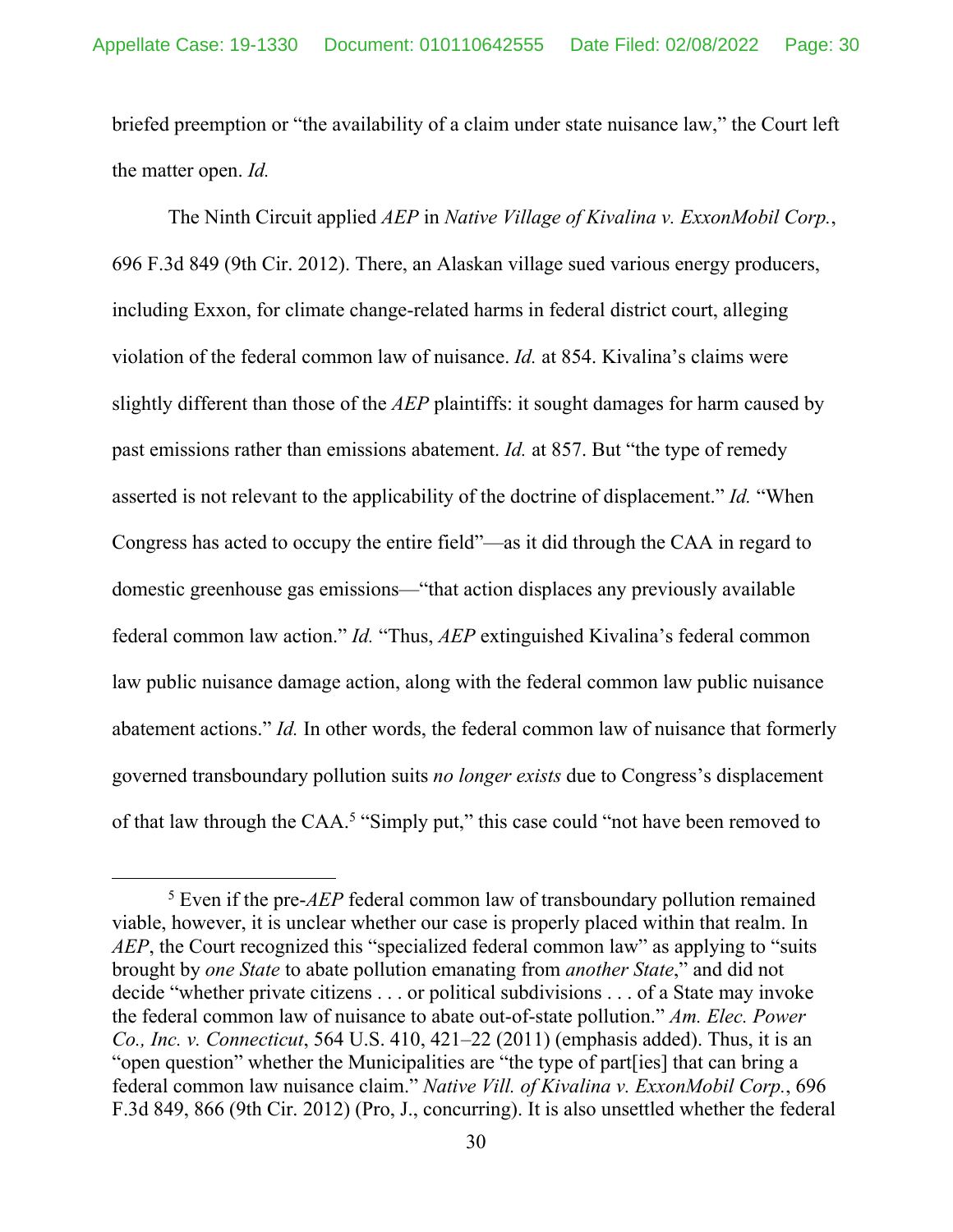briefed preemption or "the availability of a claim under state nuisance law," the Court left the matter open. *Id.*

The Ninth Circuit applied *AEP* in *Native Village of Kivalina v. ExxonMobil Corp.*, 696 F.3d 849 (9th Cir. 2012). There, an Alaskan village sued various energy producers, including Exxon, for climate change-related harms in federal district court, alleging violation of the federal common law of nuisance. *Id.* at 854. Kivalina's claims were slightly different than those of the *AEP* plaintiffs: it sought damages for harm caused by past emissions rather than emissions abatement. *Id.* at 857. But "the type of remedy asserted is not relevant to the applicability of the doctrine of displacement." *Id.* "When Congress has acted to occupy the entire field"—as it did through the CAA in regard to domestic greenhouse gas emissions—"that action displaces any previously available federal common law action." *Id.* "Thus, *AEP* extinguished Kivalina's federal common law public nuisance damage action, along with the federal common law public nuisance abatement actions." *Id.* In other words, the federal common law of nuisance that formerly governed transboundary pollution suits *no longer exists* due to Congress's displacement of that law through the CAA.[5] "Simply put," this case could "not have been removed to

[5] Even if the pre-*AEP* federal common law of transboundary pollution remained viable, however, it is unclear whether our case is properly placed within that realm. In *AEP*, the Court recognized this "specialized federal common law" as applying to "suits brought by *one State* to abate pollution emanating from *another State*," and did not decide "whether private citizens . . . or political subdivisions . . . of a State may invoke the federal common law of nuisance to abate out-of-state pollution." *Am. Elec. Power Co., Inc. v. Connecticut*, 564 U.S. 410, 421–22 (2011) (emphasis added). Thus, it is an "open question" whether the Municipalities are "the type of part[ies] that can bring a federal common law nuisance claim." *Native Vill. of Kivalina v. ExxonMobil Corp.*, 696 F.3d 849, 866 (9th Cir. 2012) (Pro, J., concurring). It is also unsettled whether the federal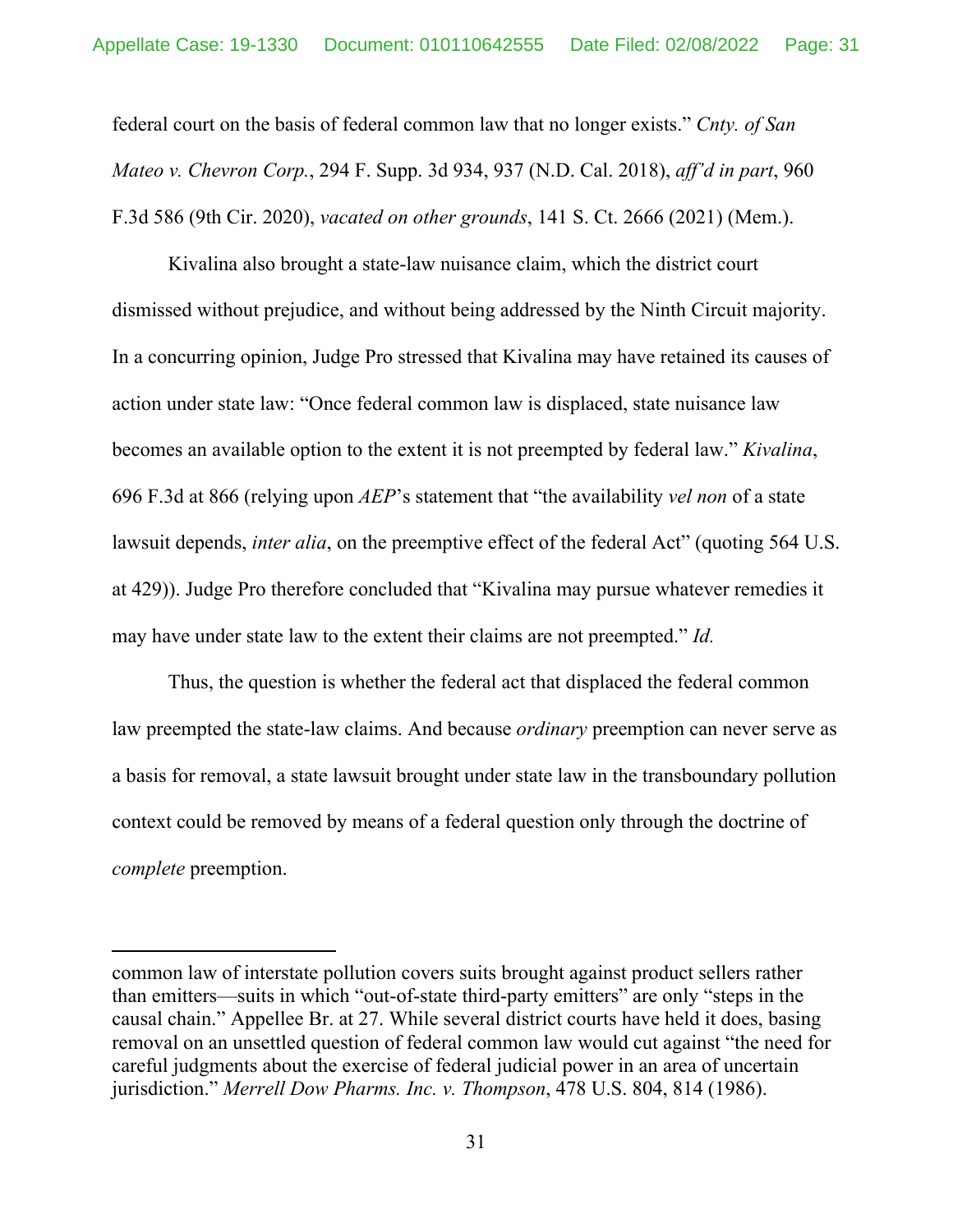federal court on the basis of federal common law that no longer exists." *Cnty. of San Mateo v. Chevron Corp.*, 294 F. Supp. 3d 934, 937 (N.D. Cal. 2018), *aff'd in part*, 960 F.3d 586 (9th Cir. 2020), *vacated on other grounds*, 141 S. Ct. 2666 (2021) (Mem.).

Kivalina also brought a state-law nuisance claim, which the district court dismissed without prejudice, and without being addressed by the Ninth Circuit majority. In a concurring opinion, Judge Pro stressed that Kivalina may have retained its causes of action under state law: "Once federal common law is displaced, state nuisance law becomes an available option to the extent it is not preempted by federal law." *Kivalina*, 696 F.3d at 866 (relying upon *AEP*'s statement that "the availability *vel non* of a state lawsuit depends, *inter alia*, on the preemptive effect of the federal Act" (quoting 564 U.S. at 429)). Judge Pro therefore concluded that "Kivalina may pursue whatever remedies it may have under state law to the extent their claims are not preempted." *Id.*

Thus, the question is whether the federal act that displaced the federal common law preempted the state-law claims. And because *ordinary* preemption can never serve as a basis for removal, a state lawsuit brought under state law in the transboundary pollution context could be removed by means of a federal question only through the doctrine of *complete* preemption.

---

common law of interstate pollution covers suits brought against product sellers rather than emitters—suits in which "out-of-state third-party emitters" are only "steps in the causal chain." Appellee Br. at 27. While several district courts have held it does, basing removal on an unsettled question of federal common law would cut against "the need for careful judgments about the exercise of federal judicial power in an area of uncertain jurisdiction." *Merrell Dow Pharms. Inc. v. Thompson*, 478 U.S. 804, 814 (1986).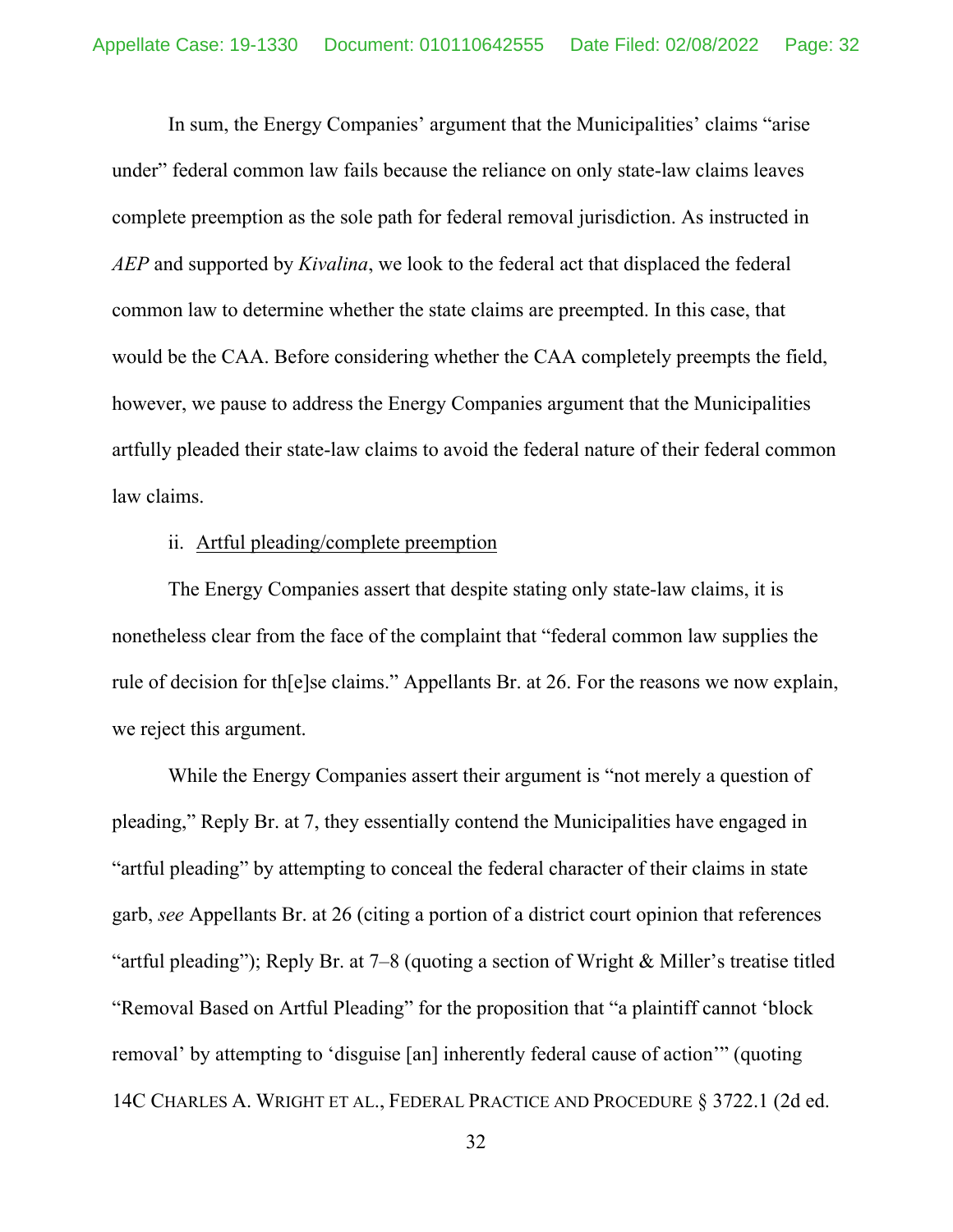In sum, the Energy Companies' argument that the Municipalities' claims "arise under" federal common law fails because the reliance on only state-law claims leaves complete preemption as the sole path for federal removal jurisdiction. As instructed in *AEP* and supported by *Kivalina*, we look to the federal act that displaced the federal common law to determine whether the state claims are preempted. In this case, that would be the CAA. Before considering whether the CAA completely preempts the field, however, we pause to address the Energy Companies argument that the Municipalities artfully pleaded their state-law claims to avoid the federal nature of their federal common law claims.

ii. <u>Artful pleading/complete preemption</u>

The Energy Companies assert that despite stating only state-law claims, it is nonetheless clear from the face of the complaint that "federal common law supplies the rule of decision for th[e]se claims." Appellants Br. at 26. For the reasons we now explain, we reject this argument.

While the Energy Companies assert their argument is "not merely a question of pleading," Reply Br. at 7, they essentially contend the Municipalities have engaged in "artful pleading" by attempting to conceal the federal character of their claims in state garb, *see* Appellants Br. at 26 (citing a portion of a district court opinion that references "artful pleading"); Reply Br. at 7–8 (quoting a section of Wright & Miller's treatise titled "Removal Based on Artful Pleading" for the proposition that "a plaintiff cannot 'block removal' by attempting to 'disguise [an] inherently federal cause of action'" (quoting 14C CHARLES A. WRIGHT ET AL., FEDERAL PRACTICE AND PROCEDURE § 3722.1 (2d ed.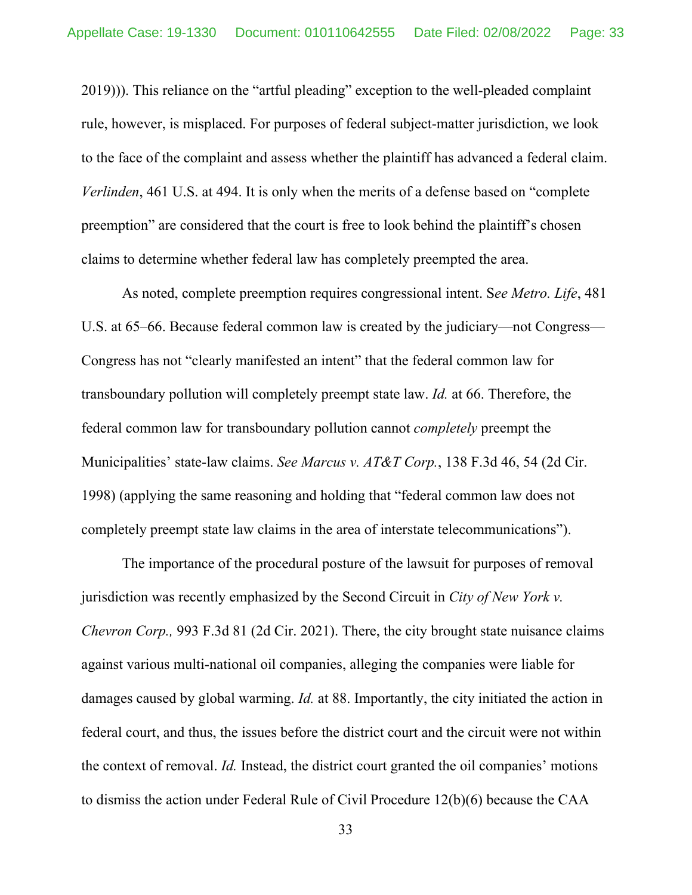2019))). This reliance on the "artful pleading" exception to the well-pleaded complaint rule, however, is misplaced. For purposes of federal subject-matter jurisdiction, we look to the face of the complaint and assess whether the plaintiff has advanced a federal claim. *Verlinden*, 461 U.S. at 494. It is only when the merits of a defense based on "complete preemption" are considered that the court is free to look behind the plaintiff's chosen claims to determine whether federal law has completely preempted the area.

As noted, complete preemption requires congressional intent. S*ee Metro. Life*, 481 U.S. at 65–66. Because federal common law is created by the judiciary—not Congress—Congress has not "clearly manifested an intent" that the federal common law for transboundary pollution will completely preempt state law. *Id.* at 66. Therefore, the federal common law for transboundary pollution cannot *completely* preempt the Municipalities' state-law claims. *See Marcus v. AT&T Corp.*, 138 F.3d 46, 54 (2d Cir. 1998) (applying the same reasoning and holding that "federal common law does not completely preempt state law claims in the area of interstate telecommunications").

The importance of the procedural posture of the lawsuit for purposes of removal jurisdiction was recently emphasized by the Second Circuit in *City of New York v. Chevron Corp.,* 993 F.3d 81 (2d Cir. 2021). There, the city brought state nuisance claims against various multi-national oil companies, alleging the companies were liable for damages caused by global warming. *Id.* at 88. Importantly, the city initiated the action in federal court, and thus, the issues before the district court and the circuit were not within the context of removal. *Id.* Instead, the district court granted the oil companies' motions to dismiss the action under Federal Rule of Civil Procedure 12(b)(6) because the CAA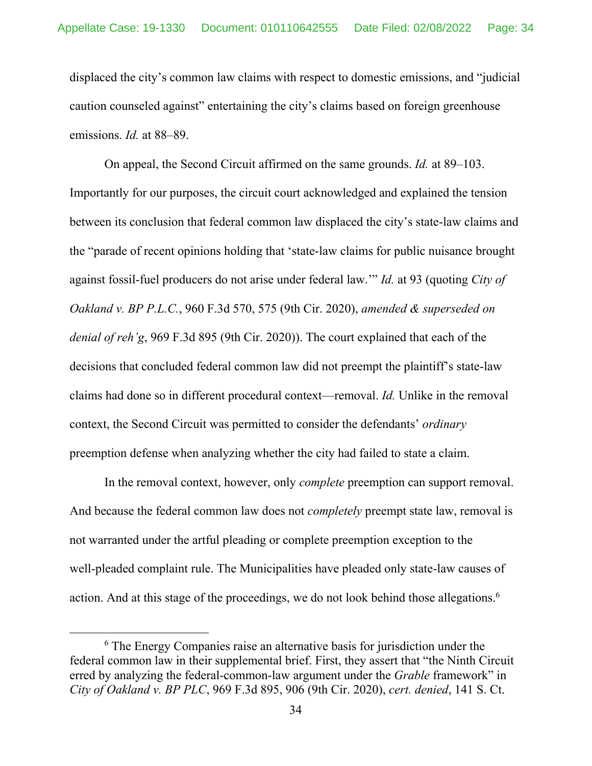displaced the city's common law claims with respect to domestic emissions, and "judicial caution counseled against" entertaining the city's claims based on foreign greenhouse emissions. *Id.* at 88–89.

On appeal, the Second Circuit affirmed on the same grounds. *Id.* at 89–103. Importantly for our purposes, the circuit court acknowledged and explained the tension between its conclusion that federal common law displaced the city's state-law claims and the "parade of recent opinions holding that 'state-law claims for public nuisance brought against fossil-fuel producers do not arise under federal law.'" *Id.* at 93 (quoting *City of Oakland v. BP P.L.C.*, 960 F.3d 570, 575 (9th Cir. 2020), *amended & superseded on denial of reh'g*, 969 F.3d 895 (9th Cir. 2020)). The court explained that each of the decisions that concluded federal common law did not preempt the plaintiff's state-law claims had done so in different procedural context—removal. *Id.* Unlike in the removal context, the Second Circuit was permitted to consider the defendants' *ordinary* preemption defense when analyzing whether the city had failed to state a claim.

In the removal context, however, only *complete* preemption can support removal. And because the federal common law does not *completely* preempt state law, removal is not warranted under the artful pleading or complete preemption exception to the well-pleaded complaint rule. The Municipalities have pleaded only state-law causes of action. And at this stage of the proceedings, we do not look behind those allegations.[6]

[6] The Energy Companies raise an alternative basis for jurisdiction under the federal common law in their supplemental brief. First, they assert that "the Ninth Circuit erred by analyzing the federal-common-law argument under the *Grable* framework" in *City of Oakland v. BP PLC*, 969 F.3d 895, 906 (9th Cir. 2020), *cert. denied*, 141 S. Ct.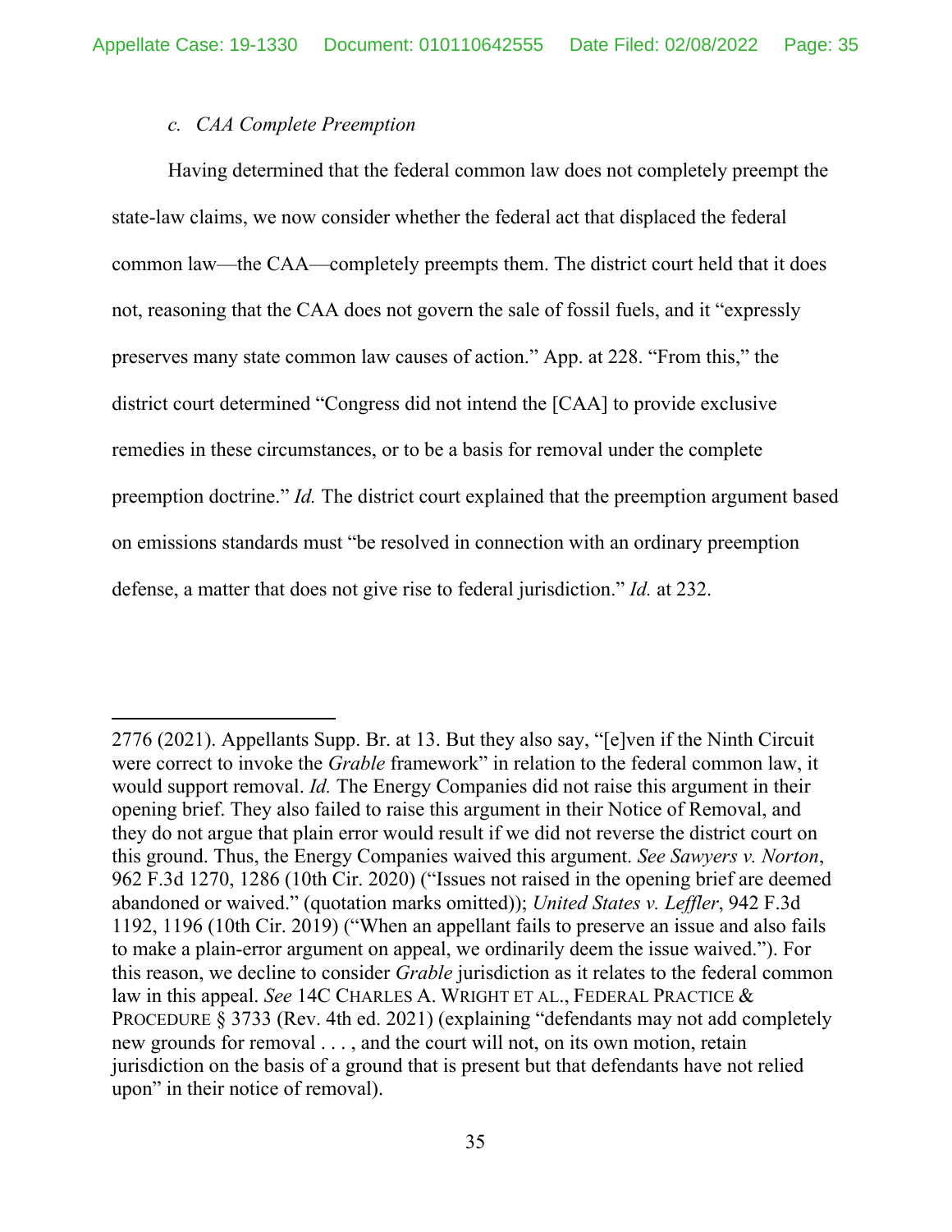*c. CAA Complete Preemption*

Having determined that the federal common law does not completely preempt the state-law claims, we now consider whether the federal act that displaced the federal common law—the CAA—completely preempts them. The district court held that it does not, reasoning that the CAA does not govern the sale of fossil fuels, and it "expressly preserves many state common law causes of action." App. at 228. "From this," the district court determined "Congress did not intend the [CAA] to provide exclusive remedies in these circumstances, or to be a basis for removal under the complete preemption doctrine." *Id.* The district court explained that the preemption argument based on emissions standards must "be resolved in connection with an ordinary preemption defense, a matter that does not give rise to federal jurisdiction." *Id.* at 232.

---

2776 (2021). Appellants Supp. Br. at 13. But they also say, "[e]ven if the Ninth Circuit were correct to invoke the *Grable* framework" in relation to the federal common law, it would support removal. *Id.* The Energy Companies did not raise this argument in their opening brief. They also failed to raise this argument in their Notice of Removal, and they do not argue that plain error would result if we did not reverse the district court on this ground. Thus, the Energy Companies waived this argument. *See Sawyers v. Norton*, 962 F.3d 1270, 1286 (10th Cir. 2020) ("Issues not raised in the opening brief are deemed abandoned or waived." (quotation marks omitted)); *United States v. Leffler*, 942 F.3d 1192, 1196 (10th Cir. 2019) ("When an appellant fails to preserve an issue and also fails to make a plain-error argument on appeal, we ordinarily deem the issue waived."). For this reason, we decline to consider *Grable* jurisdiction as it relates to the federal common law in this appeal. *See* 14C CHARLES A. WRIGHT ET AL., FEDERAL PRACTICE & PROCEDURE § 3733 (Rev. 4th ed. 2021) (explaining "defendants may not add completely new grounds for removal . . . , and the court will not, on its own motion, retain jurisdiction on the basis of a ground that is present but that defendants have not relied upon" in their notice of removal).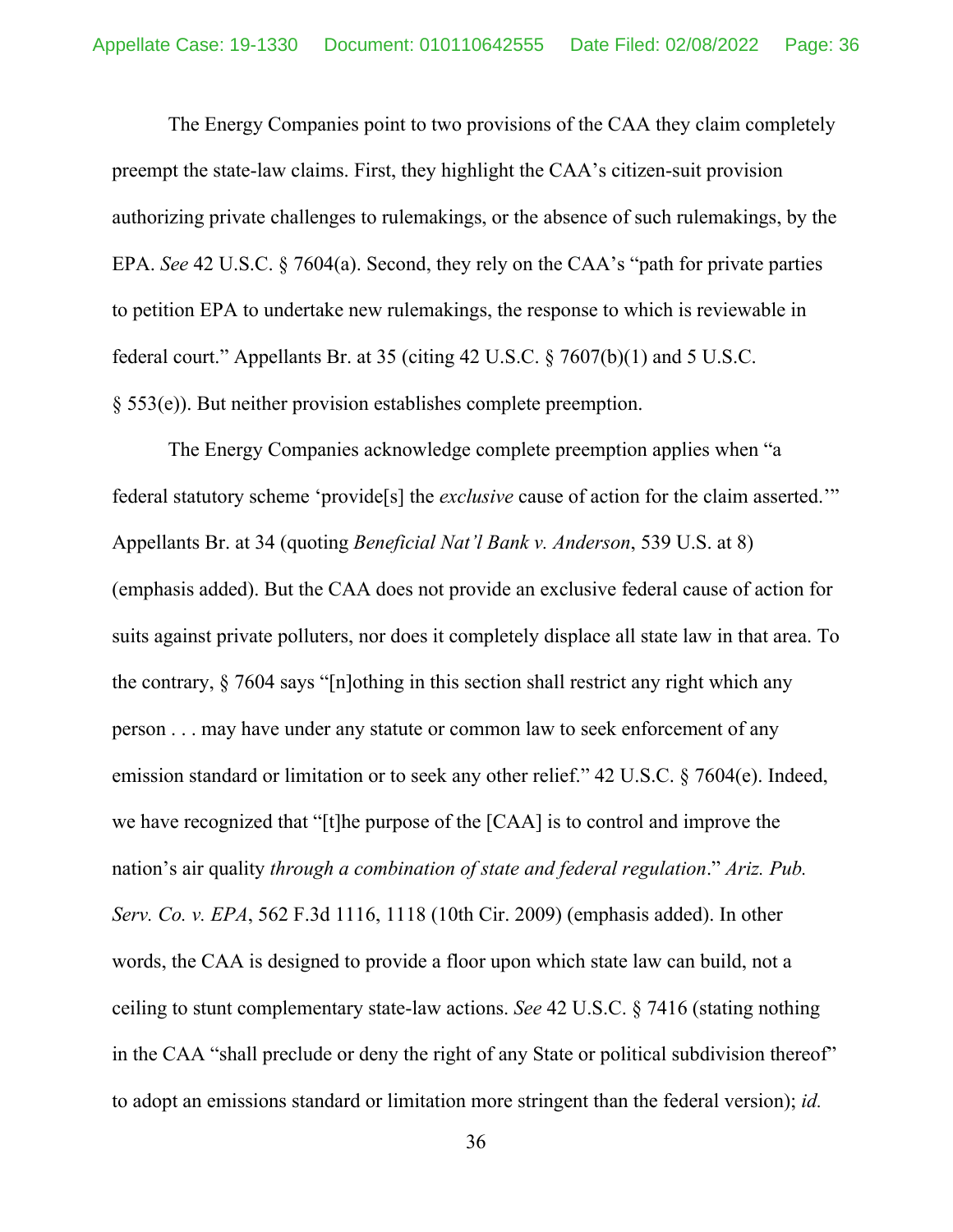The Energy Companies point to two provisions of the CAA they claim completely preempt the state-law claims. First, they highlight the CAA's citizen-suit provision authorizing private challenges to rulemakings, or the absence of such rulemakings, by the EPA. *See* 42 U.S.C. § 7604(a). Second, they rely on the CAA's "path for private parties to petition EPA to undertake new rulemakings, the response to which is reviewable in federal court." Appellants Br. at 35 (citing 42 U.S.C. § 7607(b)(1) and 5 U.S.C. § 553(e)). But neither provision establishes complete preemption.

The Energy Companies acknowledge complete preemption applies when "a federal statutory scheme 'provide[s] the *exclusive* cause of action for the claim asserted.'" Appellants Br. at 34 (quoting *Beneficial Nat'l Bank v. Anderson*, 539 U.S. at 8) (emphasis added). But the CAA does not provide an exclusive federal cause of action for suits against private polluters, nor does it completely displace all state law in that area. To the contrary, § 7604 says "[n]othing in this section shall restrict any right which any person . . . may have under any statute or common law to seek enforcement of any emission standard or limitation or to seek any other relief." 42 U.S.C. § 7604(e). Indeed, we have recognized that "[t]he purpose of the [CAA] is to control and improve the nation's air quality *through a combination of state and federal regulation*." *Ariz. Pub. Serv. Co. v. EPA*, 562 F.3d 1116, 1118 (10th Cir. 2009) (emphasis added). In other words, the CAA is designed to provide a floor upon which state law can build, not a ceiling to stunt complementary state-law actions. *See* 42 U.S.C. § 7416 (stating nothing in the CAA "shall preclude or deny the right of any State or political subdivision thereof" to adopt an emissions standard or limitation more stringent than the federal version); *id.*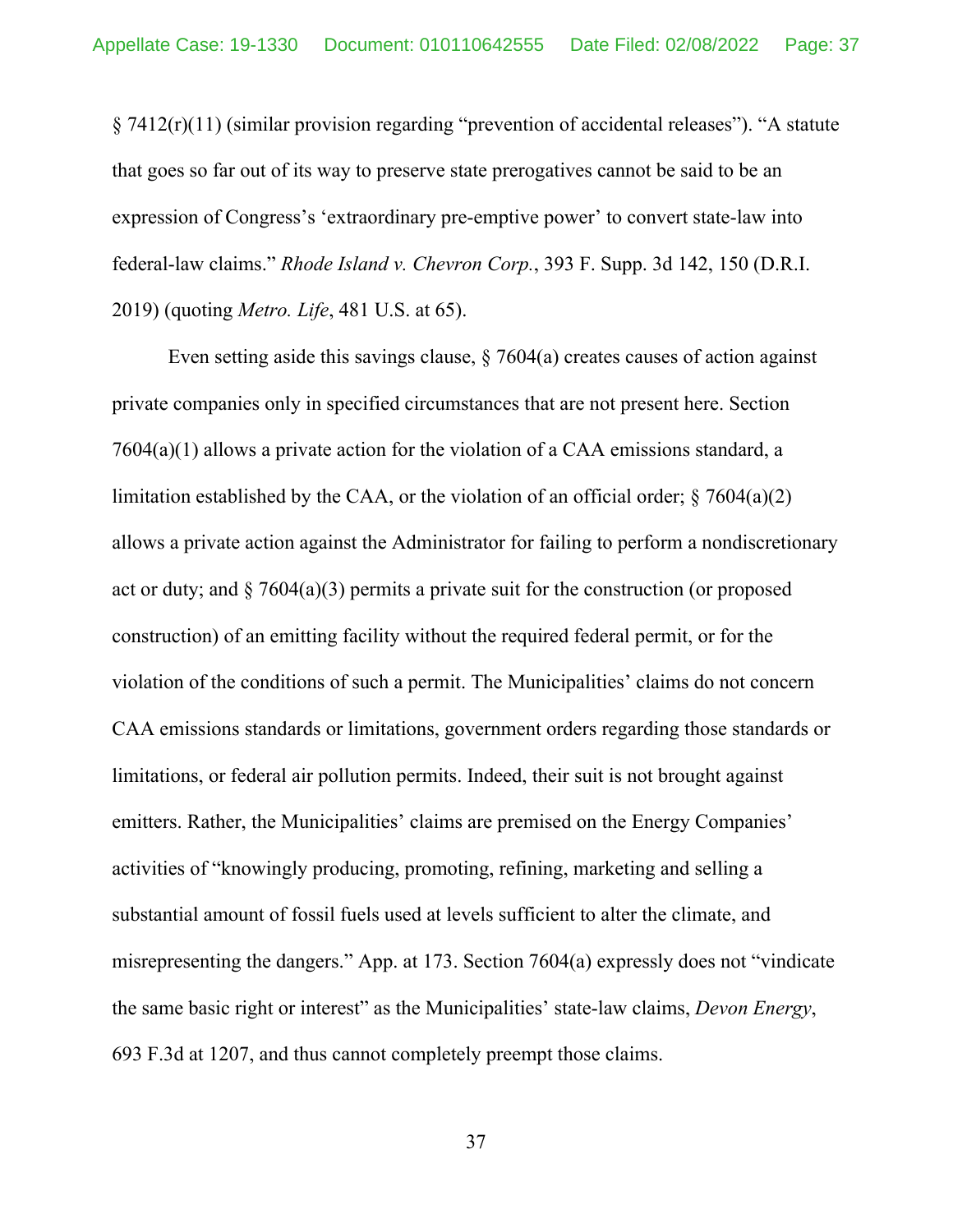§ 7412(r)(11) (similar provision regarding "prevention of accidental releases"). "A statute that goes so far out of its way to preserve state prerogatives cannot be said to be an expression of Congress's 'extraordinary pre-emptive power' to convert state-law into federal-law claims." *Rhode Island v. Chevron Corp.*, 393 F. Supp. 3d 142, 150 (D.R.I. 2019) (quoting *Metro. Life*, 481 U.S. at 65).

Even setting aside this savings clause, § 7604(a) creates causes of action against private companies only in specified circumstances that are not present here. Section 7604(a)(1) allows a private action for the violation of a CAA emissions standard, a limitation established by the CAA, or the violation of an official order; § 7604(a)(2) allows a private action against the Administrator for failing to perform a nondiscretionary act or duty; and § 7604(a)(3) permits a private suit for the construction (or proposed construction) of an emitting facility without the required federal permit, or for the violation of the conditions of such a permit. The Municipalities' claims do not concern CAA emissions standards or limitations, government orders regarding those standards or limitations, or federal air pollution permits. Indeed, their suit is not brought against emitters. Rather, the Municipalities' claims are premised on the Energy Companies' activities of "knowingly producing, promoting, refining, marketing and selling a substantial amount of fossil fuels used at levels sufficient to alter the climate, and misrepresenting the dangers." App. at 173. Section 7604(a) expressly does not "vindicate the same basic right or interest" as the Municipalities' state-law claims, *Devon Energy*, 693 F.3d at 1207, and thus cannot completely preempt those claims.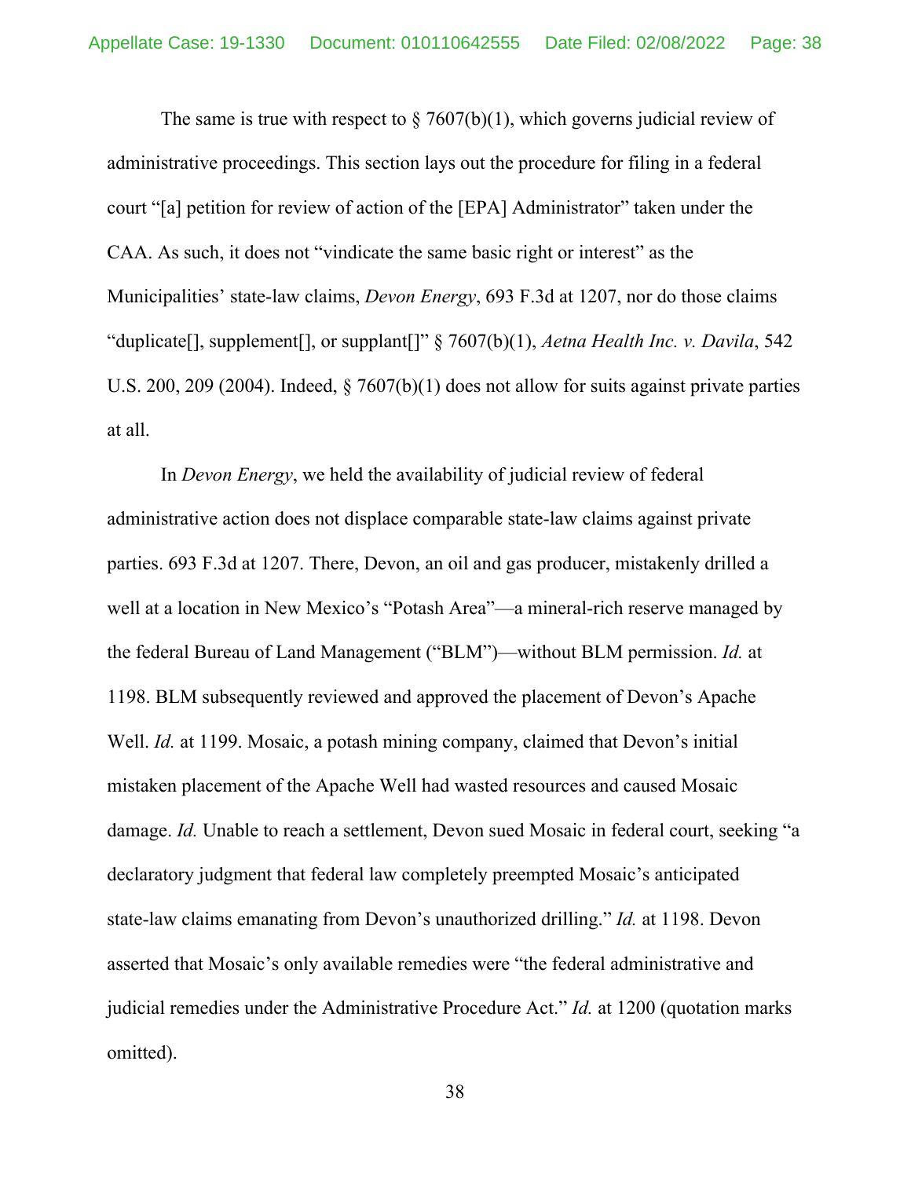The same is true with respect to § 7607(b)(1), which governs judicial review of administrative proceedings. This section lays out the procedure for filing in a federal court "[a] petition for review of action of the [EPA] Administrator" taken under the CAA. As such, it does not "vindicate the same basic right or interest" as the Municipalities' state-law claims, *Devon Energy*, 693 F.3d at 1207, nor do those claims "duplicate[], supplement[], or supplant[]" § 7607(b)(1), *Aetna Health Inc. v. Davila*, 542 U.S. 200, 209 (2004). Indeed, § 7607(b)(1) does not allow for suits against private parties at all.

In *Devon Energy*, we held the availability of judicial review of federal administrative action does not displace comparable state-law claims against private parties. 693 F.3d at 1207. There, Devon, an oil and gas producer, mistakenly drilled a well at a location in New Mexico's "Potash Area"—a mineral-rich reserve managed by the federal Bureau of Land Management ("BLM")—without BLM permission. *Id.* at 1198. BLM subsequently reviewed and approved the placement of Devon's Apache Well. *Id.* at 1199. Mosaic, a potash mining company, claimed that Devon's initial mistaken placement of the Apache Well had wasted resources and caused Mosaic damage. *Id.* Unable to reach a settlement, Devon sued Mosaic in federal court, seeking "a declaratory judgment that federal law completely preempted Mosaic's anticipated state-law claims emanating from Devon's unauthorized drilling." *Id.* at 1198. Devon asserted that Mosaic's only available remedies were "the federal administrative and judicial remedies under the Administrative Procedure Act." *Id.* at 1200 (quotation marks omitted).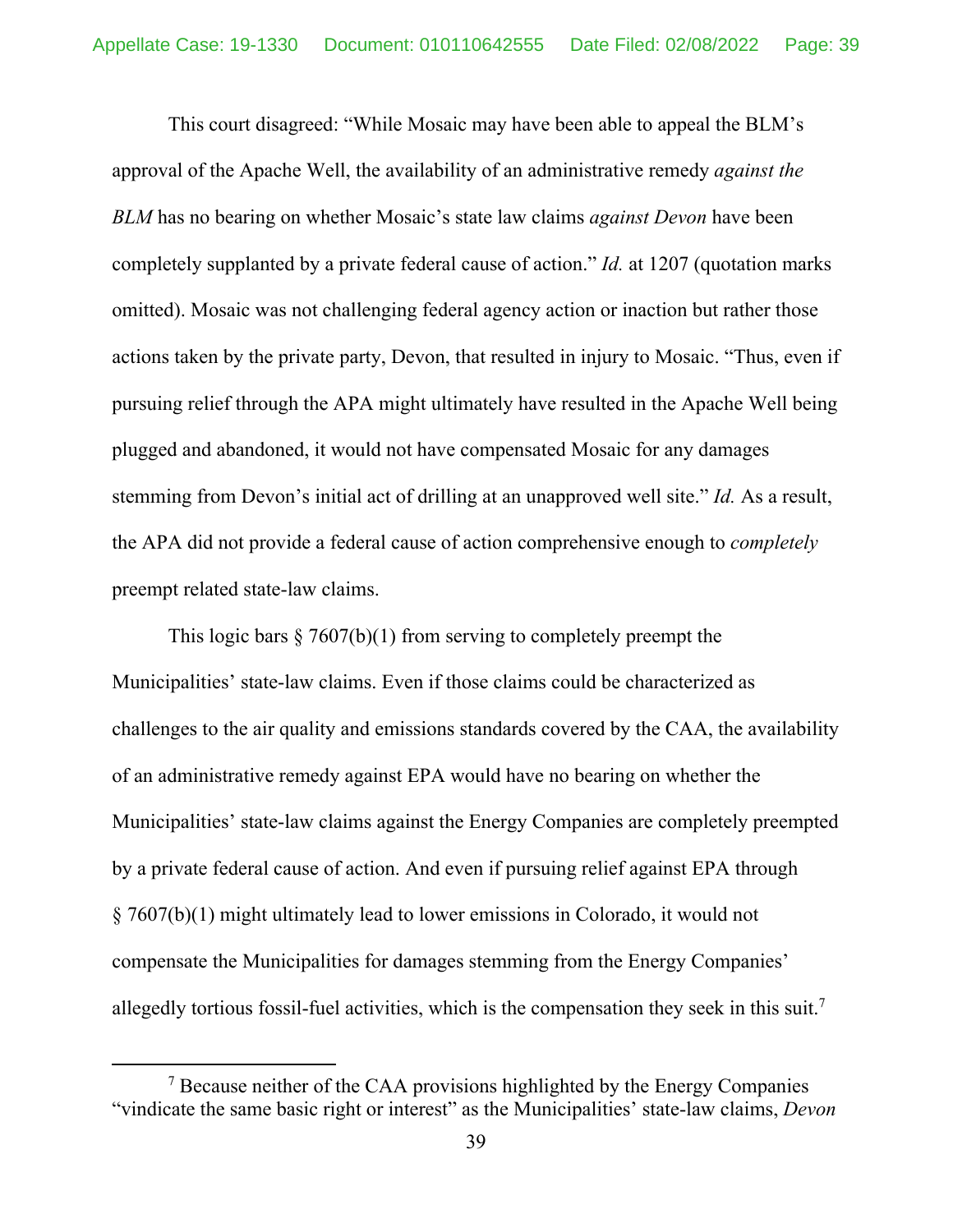This court disagreed: "While Mosaic may have been able to appeal the BLM's approval of the Apache Well, the availability of an administrative remedy *against the BLM* has no bearing on whether Mosaic's state law claims *against Devon* have been completely supplanted by a private federal cause of action." *Id.* at 1207 (quotation marks omitted). Mosaic was not challenging federal agency action or inaction but rather those actions taken by the private party, Devon, that resulted in injury to Mosaic. "Thus, even if pursuing relief through the APA might ultimately have resulted in the Apache Well being plugged and abandoned, it would not have compensated Mosaic for any damages stemming from Devon's initial act of drilling at an unapproved well site." *Id.* As a result, the APA did not provide a federal cause of action comprehensive enough to *completely* preempt related state-law claims.

This logic bars § 7607(b)(1) from serving to completely preempt the Municipalities' state-law claims. Even if those claims could be characterized as challenges to the air quality and emissions standards covered by the CAA, the availability of an administrative remedy against EPA would have no bearing on whether the Municipalities' state-law claims against the Energy Companies are completely preempted by a private federal cause of action. And even if pursuing relief against EPA through § 7607(b)(1) might ultimately lead to lower emissions in Colorado, it would not compensate the Municipalities for damages stemming from the Energy Companies' allegedly tortious fossil-fuel activities, which is the compensation they seek in this suit.[7]

[7] Because neither of the CAA provisions highlighted by the Energy Companies "vindicate the same basic right or interest" as the Municipalities' state-law claims, *Devon*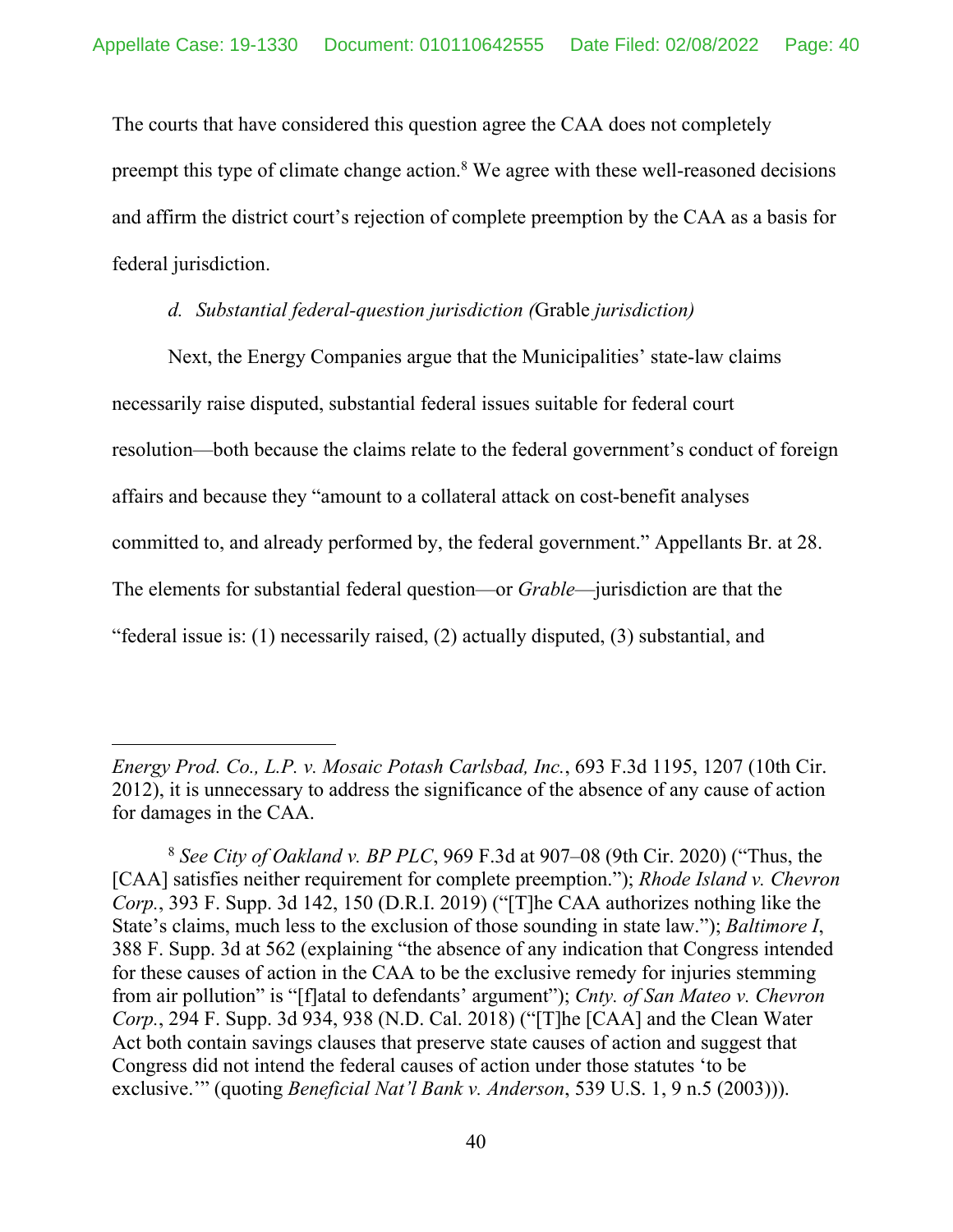The courts that have considered this question agree the CAA does not completely preempt this type of climate change action.[8] We agree with these well-reasoned decisions and affirm the district court's rejection of complete preemption by the CAA as a basis for federal jurisdiction.

*d. Substantial federal-question jurisdiction (*Grable *jurisdiction)*

Next, the Energy Companies argue that the Municipalities' state-law claims necessarily raise disputed, substantial federal issues suitable for federal court resolution—both because the claims relate to the federal government's conduct of foreign affairs and because they "amount to a collateral attack on cost-benefit analyses committed to, and already performed by, the federal government." Appellants Br. at 28. The elements for substantial federal question—or *Grable*—jurisdiction are that the "federal issue is: (1) necessarily raised, (2) actually disputed, (3) substantial, and

---

*Energy Prod. Co., L.P. v. Mosaic Potash Carlsbad, Inc.*, 693 F.3d 1195, 1207 (10th Cir. 2012), it is unnecessary to address the significance of the absence of any cause of action for damages in the CAA.

[8] *See City of Oakland v. BP PLC*, 969 F.3d at 907–08 (9th Cir. 2020) ("Thus, the [CAA] satisfies neither requirement for complete preemption."); *Rhode Island v. Chevron Corp.*, 393 F. Supp. 3d 142, 150 (D.R.I. 2019) ("[T]he CAA authorizes nothing like the State's claims, much less to the exclusion of those sounding in state law."); *Baltimore I*, 388 F. Supp. 3d at 562 (explaining "the absence of any indication that Congress intended for these causes of action in the CAA to be the exclusive remedy for injuries stemming from air pollution" is "[f]atal to defendants' argument"); *Cnty. of San Mateo v. Chevron Corp.*, 294 F. Supp. 3d 934, 938 (N.D. Cal. 2018) ("[T]he [CAA] and the Clean Water Act both contain savings clauses that preserve state causes of action and suggest that Congress did not intend the federal causes of action under those statutes 'to be exclusive.'" (quoting *Beneficial Nat'l Bank v. Anderson*, 539 U.S. 1, 9 n.5 (2003))).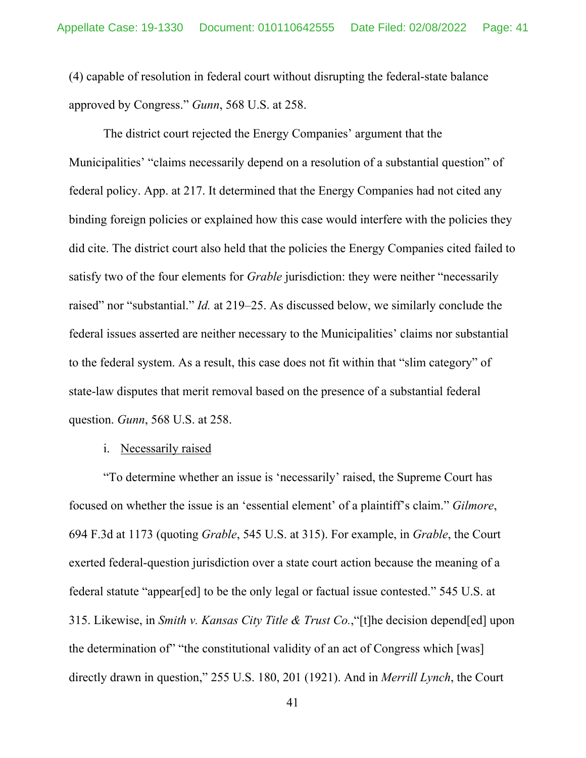(4) capable of resolution in federal court without disrupting the federal-state balance approved by Congress." *Gunn*, 568 U.S. at 258.

The district court rejected the Energy Companies' argument that the Municipalities' "claims necessarily depend on a resolution of a substantial question" of federal policy. App. at 217. It determined that the Energy Companies had not cited any binding foreign policies or explained how this case would interfere with the policies they did cite. The district court also held that the policies the Energy Companies cited failed to satisfy two of the four elements for *Grable* jurisdiction: they were neither "necessarily raised" nor "substantial." *Id.* at 219–25. As discussed below, we similarly conclude the federal issues asserted are neither necessary to the Municipalities' claims nor substantial to the federal system. As a result, this case does not fit within that "slim category" of state-law disputes that merit removal based on the presence of a substantial federal question. *Gunn*, 568 U.S. at 258.

i. <u>Necessarily raised</u>

"To determine whether an issue is 'necessarily' raised, the Supreme Court has focused on whether the issue is an 'essential element' of a plaintiff's claim." *Gilmore*, 694 F.3d at 1173 (quoting *Grable*, 545 U.S. at 315). For example, in *Grable*, the Court exerted federal-question jurisdiction over a state court action because the meaning of a federal statute "appear[ed] to be the only legal or factual issue contested." 545 U.S. at 315. Likewise, in *Smith v. Kansas City Title & Trust Co.*,"[t]he decision depend[ed] upon the determination of" "the constitutional validity of an act of Congress which [was] directly drawn in question," 255 U.S. 180, 201 (1921). And in *Merrill Lynch*, the Court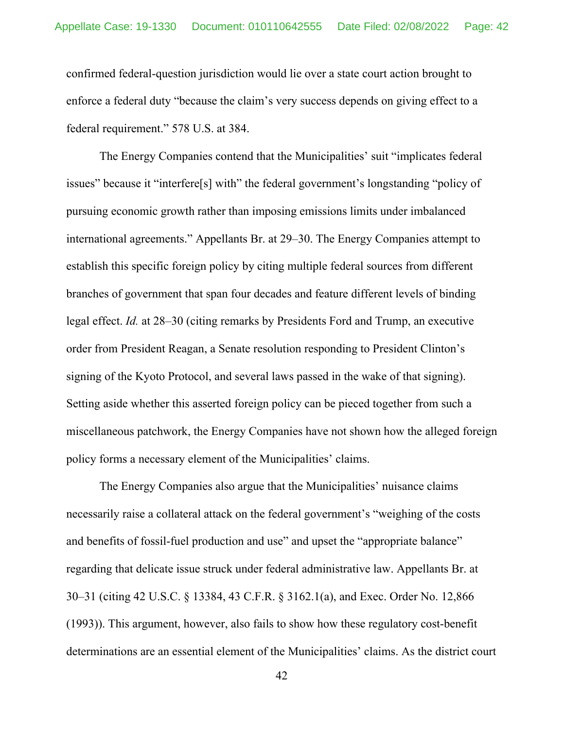confirmed federal-question jurisdiction would lie over a state court action brought to enforce a federal duty "because the claim's very success depends on giving effect to a federal requirement." 578 U.S. at 384.

The Energy Companies contend that the Municipalities' suit "implicates federal issues" because it "interfere[s] with" the federal government's longstanding "policy of pursuing economic growth rather than imposing emissions limits under imbalanced international agreements." Appellants Br. at 29–30. The Energy Companies attempt to establish this specific foreign policy by citing multiple federal sources from different branches of government that span four decades and feature different levels of binding legal effect. *Id.* at 28–30 (citing remarks by Presidents Ford and Trump, an executive order from President Reagan, a Senate resolution responding to President Clinton's signing of the Kyoto Protocol, and several laws passed in the wake of that signing). Setting aside whether this asserted foreign policy can be pieced together from such a miscellaneous patchwork, the Energy Companies have not shown how the alleged foreign policy forms a necessary element of the Municipalities' claims.

The Energy Companies also argue that the Municipalities' nuisance claims necessarily raise a collateral attack on the federal government's "weighing of the costs and benefits of fossil-fuel production and use" and upset the "appropriate balance" regarding that delicate issue struck under federal administrative law. Appellants Br. at 30–31 (citing 42 U.S.C. § 13384, 43 C.F.R. § 3162.1(a), and Exec. Order No. 12,866 (1993)). This argument, however, also fails to show how these regulatory cost-benefit determinations are an essential element of the Municipalities' claims. As the district court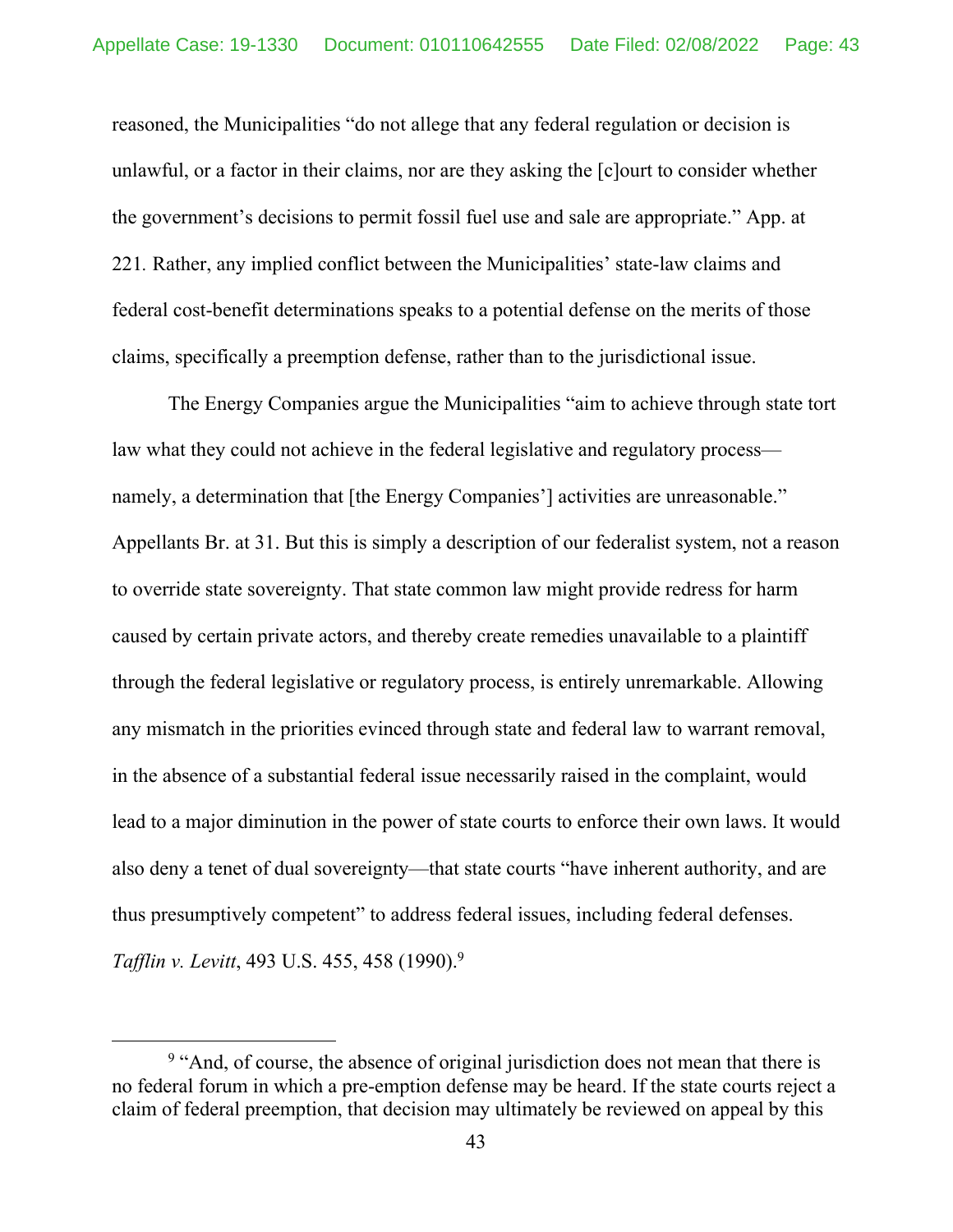reasoned, the Municipalities "do not allege that any federal regulation or decision is unlawful, or a factor in their claims, nor are they asking the [c]ourt to consider whether the government's decisions to permit fossil fuel use and sale are appropriate." App. at 221. Rather, any implied conflict between the Municipalities' state-law claims and federal cost-benefit determinations speaks to a potential defense on the merits of those claims, specifically a preemption defense, rather than to the jurisdictional issue.

The Energy Companies argue the Municipalities "aim to achieve through state tort law what they could not achieve in the federal legislative and regulatory process—namely, a determination that [the Energy Companies'] activities are unreasonable." Appellants Br. at 31. But this is simply a description of our federalist system, not a reason to override state sovereignty. That state common law might provide redress for harm caused by certain private actors, and thereby create remedies unavailable to a plaintiff through the federal legislative or regulatory process, is entirely unremarkable. Allowing any mismatch in the priorities evinced through state and federal law to warrant removal, in the absence of a substantial federal issue necessarily raised in the complaint, would lead to a major diminution in the power of state courts to enforce their own laws. It would also deny a tenet of dual sovereignty—that state courts "have inherent authority, and are thus presumptively competent" to address federal issues, including federal defenses. *Tafflin v. Levitt*, 493 U.S. 455, 458 (1990).[9]

---

[9] "And, of course, the absence of original jurisdiction does not mean that there is no federal forum in which a pre-emption defense may be heard. If the state courts reject a claim of federal preemption, that decision may ultimately be reviewed on appeal by this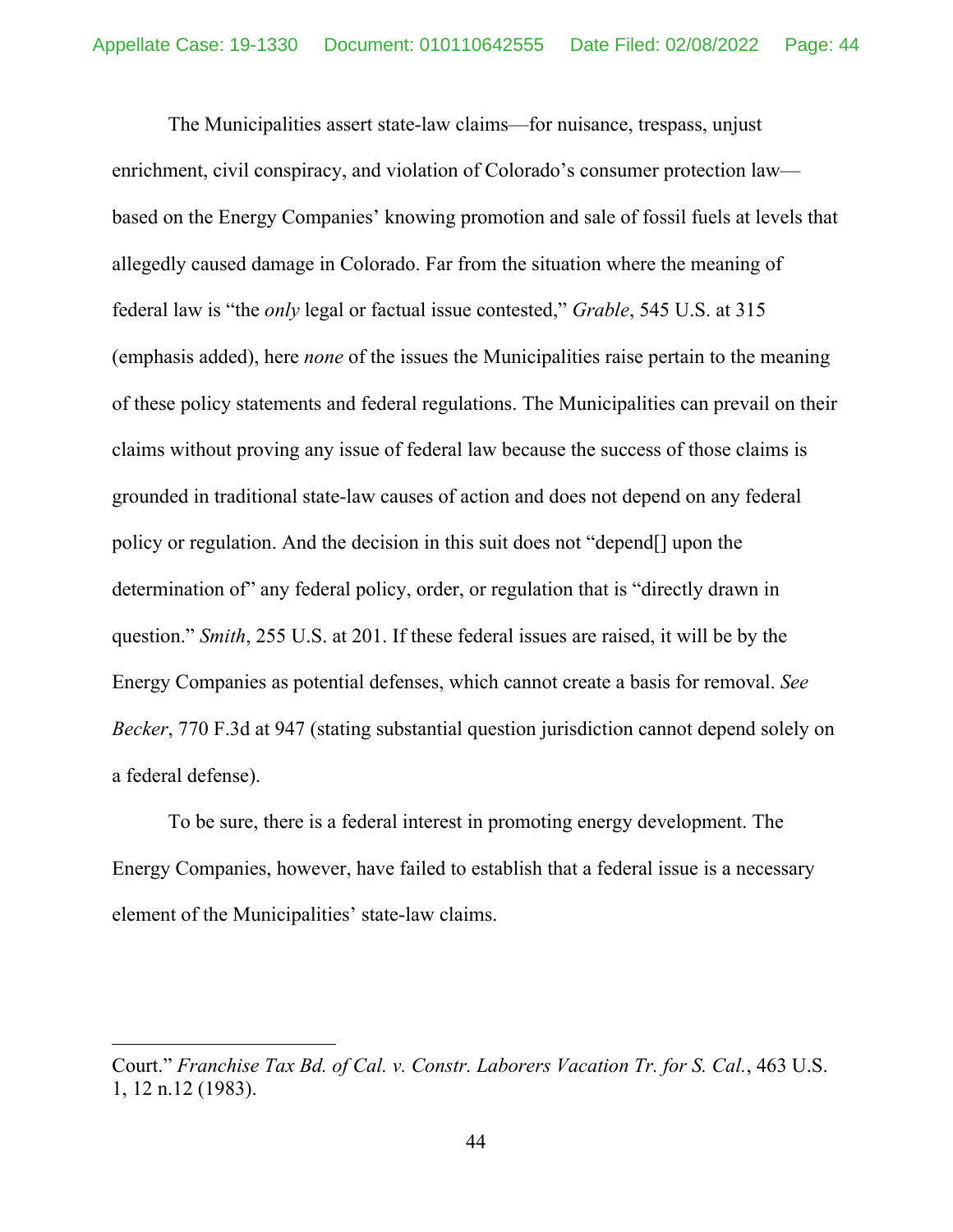The Municipalities assert state-law claims—for nuisance, trespass, unjust enrichment, civil conspiracy, and violation of Colorado's consumer protection law—based on the Energy Companies' knowing promotion and sale of fossil fuels at levels that allegedly caused damage in Colorado. Far from the situation where the meaning of federal law is "the *only* legal or factual issue contested," *Grable*, 545 U.S. at 315 (emphasis added), here *none* of the issues the Municipalities raise pertain to the meaning of these policy statements and federal regulations. The Municipalities can prevail on their claims without proving any issue of federal law because the success of those claims is grounded in traditional state-law causes of action and does not depend on any federal policy or regulation. And the decision in this suit does not "depend[] upon the determination of" any federal policy, order, or regulation that is "directly drawn in question." *Smith*, 255 U.S. at 201. If these federal issues are raised, it will be by the Energy Companies as potential defenses, which cannot create a basis for removal. *See Becker*, 770 F.3d at 947 (stating substantial question jurisdiction cannot depend solely on a federal defense).

To be sure, there is a federal interest in promoting energy development. The Energy Companies, however, have failed to establish that a federal issue is a necessary element of the Municipalities' state-law claims.

---

Court." *Franchise Tax Bd. of Cal. v. Constr. Laborers Vacation Tr. for S. Cal.*, 463 U.S. 1, 12 n.12 (1983).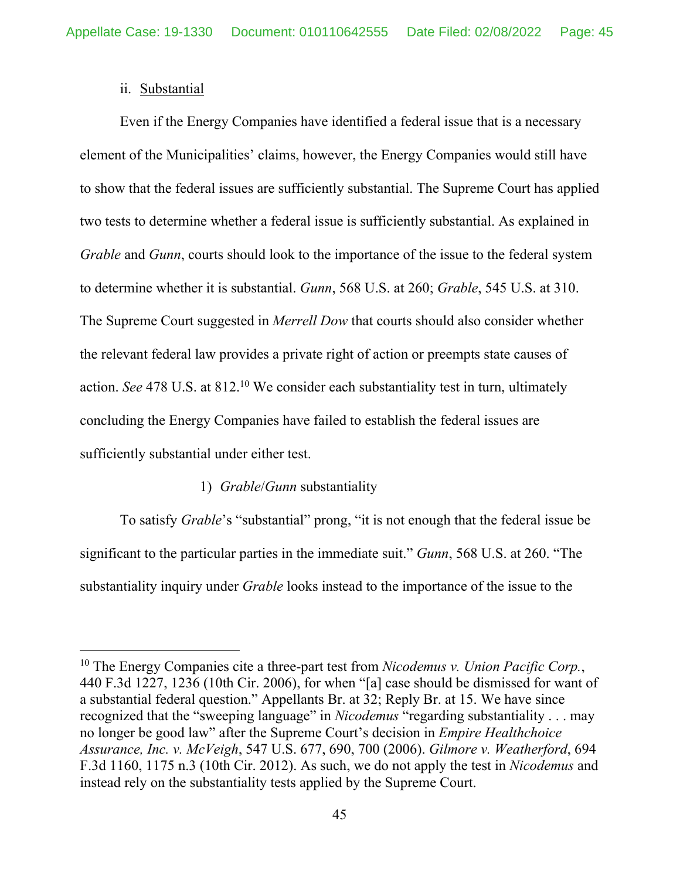ii. Substantial

Even if the Energy Companies have identified a federal issue that is a necessary element of the Municipalities' claims, however, the Energy Companies would still have to show that the federal issues are sufficiently substantial. The Supreme Court has applied two tests to determine whether a federal issue is sufficiently substantial. As explained in *Grable* and *Gunn*, courts should look to the importance of the issue to the federal system to determine whether it is substantial. *Gunn*, 568 U.S. at 260; *Grable*, 545 U.S. at 310. The Supreme Court suggested in *Merrell Dow* that courts should also consider whether the relevant federal law provides a private right of action or preempts state causes of action. *See* 478 U.S. at 812.[10] We consider each substantiality test in turn, ultimately concluding the Energy Companies have failed to establish the federal issues are sufficiently substantial under either test.

1) *Grable*/*Gunn* substantiality

To satisfy *Grable*'s "substantial" prong, "it is not enough that the federal issue be significant to the particular parties in the immediate suit." *Gunn*, 568 U.S. at 260. "The substantiality inquiry under *Grable* looks instead to the importance of the issue to the

[10] The Energy Companies cite a three-part test from *Nicodemus v. Union Pacific Corp.*, 440 F.3d 1227, 1236 (10th Cir. 2006), for when "[a] case should be dismissed for want of a substantial federal question." Appellants Br. at 32; Reply Br. at 15. We have since recognized that the "sweeping language" in *Nicodemus* "regarding substantiality . . . may no longer be good law" after the Supreme Court's decision in *Empire Healthchoice Assurance, Inc. v. McVeigh*, 547 U.S. 677, 690, 700 (2006). *Gilmore v. Weatherford*, 694 F.3d 1160, 1175 n.3 (10th Cir. 2012). As such, we do not apply the test in *Nicodemus* and instead rely on the substantiality tests applied by the Supreme Court.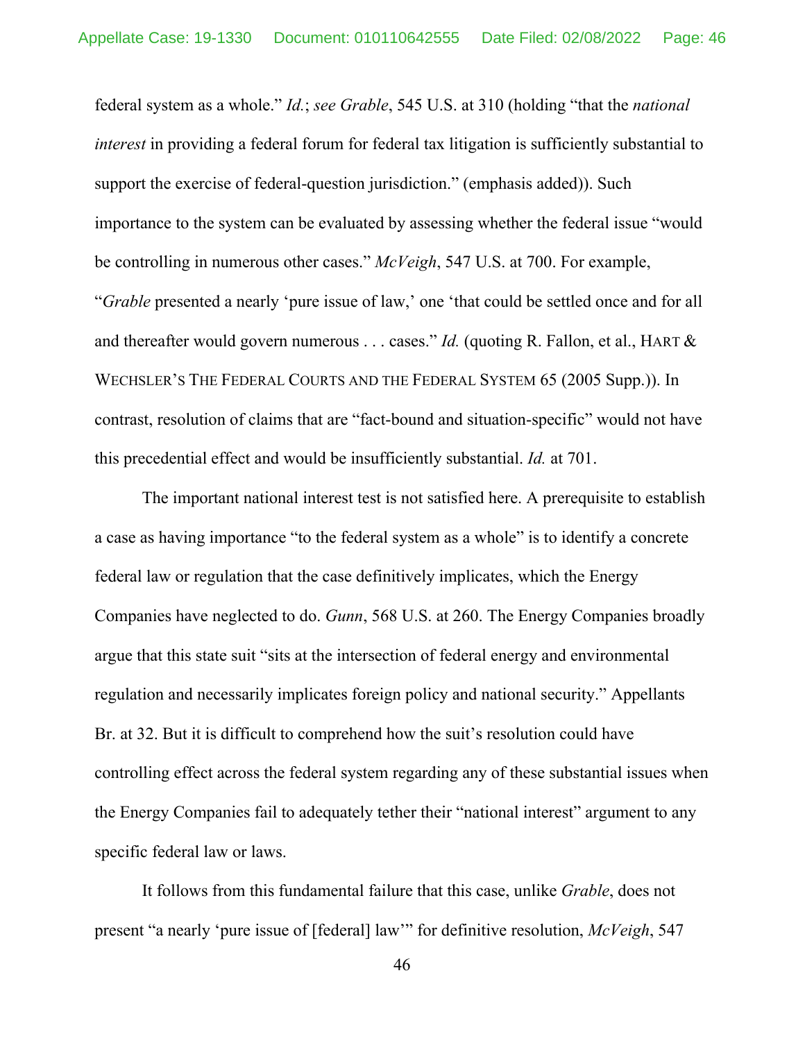federal system as a whole." *Id.*; *see Grable*, 545 U.S. at 310 (holding "that the *national interest* in providing a federal forum for federal tax litigation is sufficiently substantial to support the exercise of federal-question jurisdiction." (emphasis added)). Such importance to the system can be evaluated by assessing whether the federal issue "would be controlling in numerous other cases." *McVeigh*, 547 U.S. at 700. For example, "*Grable* presented a nearly 'pure issue of law,' one 'that could be settled once and for all and thereafter would govern numerous . . . cases." *Id.* (quoting R. Fallon, et al., HART & WECHSLER'S THE FEDERAL COURTS AND THE FEDERAL SYSTEM 65 (2005 Supp.)). In contrast, resolution of claims that are "fact-bound and situation-specific" would not have this precedential effect and would be insufficiently substantial. *Id.* at 701.

The important national interest test is not satisfied here. A prerequisite to establish a case as having importance "to the federal system as a whole" is to identify a concrete federal law or regulation that the case definitively implicates, which the Energy Companies have neglected to do. *Gunn*, 568 U.S. at 260. The Energy Companies broadly argue that this state suit "sits at the intersection of federal energy and environmental regulation and necessarily implicates foreign policy and national security." Appellants Br. at 32. But it is difficult to comprehend how the suit's resolution could have controlling effect across the federal system regarding any of these substantial issues when the Energy Companies fail to adequately tether their "national interest" argument to any specific federal law or laws.

It follows from this fundamental failure that this case, unlike *Grable*, does not present "a nearly 'pure issue of [federal] law'" for definitive resolution, *McVeigh*, 547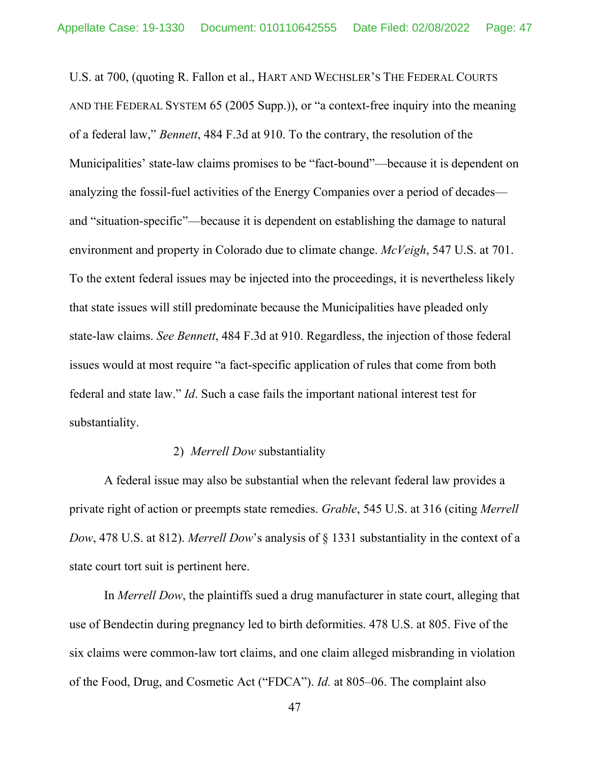U.S. at 700, (quoting R. Fallon et al., HART AND WECHSLER'S THE FEDERAL COURTS AND THE FEDERAL SYSTEM 65 (2005 Supp.)), or "a context-free inquiry into the meaning of a federal law," *Bennett*, 484 F.3d at 910. To the contrary, the resolution of the Municipalities' state-law claims promises to be "fact-bound"—because it is dependent on analyzing the fossil-fuel activities of the Energy Companies over a period of decades—and "situation-specific"—because it is dependent on establishing the damage to natural environment and property in Colorado due to climate change. *McVeigh*, 547 U.S. at 701. To the extent federal issues may be injected into the proceedings, it is nevertheless likely that state issues will still predominate because the Municipalities have pleaded only state-law claims. *See Bennett*, 484 F.3d at 910. Regardless, the injection of those federal issues would at most require "a fact-specific application of rules that come from both federal and state law." *Id*. Such a case fails the important national interest test for substantiality.

2) *Merrell Dow* substantiality

A federal issue may also be substantial when the relevant federal law provides a private right of action or preempts state remedies. *Grable*, 545 U.S. at 316 (citing *Merrell Dow*, 478 U.S. at 812). *Merrell Dow*'s analysis of § 1331 substantiality in the context of a state court tort suit is pertinent here.

In *Merrell Dow*, the plaintiffs sued a drug manufacturer in state court, alleging that use of Bendectin during pregnancy led to birth deformities. 478 U.S. at 805. Five of the six claims were common-law tort claims, and one claim alleged misbranding in violation of the Food, Drug, and Cosmetic Act ("FDCA"). *Id.* at 805–06. The complaint also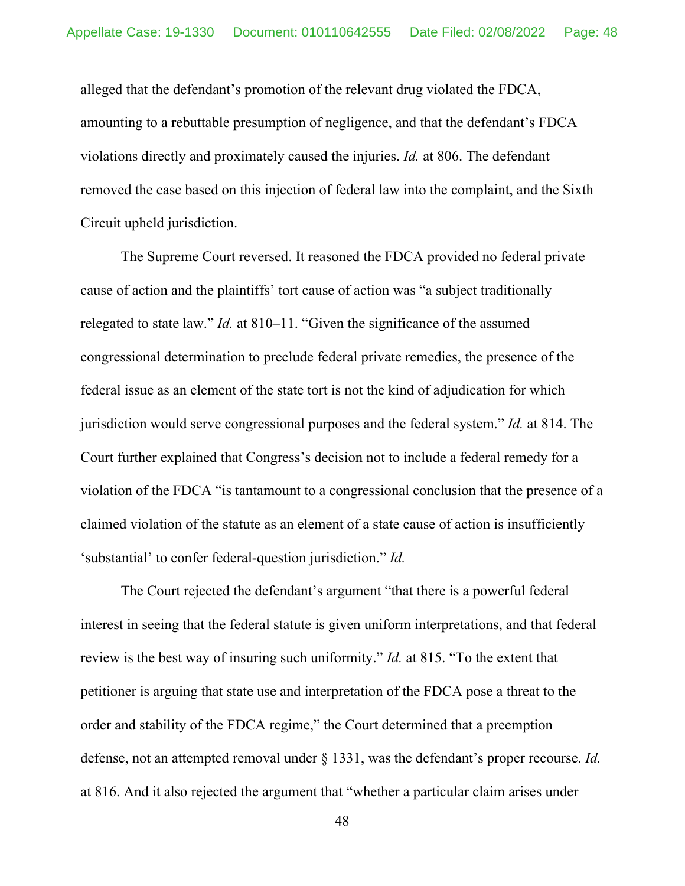alleged that the defendant's promotion of the relevant drug violated the FDCA, amounting to a rebuttable presumption of negligence, and that the defendant's FDCA violations directly and proximately caused the injuries. *Id.* at 806. The defendant removed the case based on this injection of federal law into the complaint, and the Sixth Circuit upheld jurisdiction.

The Supreme Court reversed. It reasoned the FDCA provided no federal private cause of action and the plaintiffs' tort cause of action was "a subject traditionally relegated to state law." *Id.* at 810–11. "Given the significance of the assumed congressional determination to preclude federal private remedies, the presence of the federal issue as an element of the state tort is not the kind of adjudication for which jurisdiction would serve congressional purposes and the federal system." *Id.* at 814. The Court further explained that Congress's decision not to include a federal remedy for a violation of the FDCA "is tantamount to a congressional conclusion that the presence of a claimed violation of the statute as an element of a state cause of action is insufficiently 'substantial' to confer federal-question jurisdiction." *Id.*

The Court rejected the defendant's argument "that there is a powerful federal interest in seeing that the federal statute is given uniform interpretations, and that federal review is the best way of insuring such uniformity." *Id.* at 815. "To the extent that petitioner is arguing that state use and interpretation of the FDCA pose a threat to the order and stability of the FDCA regime," the Court determined that a preemption defense, not an attempted removal under § 1331, was the defendant's proper recourse. *Id.* at 816. And it also rejected the argument that "whether a particular claim arises under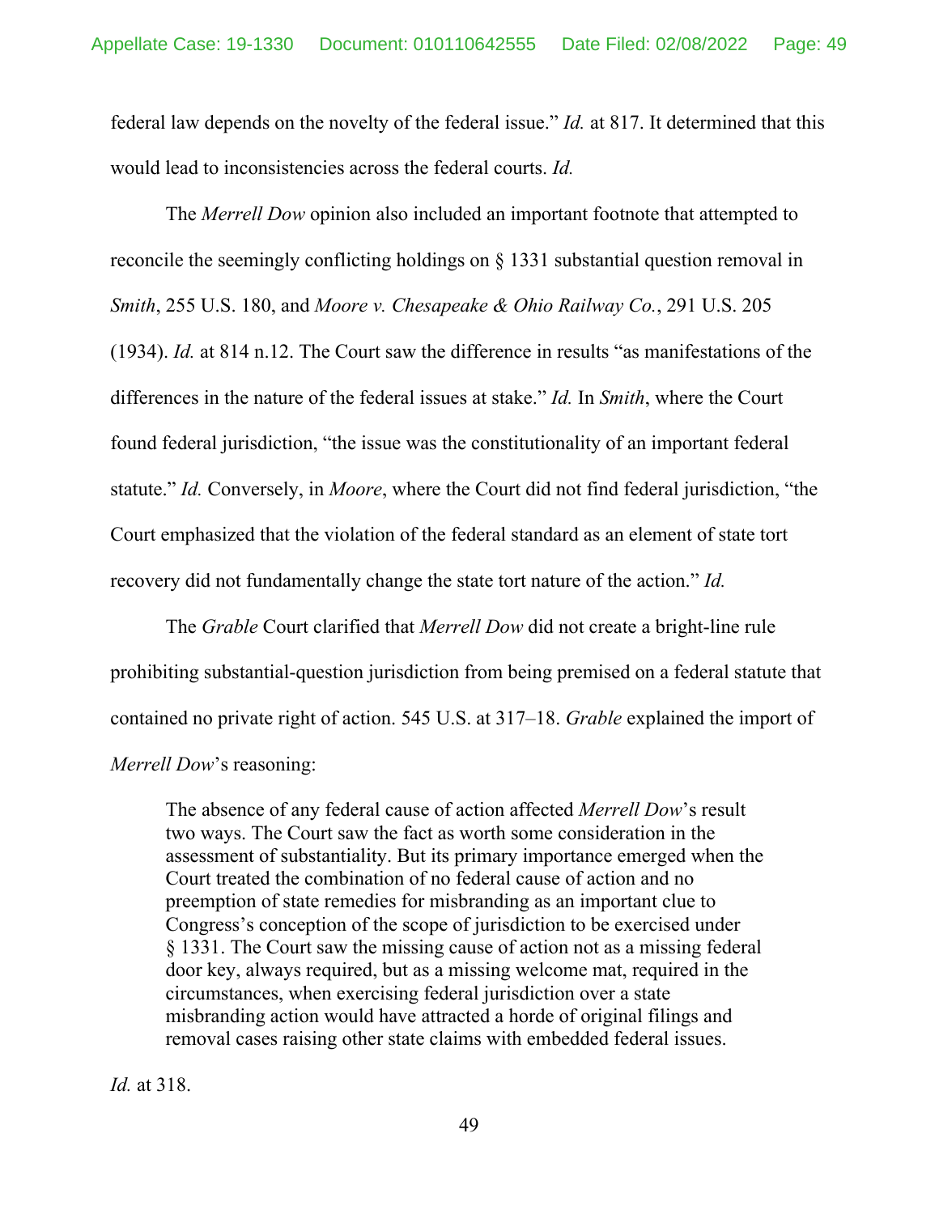federal law depends on the novelty of the federal issue." *Id.* at 817. It determined that this would lead to inconsistencies across the federal courts. *Id.*

The *Merrell Dow* opinion also included an important footnote that attempted to reconcile the seemingly conflicting holdings on § 1331 substantial question removal in *Smith*, 255 U.S. 180, and *Moore v. Chesapeake & Ohio Railway Co.*, 291 U.S. 205 (1934). *Id.* at 814 n.12. The Court saw the difference in results "as manifestations of the differences in the nature of the federal issues at stake." *Id.* In *Smith*, where the Court found federal jurisdiction, "the issue was the constitutionality of an important federal statute." *Id.* Conversely, in *Moore*, where the Court did not find federal jurisdiction, "the Court emphasized that the violation of the federal standard as an element of state tort recovery did not fundamentally change the state tort nature of the action." *Id.*

The *Grable* Court clarified that *Merrell Dow* did not create a bright-line rule prohibiting substantial-question jurisdiction from being premised on a federal statute that contained no private right of action. 545 U.S. at 317–18. *Grable* explained the import of *Merrell Dow*'s reasoning:

> The absence of any federal cause of action affected *Merrell Dow*'s result two ways. The Court saw the fact as worth some consideration in the assessment of substantiality. But its primary importance emerged when the Court treated the combination of no federal cause of action and no preemption of state remedies for misbranding as an important clue to Congress's conception of the scope of jurisdiction to be exercised under § 1331. The Court saw the missing cause of action not as a missing federal door key, always required, but as a missing welcome mat, required in the circumstances, when exercising federal jurisdiction over a state misbranding action would have attracted a horde of original filings and removal cases raising other state claims with embedded federal issues.

*Id.* at 318.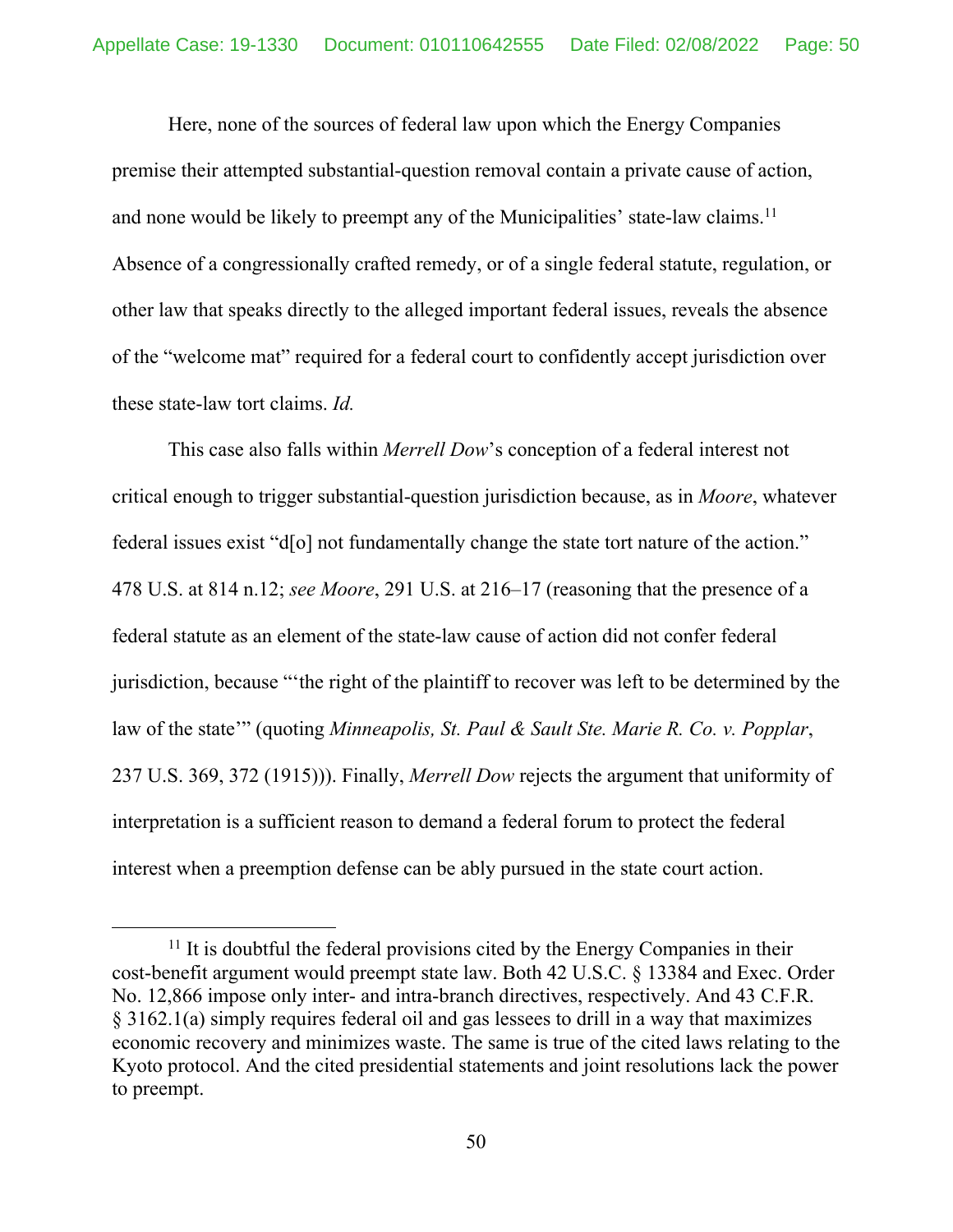Here, none of the sources of federal law upon which the Energy Companies premise their attempted substantial-question removal contain a private cause of action, and none would be likely to preempt any of the Municipalities' state-law claims.[11] Absence of a congressionally crafted remedy, or of a single federal statute, regulation, or other law that speaks directly to the alleged important federal issues, reveals the absence of the "welcome mat" required for a federal court to confidently accept jurisdiction over these state-law tort claims. *Id.*

This case also falls within *Merrell Dow*'s conception of a federal interest not critical enough to trigger substantial-question jurisdiction because, as in *Moore*, whatever federal issues exist "d[o] not fundamentally change the state tort nature of the action." 478 U.S. at 814 n.12; *see Moore*, 291 U.S. at 216–17 (reasoning that the presence of a federal statute as an element of the state-law cause of action did not confer federal jurisdiction, because "'the right of the plaintiff to recover was left to be determined by the law of the state'" (quoting *Minneapolis, St. Paul & Sault Ste. Marie R. Co. v. Popplar*, 237 U.S. 369, 372 (1915))). Finally, *Merrell Dow* rejects the argument that uniformity of interpretation is a sufficient reason to demand a federal forum to protect the federal interest when a preemption defense can be ably pursued in the state court action.

---

[11] It is doubtful the federal provisions cited by the Energy Companies in their cost-benefit argument would preempt state law. Both 42 U.S.C. § 13384 and Exec. Order No. 12,866 impose only inter- and intra-branch directives, respectively. And 43 C.F.R. § 3162.1(a) simply requires federal oil and gas lessees to drill in a way that maximizes economic recovery and minimizes waste. The same is true of the cited laws relating to the Kyoto protocol. And the cited presidential statements and joint resolutions lack the power to preempt.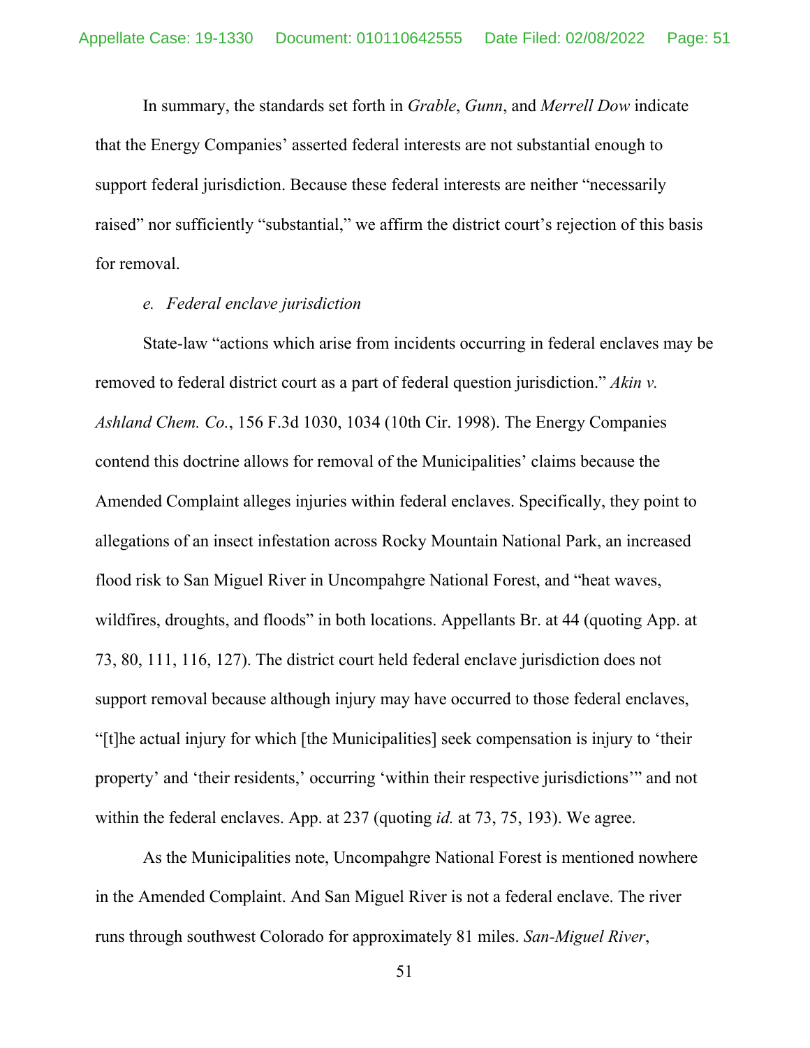In summary, the standards set forth in *Grable*, *Gunn*, and *Merrell Dow* indicate that the Energy Companies' asserted federal interests are not substantial enough to support federal jurisdiction. Because these federal interests are neither "necessarily raised" nor sufficiently "substantial," we affirm the district court's rejection of this basis for removal.

*e. Federal enclave jurisdiction*

State-law "actions which arise from incidents occurring in federal enclaves may be removed to federal district court as a part of federal question jurisdiction." *Akin v. Ashland Chem. Co.*, 156 F.3d 1030, 1034 (10th Cir. 1998). The Energy Companies contend this doctrine allows for removal of the Municipalities' claims because the Amended Complaint alleges injuries within federal enclaves. Specifically, they point to allegations of an insect infestation across Rocky Mountain National Park, an increased flood risk to San Miguel River in Uncompahgre National Forest, and "heat waves, wildfires, droughts, and floods" in both locations. Appellants Br. at 44 (quoting App. at 73, 80, 111, 116, 127). The district court held federal enclave jurisdiction does not support removal because although injury may have occurred to those federal enclaves, "[t]he actual injury for which [the Municipalities] seek compensation is injury to 'their property' and 'their residents,' occurring 'within their respective jurisdictions'" and not within the federal enclaves. App. at 237 (quoting *id.* at 73, 75, 193). We agree.

As the Municipalities note, Uncompahgre National Forest is mentioned nowhere in the Amended Complaint. And San Miguel River is not a federal enclave. The river runs through southwest Colorado for approximately 81 miles. *San-Miguel River*,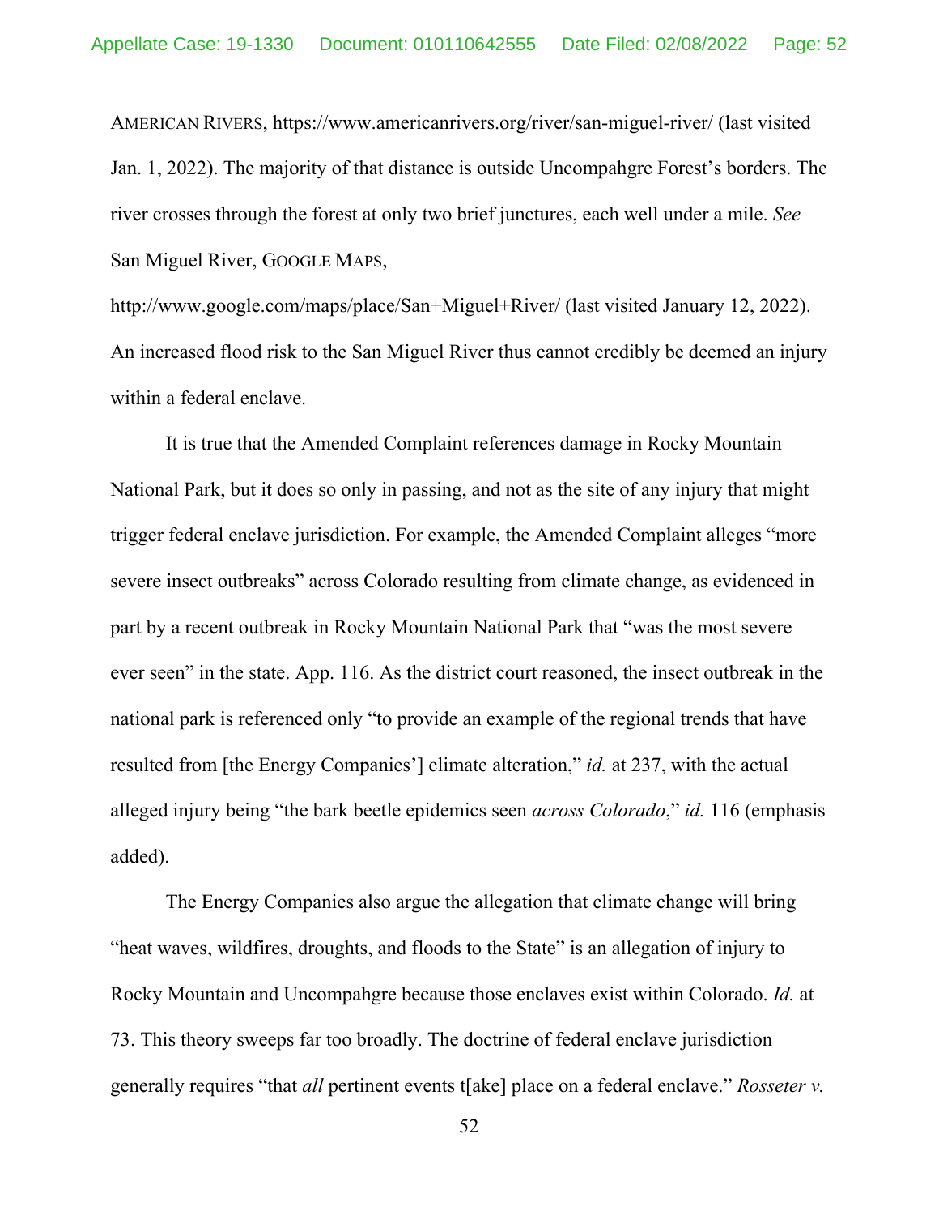AMERICAN RIVERS, https://www.americanrivers.org/river/san-miguel-river/ (last visited Jan. 1, 2022). The majority of that distance is outside Uncompahgre Forest's borders. The river crosses through the forest at only two brief junctures, each well under a mile. *See* San Miguel River, GOOGLE MAPS, http://www.google.com/maps/place/San+Miguel+River/ (last visited January 12, 2022). An increased flood risk to the San Miguel River thus cannot credibly be deemed an injury within a federal enclave.

It is true that the Amended Complaint references damage in Rocky Mountain National Park, but it does so only in passing, and not as the site of any injury that might trigger federal enclave jurisdiction. For example, the Amended Complaint alleges "more severe insect outbreaks" across Colorado resulting from climate change, as evidenced in part by a recent outbreak in Rocky Mountain National Park that "was the most severe ever seen" in the state. App. 116. As the district court reasoned, the insect outbreak in the national park is referenced only "to provide an example of the regional trends that have resulted from [the Energy Companies'] climate alteration," *id.* at 237, with the actual alleged injury being "the bark beetle epidemics seen *across Colorado*," *id.* 116 (emphasis added).

The Energy Companies also argue the allegation that climate change will bring "heat waves, wildfires, droughts, and floods to the State" is an allegation of injury to Rocky Mountain and Uncompahgre because those enclaves exist within Colorado. *Id.* at 73. This theory sweeps far too broadly. The doctrine of federal enclave jurisdiction generally requires "that *all* pertinent events t[ake] place on a federal enclave." *Rosseter v.*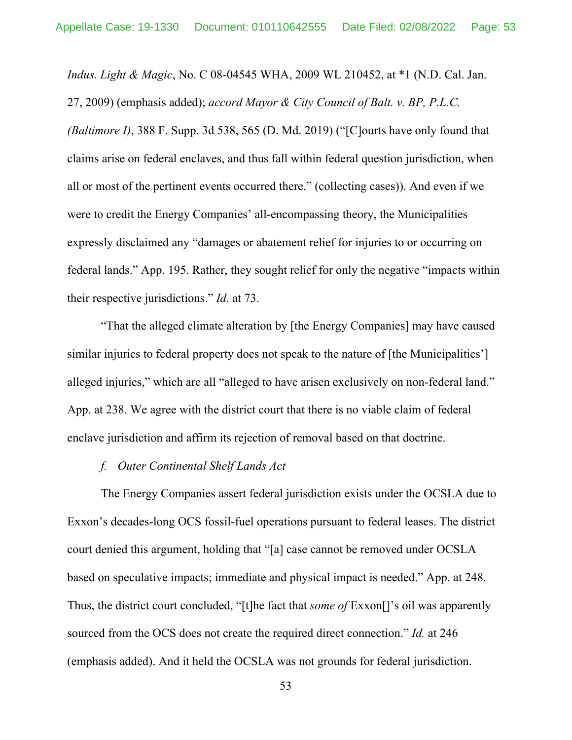*Indus. Light & Magic*, No. C 08-04545 WHA, 2009 WL 210452, at *1 (N.D. Cal. Jan. 27, 2009) (emphasis added); *accord Mayor & City Council of Balt. v. BP, P.L.C. (Baltimore I)*, 388 F. Supp. 3d 538, 565 (D. Md. 2019) ("[C]ourts have only found that claims arise on federal enclaves, and thus fall within federal question jurisdiction, when all or most of the pertinent events occurred there." (collecting cases)). And even if we were to credit the Energy Companies' all-encompassing theory, the Municipalities expressly disclaimed any "damages or abatement relief for injuries to or occurring on federal lands." App. 195. Rather, they sought relief for only the negative "impacts within their respective jurisdictions." *Id.* at 73.

"That the alleged climate alteration by [the Energy Companies] may have caused similar injuries to federal property does not speak to the nature of [the Municipalities'] alleged injuries," which are all "alleged to have arisen exclusively on non-federal land." App. at 238. We agree with the district court that there is no viable claim of federal enclave jurisdiction and affirm its rejection of removal based on that doctrine.

*f. Outer Continental Shelf Lands Act*

The Energy Companies assert federal jurisdiction exists under the OCSLA due to Exxon's decades-long OCS fossil-fuel operations pursuant to federal leases. The district court denied this argument, holding that "[a] case cannot be removed under OCSLA based on speculative impacts; immediate and physical impact is needed." App. at 248. Thus, the district court concluded, "[t]he fact that *some of* Exxon[]'s oil was apparently sourced from the OCS does not create the required direct connection." *Id.* at 246 (emphasis added). And it held the OCSLA was not grounds for federal jurisdiction.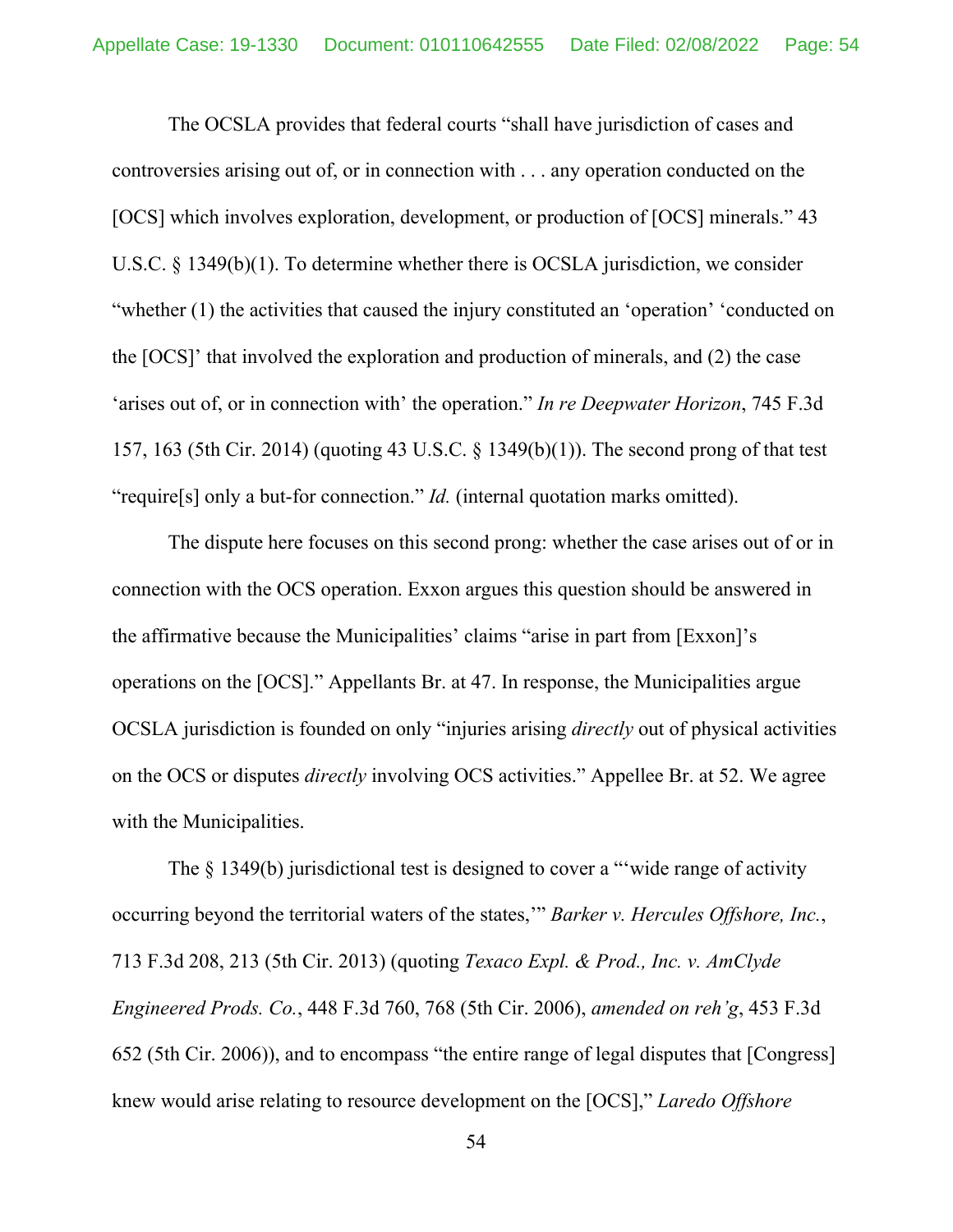The OCSLA provides that federal courts "shall have jurisdiction of cases and controversies arising out of, or in connection with . . . any operation conducted on the [OCS] which involves exploration, development, or production of [OCS] minerals." 43 U.S.C. § 1349(b)(1). To determine whether there is OCSLA jurisdiction, we consider "whether (1) the activities that caused the injury constituted an 'operation' 'conducted on the [OCS]' that involved the exploration and production of minerals, and (2) the case 'arises out of, or in connection with' the operation." *In re Deepwater Horizon*, 745 F.3d 157, 163 (5th Cir. 2014) (quoting 43 U.S.C. § 1349(b)(1)). The second prong of that test "require[s] only a but-for connection." *Id.* (internal quotation marks omitted).

The dispute here focuses on this second prong: whether the case arises out of or in connection with the OCS operation. Exxon argues this question should be answered in the affirmative because the Municipalities' claims "arise in part from [Exxon]'s operations on the [OCS]." Appellants Br. at 47. In response, the Municipalities argue OCSLA jurisdiction is founded on only "injuries arising *directly* out of physical activities on the OCS or disputes *directly* involving OCS activities." Appellee Br. at 52. We agree with the Municipalities.

The § 1349(b) jurisdictional test is designed to cover a "'wide range of activity occurring beyond the territorial waters of the states,'" *Barker v. Hercules Offshore, Inc.*, 713 F.3d 208, 213 (5th Cir. 2013) (quoting *Texaco Expl. & Prod., Inc. v. AmClyde Engineered Prods. Co.*, 448 F.3d 760, 768 (5th Cir. 2006), *amended on reh'g*, 453 F.3d 652 (5th Cir. 2006)), and to encompass "the entire range of legal disputes that [Congress] knew would arise relating to resource development on the [OCS]," *Laredo Offshore*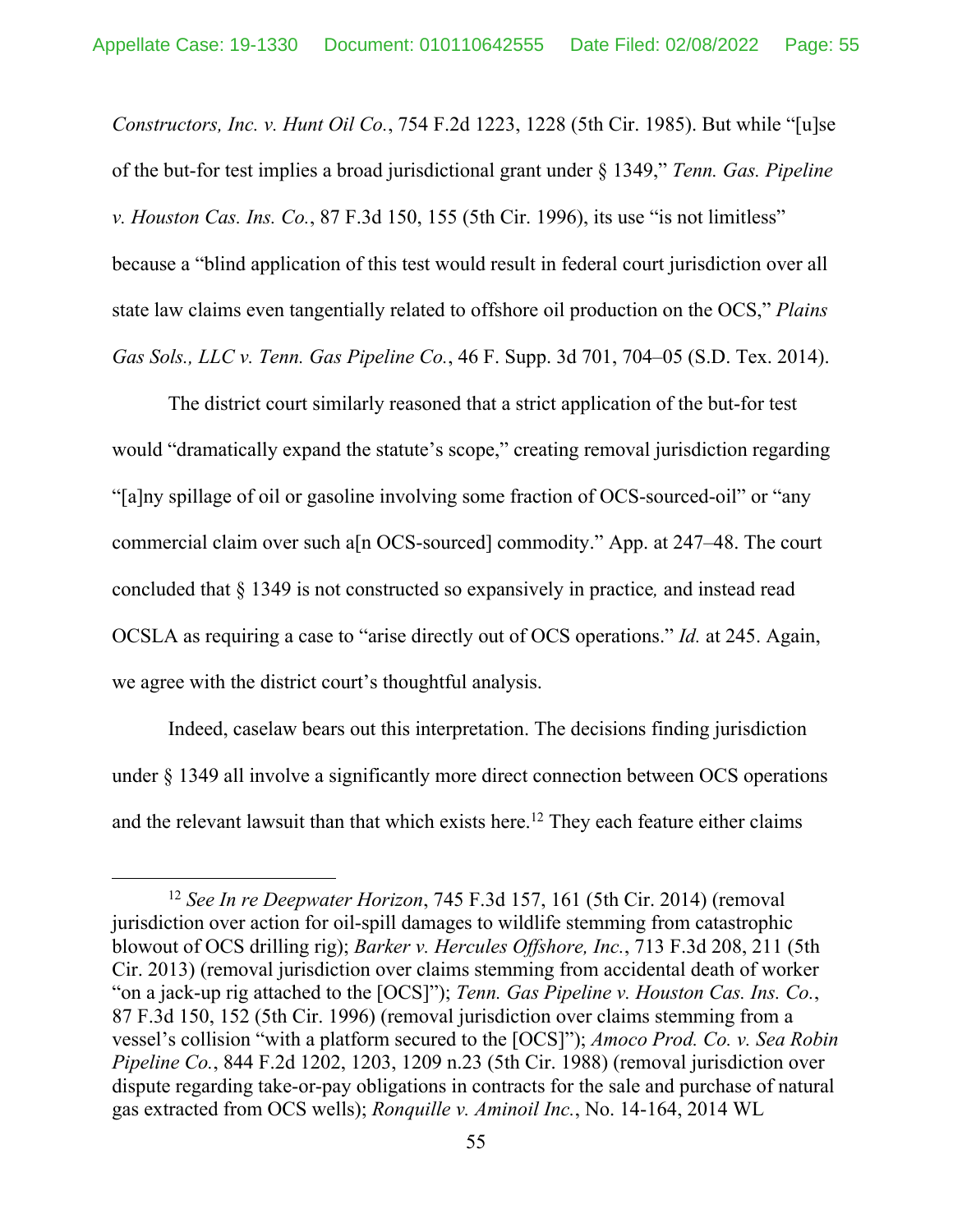*Constructors, Inc. v. Hunt Oil Co.*, 754 F.2d 1223, 1228 (5th Cir. 1985). But while "[u]se of the but-for test implies a broad jurisdictional grant under § 1349," *Tenn. Gas. Pipeline v. Houston Cas. Ins. Co.*, 87 F.3d 150, 155 (5th Cir. 1996), its use "is not limitless" because a "blind application of this test would result in federal court jurisdiction over all state law claims even tangentially related to offshore oil production on the OCS," *Plains Gas Sols., LLC v. Tenn. Gas Pipeline Co.*, 46 F. Supp. 3d 701, 704–05 (S.D. Tex. 2014).

The district court similarly reasoned that a strict application of the but-for test would "dramatically expand the statute's scope," creating removal jurisdiction regarding "[a]ny spillage of oil or gasoline involving some fraction of OCS-sourced-oil" or "any commercial claim over such a[n OCS-sourced] commodity." App. at 247–48. The court concluded that § 1349 is not constructed so expansively in practice*,* and instead read OCSLA as requiring a case to "arise directly out of OCS operations." *Id.* at 245. Again, we agree with the district court's thoughtful analysis.

Indeed, caselaw bears out this interpretation. The decisions finding jurisdiction under § 1349 all involve a significantly more direct connection between OCS operations and the relevant lawsuit than that which exists here.[12] They each feature either claims

---

[12] *See In re Deepwater Horizon*, 745 F.3d 157, 161 (5th Cir. 2014) (removal jurisdiction over action for oil-spill damages to wildlife stemming from catastrophic blowout of OCS drilling rig); *Barker v. Hercules Offshore, Inc.*, 713 F.3d 208, 211 (5th Cir. 2013) (removal jurisdiction over claims stemming from accidental death of worker "on a jack-up rig attached to the [OCS]"); *Tenn. Gas Pipeline v. Houston Cas. Ins. Co.*, 87 F.3d 150, 152 (5th Cir. 1996) (removal jurisdiction over claims stemming from a vessel's collision "with a platform secured to the [OCS]"); *Amoco Prod. Co. v. Sea Robin Pipeline Co.*, 844 F.2d 1202, 1203, 1209 n.23 (5th Cir. 1988) (removal jurisdiction over dispute regarding take-or-pay obligations in contracts for the sale and purchase of natural gas extracted from OCS wells); *Ronquille v. Aminoil Inc.*, No. 14-164, 2014 WL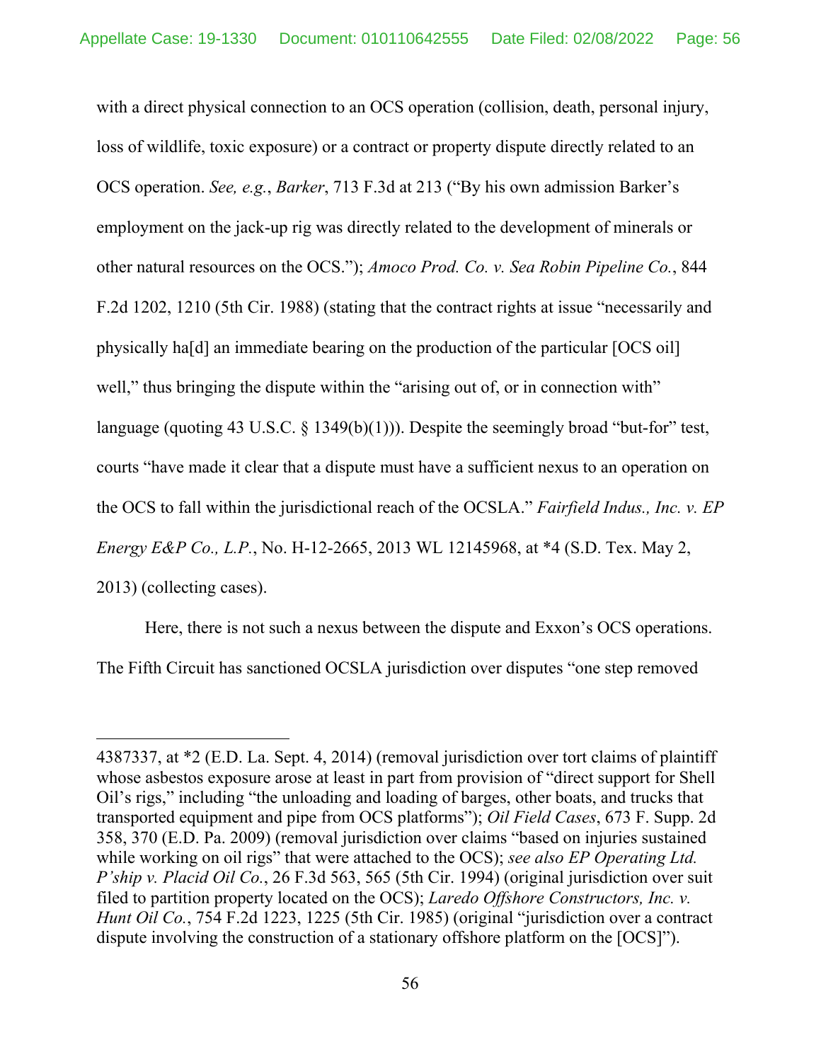with a direct physical connection to an OCS operation (collision, death, personal injury, loss of wildlife, toxic exposure) or a contract or property dispute directly related to an OCS operation. *See, e.g.*, *Barker*, 713 F.3d at 213 ("By his own admission Barker's employment on the jack-up rig was directly related to the development of minerals or other natural resources on the OCS."); *Amoco Prod. Co. v. Sea Robin Pipeline Co.*, 844 F.2d 1202, 1210 (5th Cir. 1988) (stating that the contract rights at issue "necessarily and physically ha[d] an immediate bearing on the production of the particular [OCS oil] well," thus bringing the dispute within the "arising out of, or in connection with" language (quoting 43 U.S.C. § 1349(b)(1))). Despite the seemingly broad "but-for" test, courts "have made it clear that a dispute must have a sufficient nexus to an operation on the OCS to fall within the jurisdictional reach of the OCSLA." *Fairfield Indus., Inc. v. EP Energy E&P Co., L.P.*, No. H-12-2665, 2013 WL 12145968, at *4 (S.D. Tex. May 2, 2013) (collecting cases).

Here, there is not such a nexus between the dispute and Exxon's OCS operations. The Fifth Circuit has sanctioned OCSLA jurisdiction over disputes "one step removed

---

4387337, at *2 (E.D. La. Sept. 4, 2014) (removal jurisdiction over tort claims of plaintiff whose asbestos exposure arose at least in part from provision of "direct support for Shell Oil's rigs," including "the unloading and loading of barges, other boats, and trucks that transported equipment and pipe from OCS platforms"); *Oil Field Cases*, 673 F. Supp. 2d 358, 370 (E.D. Pa. 2009) (removal jurisdiction over claims "based on injuries sustained while working on oil rigs" that were attached to the OCS); *see also EP Operating Ltd. P'ship v. Placid Oil Co.*, 26 F.3d 563, 565 (5th Cir. 1994) (original jurisdiction over suit filed to partition property located on the OCS); *Laredo Offshore Constructors, Inc. v. Hunt Oil Co.*, 754 F.2d 1223, 1225 (5th Cir. 1985) (original "jurisdiction over a contract dispute involving the construction of a stationary offshore platform on the [OCS]").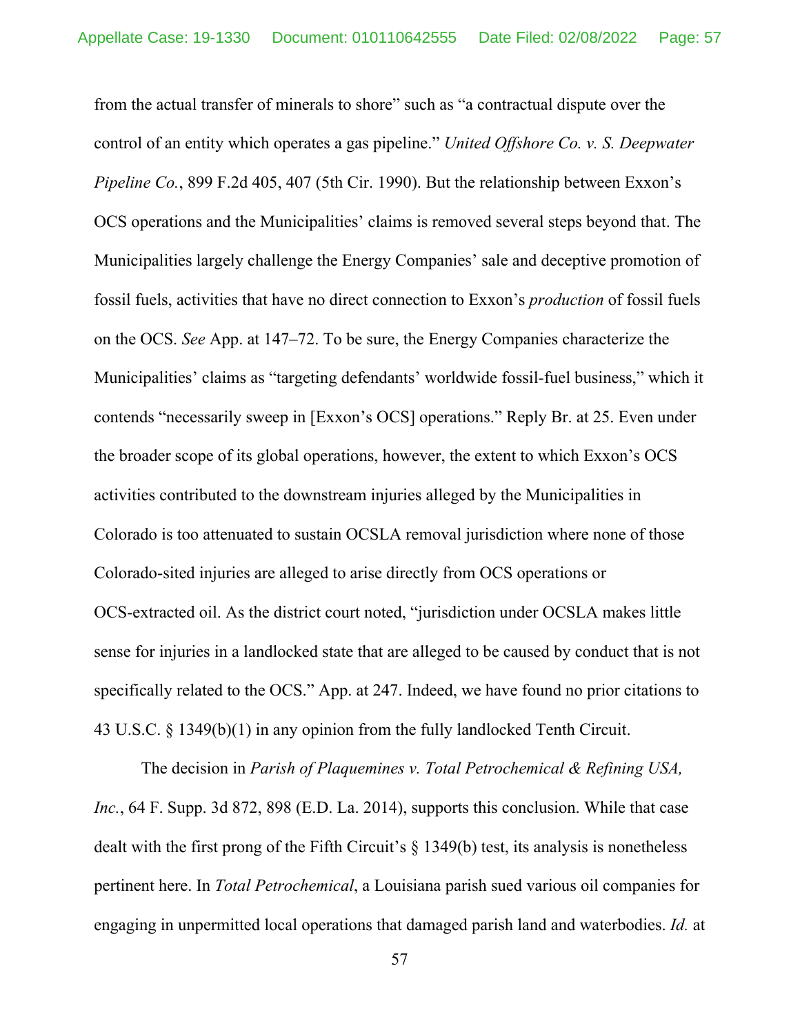from the actual transfer of minerals to shore" such as "a contractual dispute over the control of an entity which operates a gas pipeline." *United Offshore Co. v. S. Deepwater Pipeline Co.*, 899 F.2d 405, 407 (5th Cir. 1990). But the relationship between Exxon's OCS operations and the Municipalities' claims is removed several steps beyond that. The Municipalities largely challenge the Energy Companies' sale and deceptive promotion of fossil fuels, activities that have no direct connection to Exxon's *production* of fossil fuels on the OCS. *See* App. at 147–72. To be sure, the Energy Companies characterize the Municipalities' claims as "targeting defendants' worldwide fossil-fuel business," which it contends "necessarily sweep in [Exxon's OCS] operations." Reply Br. at 25. Even under the broader scope of its global operations, however, the extent to which Exxon's OCS activities contributed to the downstream injuries alleged by the Municipalities in Colorado is too attenuated to sustain OCSLA removal jurisdiction where none of those Colorado-sited injuries are alleged to arise directly from OCS operations or OCS-extracted oil. As the district court noted, "jurisdiction under OCSLA makes little sense for injuries in a landlocked state that are alleged to be caused by conduct that is not specifically related to the OCS." App. at 247. Indeed, we have found no prior citations to 43 U.S.C. § 1349(b)(1) in any opinion from the fully landlocked Tenth Circuit.

The decision in *Parish of Plaquemines v. Total Petrochemical & Refining USA, Inc.*, 64 F. Supp. 3d 872, 898 (E.D. La. 2014), supports this conclusion. While that case dealt with the first prong of the Fifth Circuit's § 1349(b) test, its analysis is nonetheless pertinent here. In *Total Petrochemical*, a Louisiana parish sued various oil companies for engaging in unpermitted local operations that damaged parish land and waterbodies. *Id.* at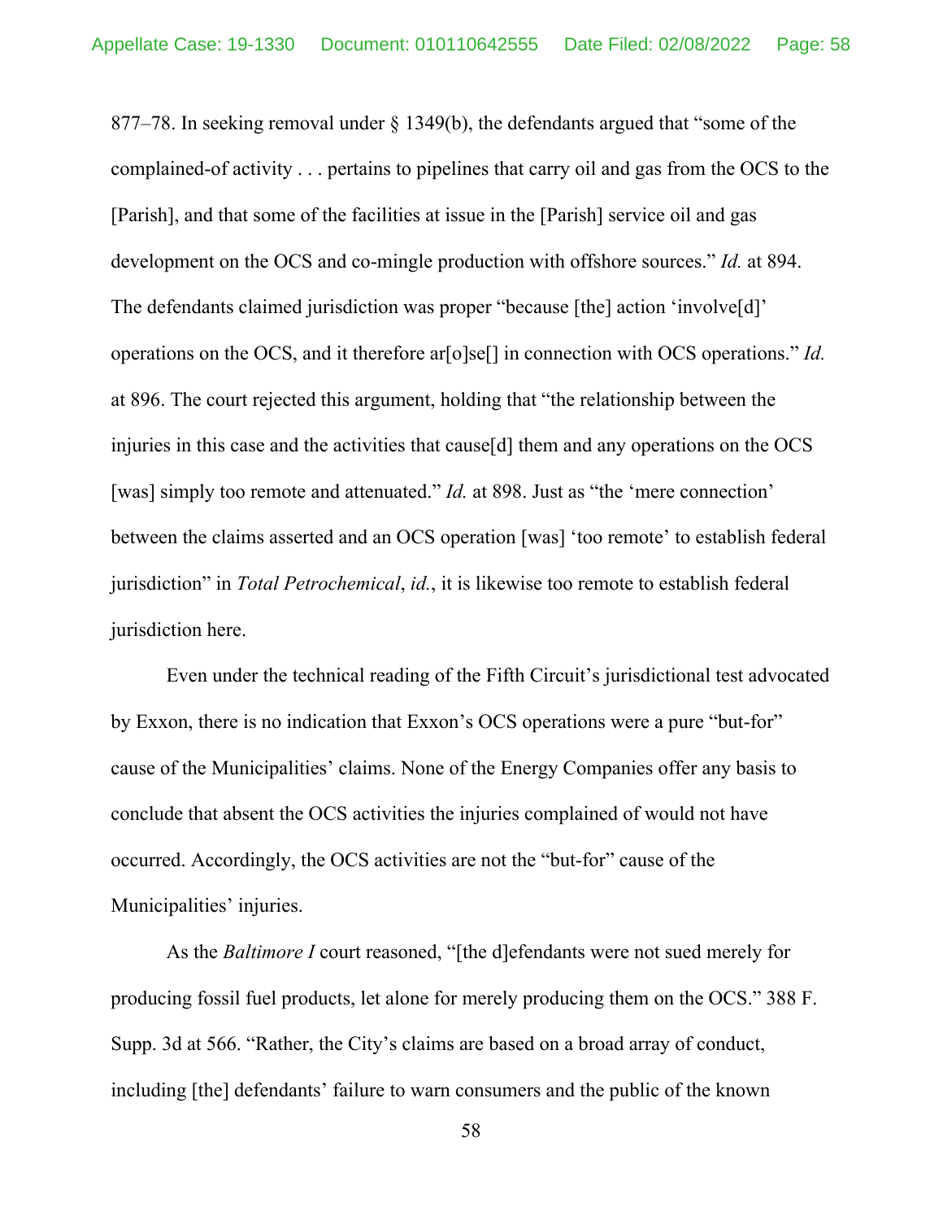877–78. In seeking removal under § 1349(b), the defendants argued that "some of the complained-of activity . . . pertains to pipelines that carry oil and gas from the OCS to the [Parish], and that some of the facilities at issue in the [Parish] service oil and gas development on the OCS and co-mingle production with offshore sources." *Id.* at 894. The defendants claimed jurisdiction was proper "because [the] action 'involve[d]' operations on the OCS, and it therefore ar[o]se[] in connection with OCS operations." *Id.* at 896. The court rejected this argument, holding that "the relationship between the injuries in this case and the activities that cause[d] them and any operations on the OCS [was] simply too remote and attenuated." *Id.* at 898. Just as "the 'mere connection' between the claims asserted and an OCS operation [was] 'too remote' to establish federal jurisdiction" in *Total Petrochemical*, *id.*, it is likewise too remote to establish federal jurisdiction here.

Even under the technical reading of the Fifth Circuit's jurisdictional test advocated by Exxon, there is no indication that Exxon's OCS operations were a pure "but-for" cause of the Municipalities' claims. None of the Energy Companies offer any basis to conclude that absent the OCS activities the injuries complained of would not have occurred. Accordingly, the OCS activities are not the "but-for" cause of the Municipalities' injuries.

As the *Baltimore I* court reasoned, "[the d]efendants were not sued merely for producing fossil fuel products, let alone for merely producing them on the OCS." 388 F. Supp. 3d at 566. "Rather, the City's claims are based on a broad array of conduct, including [the] defendants' failure to warn consumers and the public of the known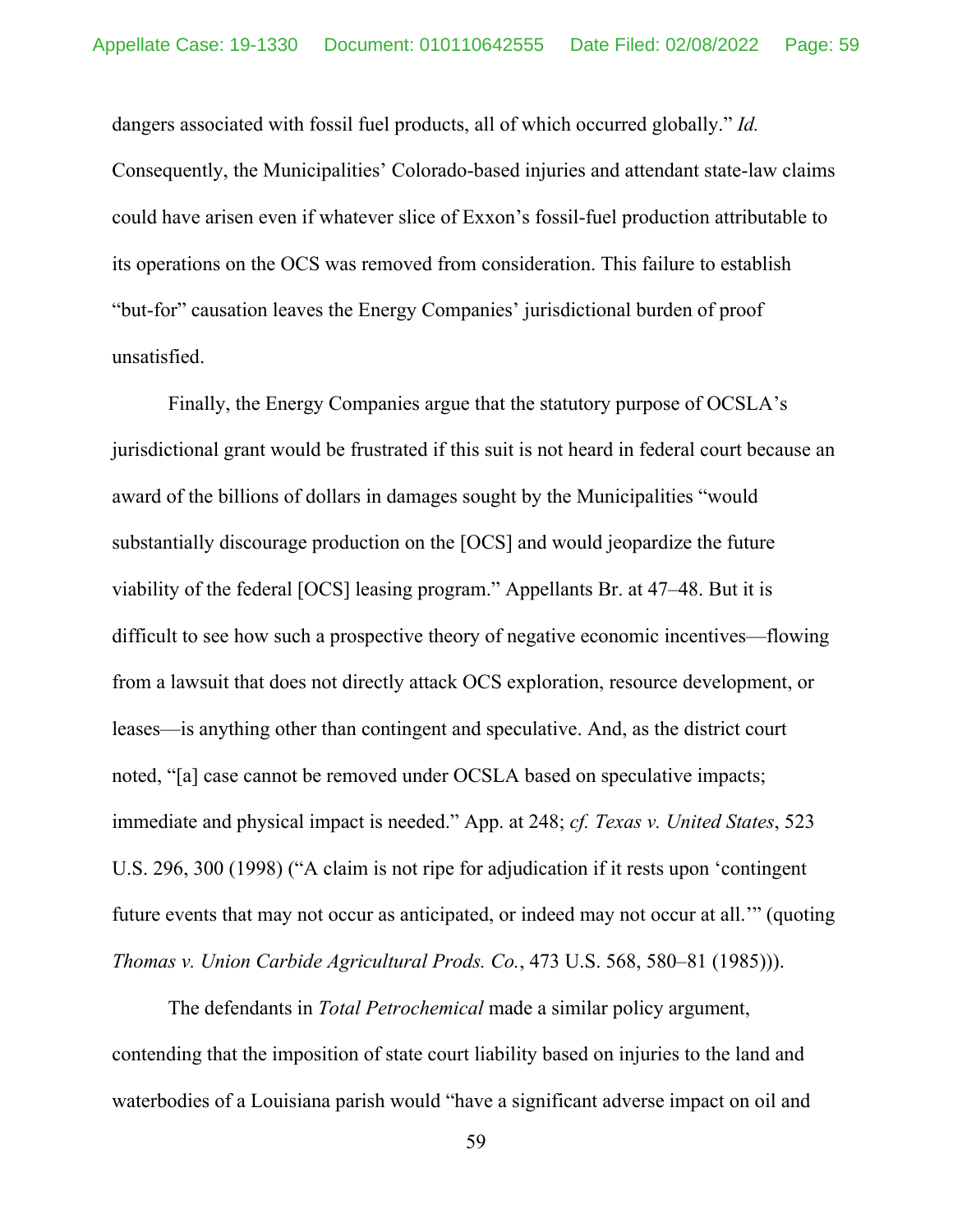dangers associated with fossil fuel products, all of which occurred globally." *Id.* Consequently, the Municipalities' Colorado-based injuries and attendant state-law claims could have arisen even if whatever slice of Exxon's fossil-fuel production attributable to its operations on the OCS was removed from consideration. This failure to establish "but-for" causation leaves the Energy Companies' jurisdictional burden of proof unsatisfied.

Finally, the Energy Companies argue that the statutory purpose of OCSLA's jurisdictional grant would be frustrated if this suit is not heard in federal court because an award of the billions of dollars in damages sought by the Municipalities "would substantially discourage production on the [OCS] and would jeopardize the future viability of the federal [OCS] leasing program." Appellants Br. at 47–48. But it is difficult to see how such a prospective theory of negative economic incentives—flowing from a lawsuit that does not directly attack OCS exploration, resource development, or leases—is anything other than contingent and speculative. And, as the district court noted, "[a] case cannot be removed under OCSLA based on speculative impacts; immediate and physical impact is needed." App. at 248; *cf. Texas v. United States*, 523 U.S. 296, 300 (1998) ("A claim is not ripe for adjudication if it rests upon 'contingent future events that may not occur as anticipated, or indeed may not occur at all.'" (quoting *Thomas v. Union Carbide Agricultural Prods. Co.*, 473 U.S. 568, 580–81 (1985))).

The defendants in *Total Petrochemical* made a similar policy argument, contending that the imposition of state court liability based on injuries to the land and waterbodies of a Louisiana parish would "have a significant adverse impact on oil and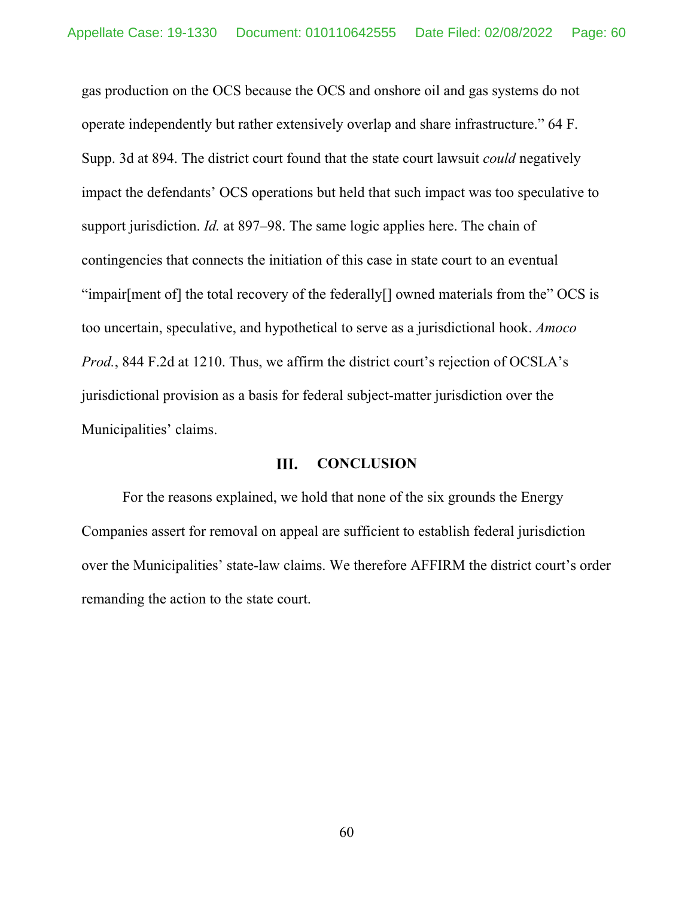gas production on the OCS because the OCS and onshore oil and gas systems do not operate independently but rather extensively overlap and share infrastructure." 64 F. Supp. 3d at 894. The district court found that the state court lawsuit *could* negatively impact the defendants' OCS operations but held that such impact was too speculative to support jurisdiction. *Id.* at 897–98. The same logic applies here. The chain of contingencies that connects the initiation of this case in state court to an eventual "impair[ment of] the total recovery of the federally[] owned materials from the" OCS is too uncertain, speculative, and hypothetical to serve as a jurisdictional hook. *Amoco Prod.*, 844 F.2d at 1210. Thus, we affirm the district court's rejection of OCSLA's jurisdictional provision as a basis for federal subject-matter jurisdiction over the Municipalities' claims.

## III. CONCLUSION

For the reasons explained, we hold that none of the six grounds the Energy Companies assert for removal on appeal are sufficient to establish federal jurisdiction over the Municipalities' state-law claims. We therefore AFFIRM the district court's order remanding the action to the state court.